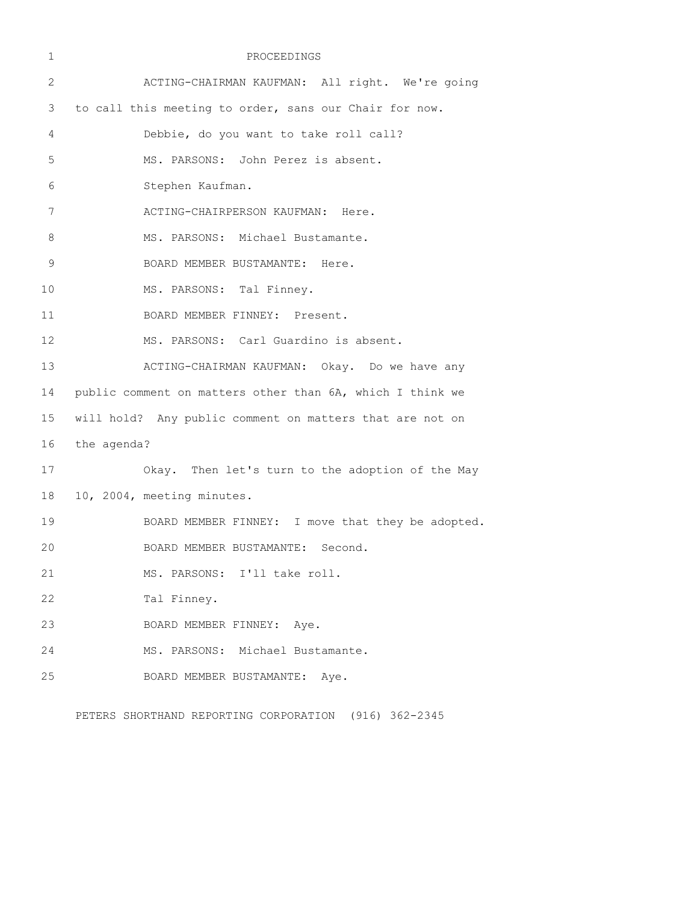PROCEEDINGS

ACTING-CHAIRMAN KAUFMAN: All right. We're going to call this meeting to order, sans our Chair for now.

Debbie, do you want to take roll call?

MS. PARSONS: John Perez is absent.

Stephen Kaufman.

ACTING-CHAIRPERSON KAUFMAN: Here.

MS. PARSONS: Michael Bustamante.

BOARD MEMBER BUSTAMANTE: Here.

MS. PARSONS: Tal Finney.

BOARD MEMBER FINNEY: Present.

MS. PARSONS: Carl Guardino is absent.

ACTING-CHAIRMAN KAUFMAN: Okay. Do we have any public comment on matters other than 6A, which I think we will hold? Any public comment on matters that are not on the agenda?

Okay. Then let's turn to the adoption of the May 10, 2004, meeting minutes.

BOARD MEMBER FINNEY: I move that they be adopted.

BOARD MEMBER BUSTAMANTE: Second.

MS. PARSONS: I'll take roll.

Tal Finney.

BOARD MEMBER FINNEY: Aye.

MS. PARSONS: Michael Bustamante.

BOARD MEMBER BUSTAMANTE: Aye.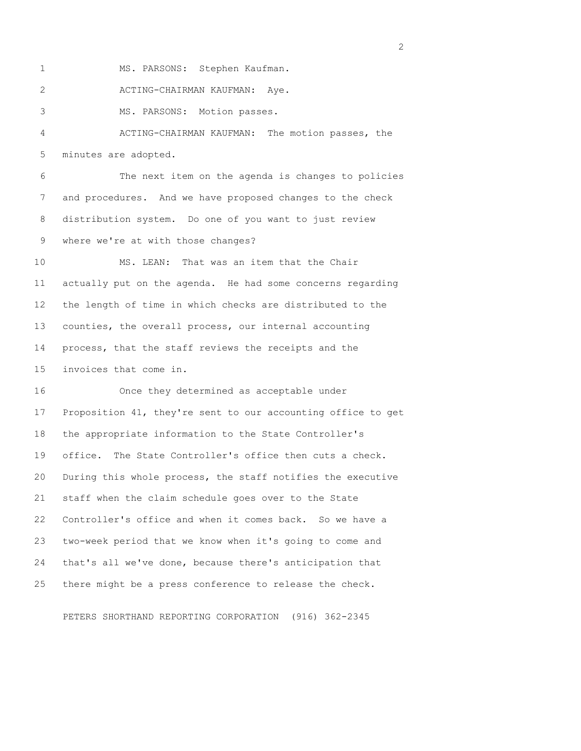MS. PARSONS: Stephen Kaufman.

ACTING-CHAIRMAN KAUFMAN: Aye.

MS. PARSONS: Motion passes.

ACTING-CHAIRMAN KAUFMAN: The motion passes, the minutes are adopted.

The next item on the agenda is changes to policies and procedures. And we have proposed changes to the check distribution system. Do one of you want to just review where we're at with those changes?

MS. LEAN: That was an item that the Chair actually put on the agenda. He had some concerns regarding the length of time in which checks are distributed to the counties, the overall process, our internal accounting process, that the staff reviews the receipts and the invoices that come in.

Once they determined as acceptable under Proposition 41, they're sent to our accounting office to get the appropriate information to the State Controller's office. The State Controller's office then cuts a check. During this whole process, the staff notifies the executive staff when the claim schedule goes over to the State Controller's office and when it comes back. So we have a two-week period that we know when it's going to come and that's all we've done, because there's anticipation that there might be a press conference to release the check.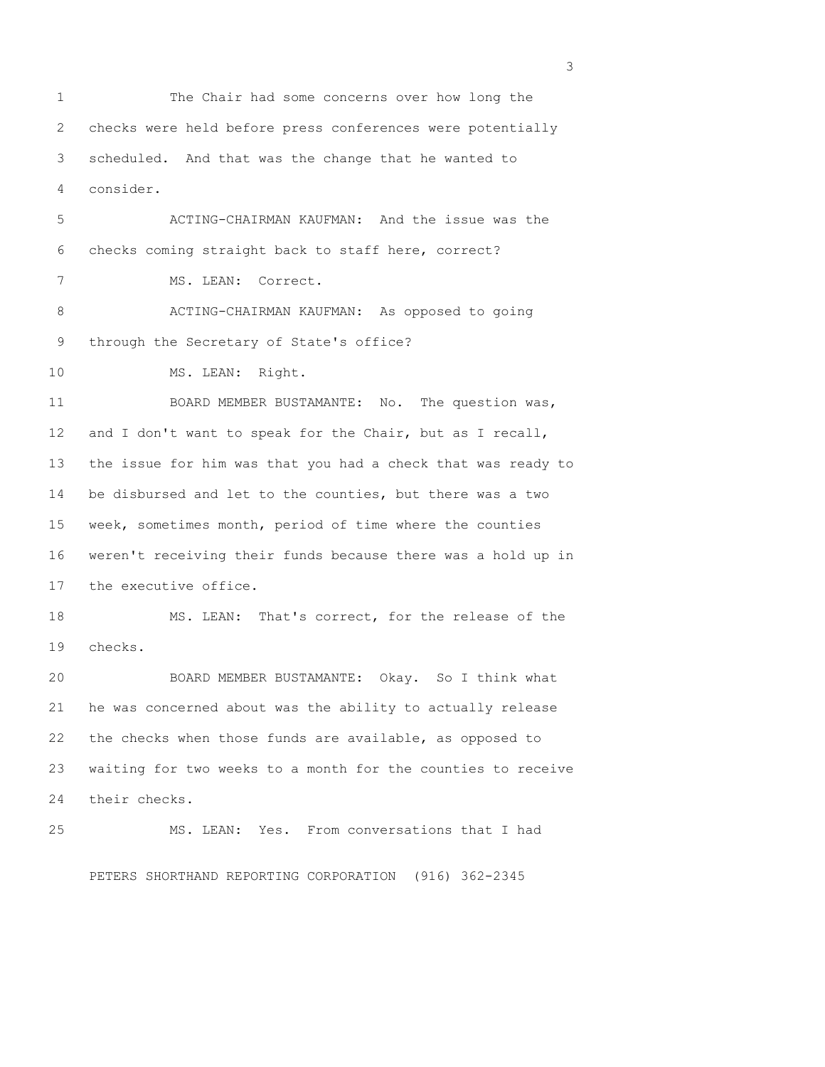The Chair had some concerns over how long the checks were held before press conferences were potentially scheduled. And that was the change that he wanted to consider.

ACTING-CHAIRMAN KAUFMAN: And the issue was the checks coming straight back to staff here, correct?

MS. LEAN: Correct.

ACTING-CHAIRMAN KAUFMAN: As opposed to going through the Secretary of State's office?

MS. LEAN: Right.

BOARD MEMBER BUSTAMANTE: No. The question was, and I don't want to speak for the Chair, but as I recall, the issue for him was that you had a check that was ready to be disbursed and let to the counties, but there was a two week, sometimes month, period of time where the counties weren't receiving their funds because there was a hold up in the executive office.

MS. LEAN: That's correct, for the release of the checks.

BOARD MEMBER BUSTAMANTE: Okay. So I think what he was concerned about was the ability to actually release the checks when those funds are available, as opposed to waiting for two weeks to a month for the counties to receive their checks.

MS. LEAN: Yes. From conversations that I had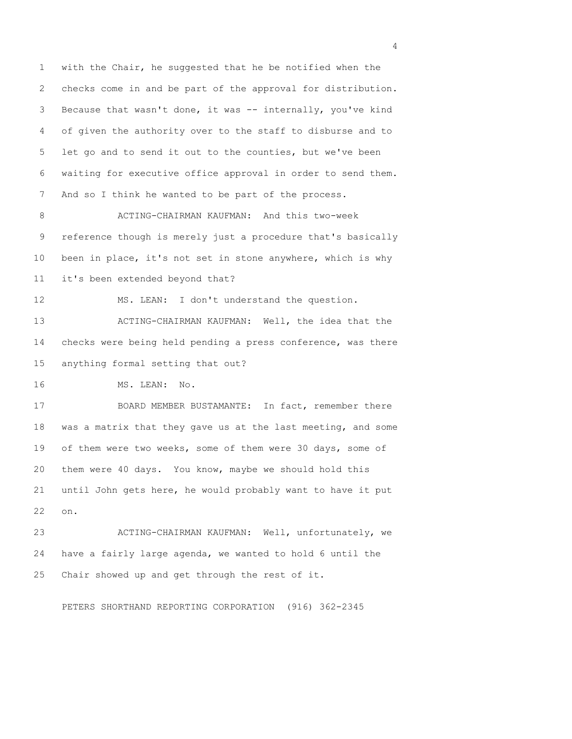with the Chair, he suggested that he be notified when the checks come in and be part of the approval for distribution. Because that wasn't done, it was -- internally, you've kind of given the authority over to the staff to disburse and to let go and to send it out to the counties, but we've been waiting for executive office approval in order to send them. And so I think he wanted to be part of the process.

ACTING-CHAIRMAN KAUFMAN: And this two-week reference though is merely just a procedure that's basically been in place, it's not set in stone anywhere, which is why it's been extended beyond that?

MS. LEAN: I don't understand the question.

ACTING-CHAIRMAN KAUFMAN: Well, the idea that the checks were being held pending a press conference, was there anything formal setting that out?

MS. LEAN: No.

BOARD MEMBER BUSTAMANTE: In fact, remember there was a matrix that they gave us at the last meeting, and some of them were two weeks, some of them were 30 days, some of them were 40 days. You know, maybe we should hold this until John gets here, he would probably want to have it put on.

ACTING-CHAIRMAN KAUFMAN: Well, unfortunately, we have a fairly large agenda, we wanted to hold 6 until the Chair showed up and get through the rest of it.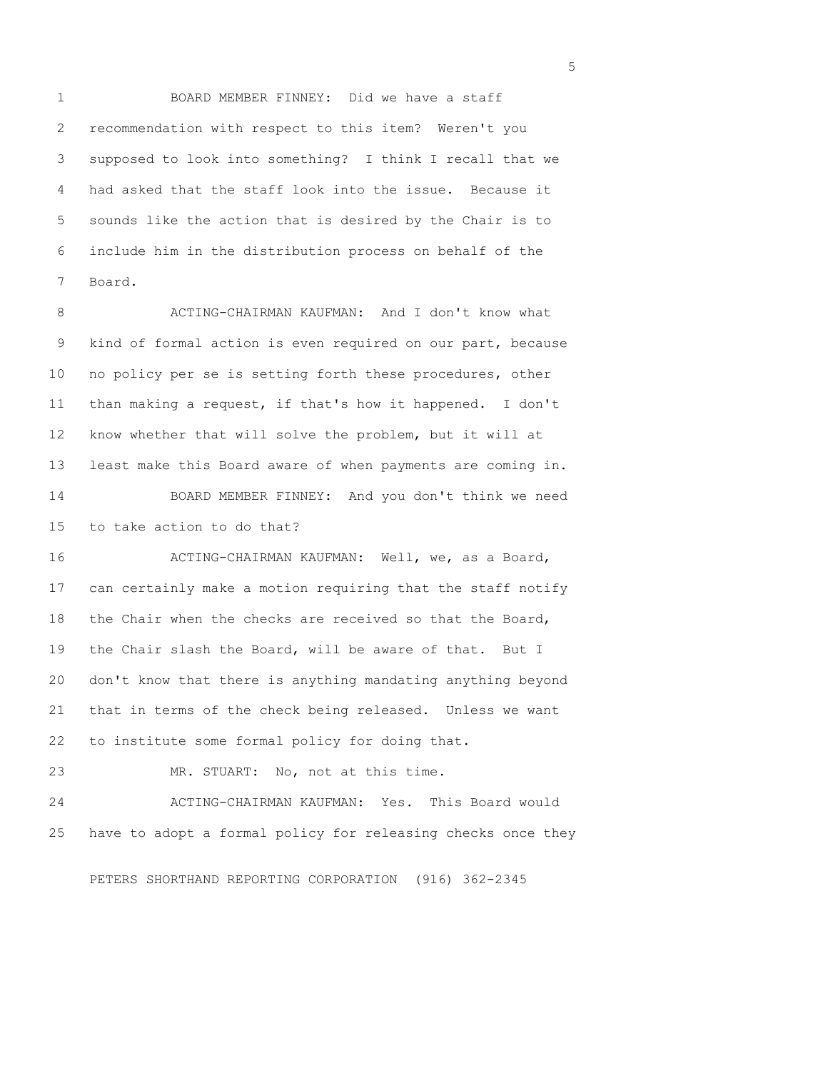BOARD MEMBER FINNEY: Did we have a staff recommendation with respect to this item? Weren't you supposed to look into something? I think I recall that we had asked that the staff look into the issue. Because it sounds like the action that is desired by the Chair is to include him in the distribution process on behalf of the Board.

ACTING-CHAIRMAN KAUFMAN: And I don't know what kind of formal action is even required on our part, because no policy per se is setting forth these procedures, other than making a request, if that's how it happened. I don't know whether that will solve the problem, but it will at least make this Board aware of when payments are coming in.

BOARD MEMBER FINNEY: And you don't think we need to take action to do that?

ACTING-CHAIRMAN KAUFMAN: Well, we, as a Board, can certainly make a motion requiring that the staff notify the Chair when the checks are received so that the Board, the Chair slash the Board, will be aware of that. But I don't know that there is anything mandating anything beyond that in terms of the check being released. Unless we want to institute some formal policy for doing that.

MR. STUART: No, not at this time.

ACTING-CHAIRMAN KAUFMAN: Yes. This Board would have to adopt a formal policy for releasing checks once they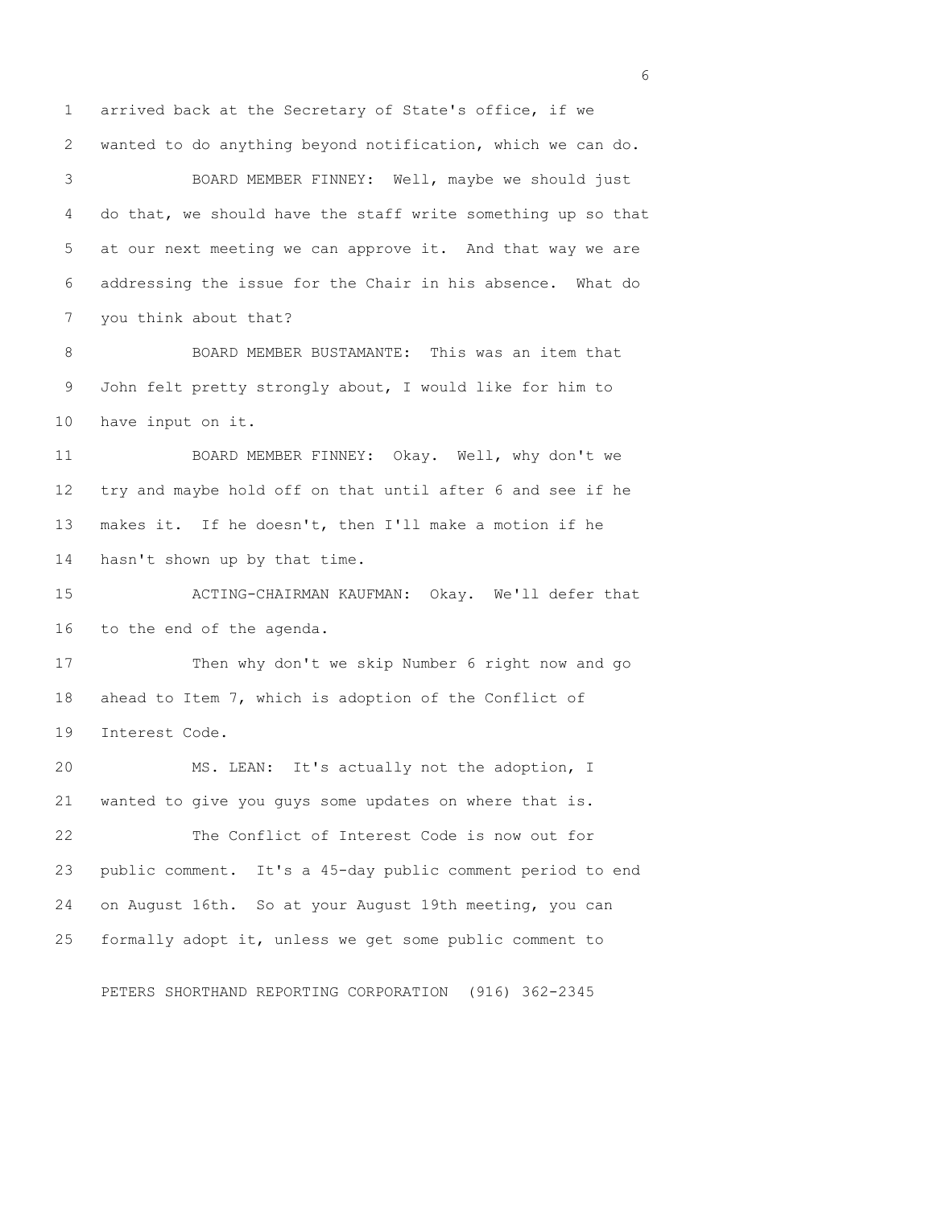arrived back at the Secretary of State's office, if we wanted to do anything beyond notification, which we can do.

BOARD MEMBER FINNEY: Well, maybe we should just do that, we should have the staff write something up so that at our next meeting we can approve it. And that way we are addressing the issue for the Chair in his absence. What do you think about that?

BOARD MEMBER BUSTAMANTE: This was an item that John felt pretty strongly about, I would like for him to have input on it.

BOARD MEMBER FINNEY: Okay. Well, why don't we try and maybe hold off on that until after 6 and see if he makes it. If he doesn't, then I'll make a motion if he hasn't shown up by that time.

ACTING-CHAIRMAN KAUFMAN: Okay. We'll defer that to the end of the agenda.

Then why don't we skip Number 6 right now and go ahead to Item 7, which is adoption of the Conflict of Interest Code.

MS. LEAN: It's actually not the adoption, I wanted to give you guys some updates on where that is.

The Conflict of Interest Code is now out for public comment. It's a 45-day public comment period to end on August 16th. So at your August 19th meeting, you can formally adopt it, unless we get some public comment to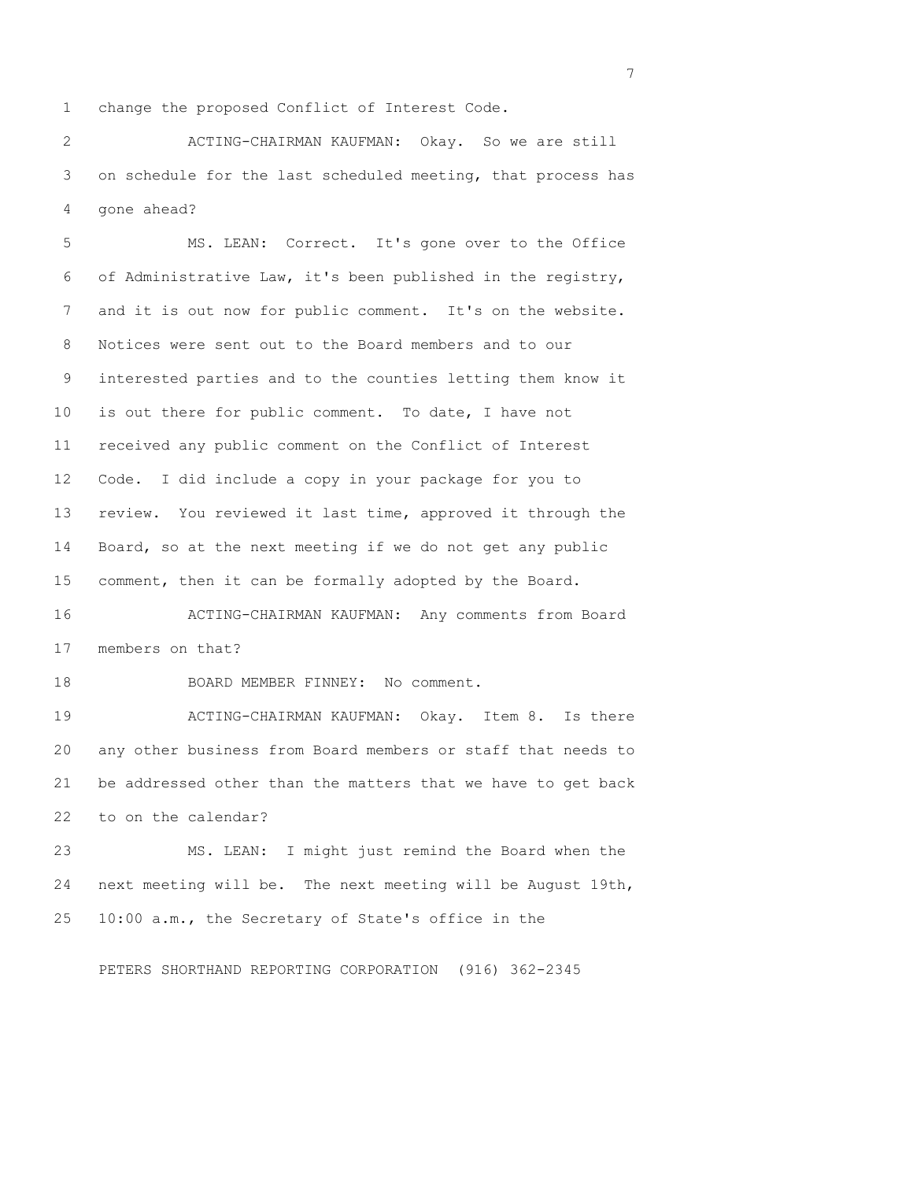change the proposed Conflict of Interest Code.

ACTING-CHAIRMAN KAUFMAN: Okay. So we are still on schedule for the last scheduled meeting, that process has gone ahead?

MS. LEAN: Correct. It's gone over to the Office of Administrative Law, it's been published in the registry, and it is out now for public comment. It's on the website. Notices were sent out to the Board members and to our interested parties and to the counties letting them know it is out there for public comment. To date, I have not received any public comment on the Conflict of Interest Code. I did include a copy in your package for you to review. You reviewed it last time, approved it through the Board, so at the next meeting if we do not get any public comment, then it can be formally adopted by the Board.

ACTING-CHAIRMAN KAUFMAN: Any comments from Board members on that?

BOARD MEMBER FINNEY: No comment.

ACTING-CHAIRMAN KAUFMAN: Okay. Item 8. Is there any other business from Board members or staff that needs to be addressed other than the matters that we have to get back to on the calendar?

MS. LEAN: I might just remind the Board when the next meeting will be. The next meeting will be August 19th, 10:00 a.m., the Secretary of State's office in the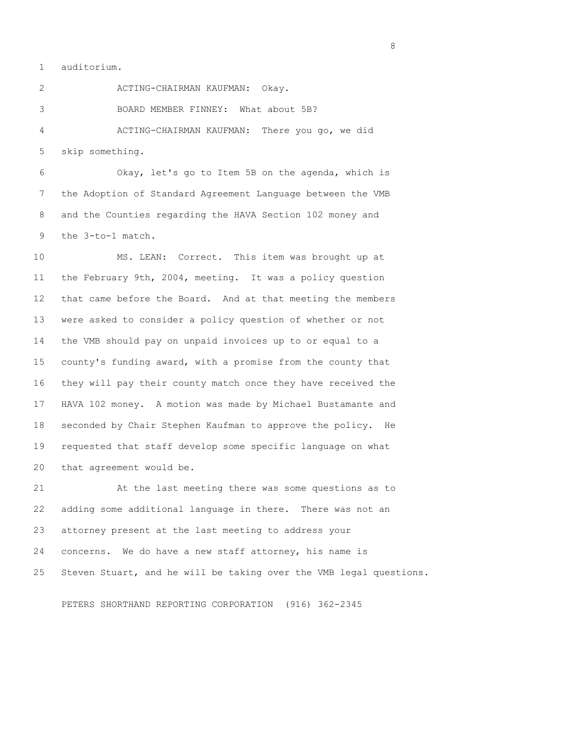auditorium.

ACTING-CHAIRMAN KAUFMAN: Okay.

BOARD MEMBER FINNEY: What about 5B?

ACTING-CHAIRMAN KAUFMAN: There you go, we did skip something.

Okay, let's go to Item 5B on the agenda, which is the Adoption of Standard Agreement Language between the VMB and the Counties regarding the HAVA Section 102 money and the 3-to-1 match.

MS. LEAN: Correct. This item was brought up at the February 9th, 2004, meeting. It was a policy question that came before the Board. And at that meeting the members were asked to consider a policy question of whether or not the VMB should pay on unpaid invoices up to or equal to a county's funding award, with a promise from the county that they will pay their county match once they have received the HAVA 102 money. A motion was made by Michael Bustamante and seconded by Chair Stephen Kaufman to approve the policy. He requested that staff develop some specific language on what that agreement would be.

At the last meeting there was some questions as to adding some additional language in there. There was not an attorney present at the last meeting to address your concerns. We do have a new staff attorney, his name is Steven Stuart, and he will be taking over the VMB legal questions.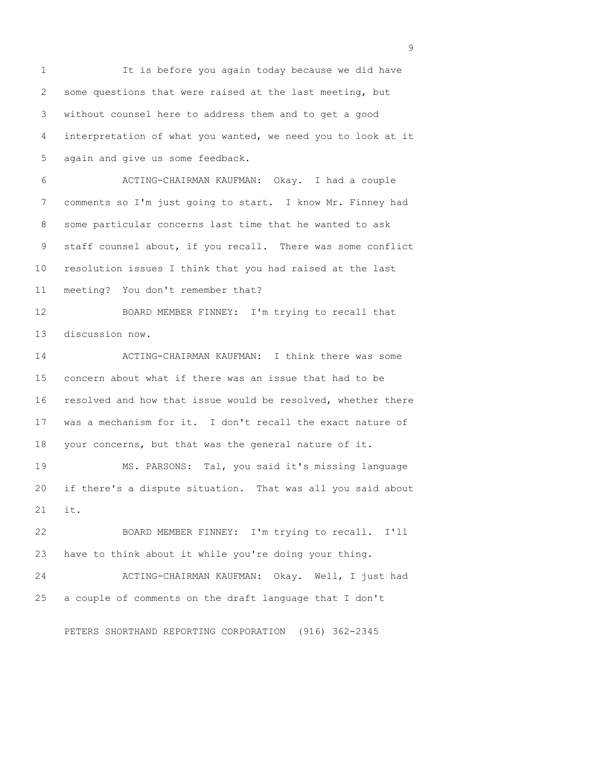It is before you again today because we did have some questions that were raised at the last meeting, but without counsel here to address them and to get a good interpretation of what you wanted, we need you to look at it again and give us some feedback.

ACTING-CHAIRMAN KAUFMAN: Okay. I had a couple comments so I'm just going to start. I know Mr. Finney had some particular concerns last time that he wanted to ask staff counsel about, if you recall. There was some conflict resolution issues I think that you had raised at the last meeting? You don't remember that?

BOARD MEMBER FINNEY: I'm trying to recall that discussion now.

ACTING-CHAIRMAN KAUFMAN: I think there was some concern about what if there was an issue that had to be resolved and how that issue would be resolved, whether there was a mechanism for it. I don't recall the exact nature of your concerns, but that was the general nature of it.

MS. PARSONS: Tal, you said it's missing language if there's a dispute situation. That was all you said about it.

BOARD MEMBER FINNEY: I'm trying to recall. I'll have to think about it while you're doing your thing.

ACTING-CHAIRMAN KAUFMAN: Okay. Well, I just had a couple of comments on the draft language that I don't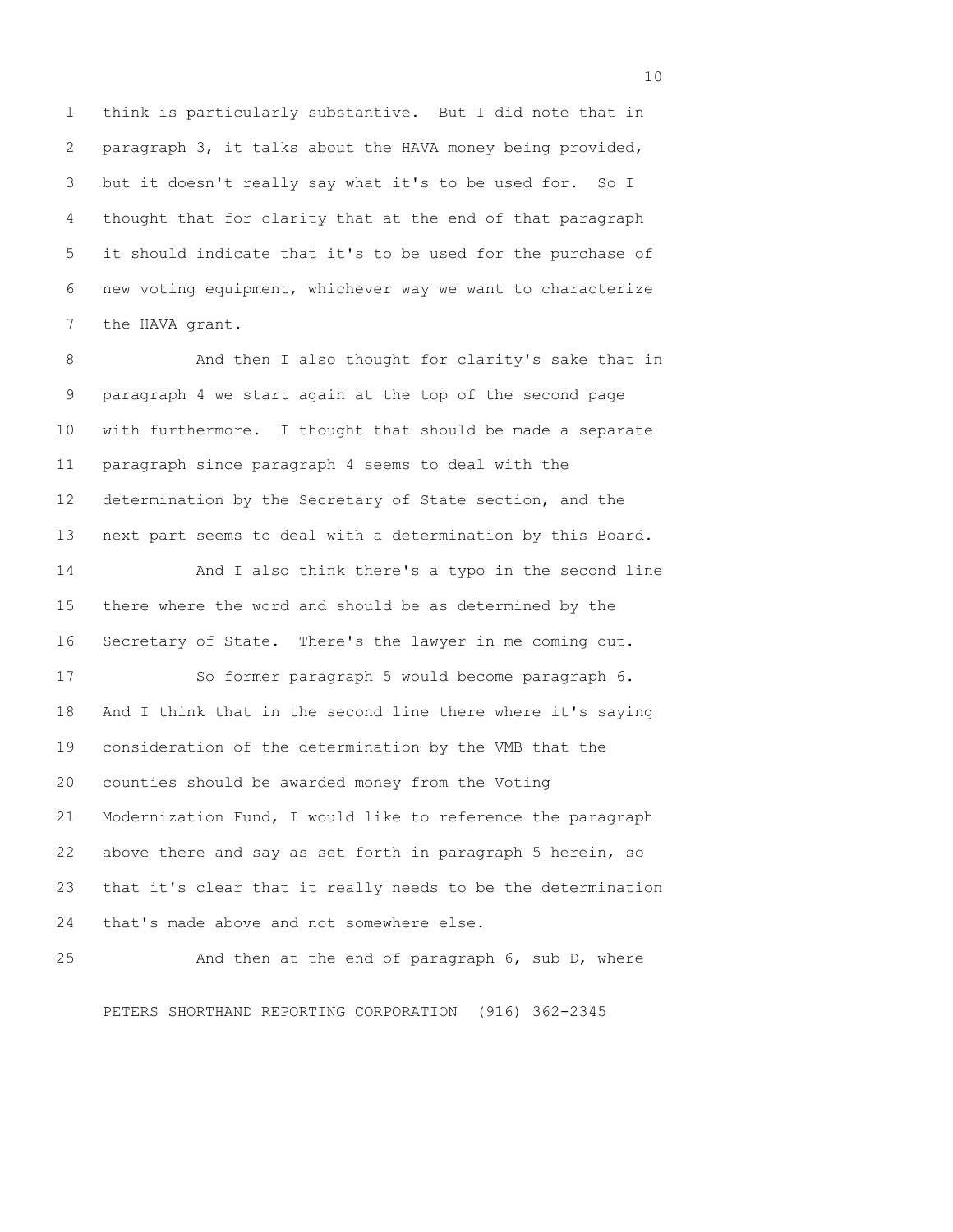think is particularly substantive. But I did note that in paragraph 3, it talks about the HAVA money being provided, but it doesn't really say what it's to be used for. So I thought that for clarity that at the end of that paragraph it should indicate that it's to be used for the purchase of new voting equipment, whichever way we want to characterize the HAVA grant.

And then I also thought for clarity's sake that in paragraph 4 we start again at the top of the second page with furthermore. I thought that should be made a separate paragraph since paragraph 4 seems to deal with the determination by the Secretary of State section, and the next part seems to deal with a determination by this Board.

And I also think there's a typo in the second line there where the word and should be as determined by the Secretary of State. There's the lawyer in me coming out.

So former paragraph 5 would become paragraph 6. And I think that in the second line there where it's saying consideration of the determination by the VMB that the counties should be awarded money from the Voting Modernization Fund, I would like to reference the paragraph above there and say as set forth in paragraph 5 herein, so that it's clear that it really needs to be the determination that's made above and not somewhere else.

And then at the end of paragraph 6, sub D, where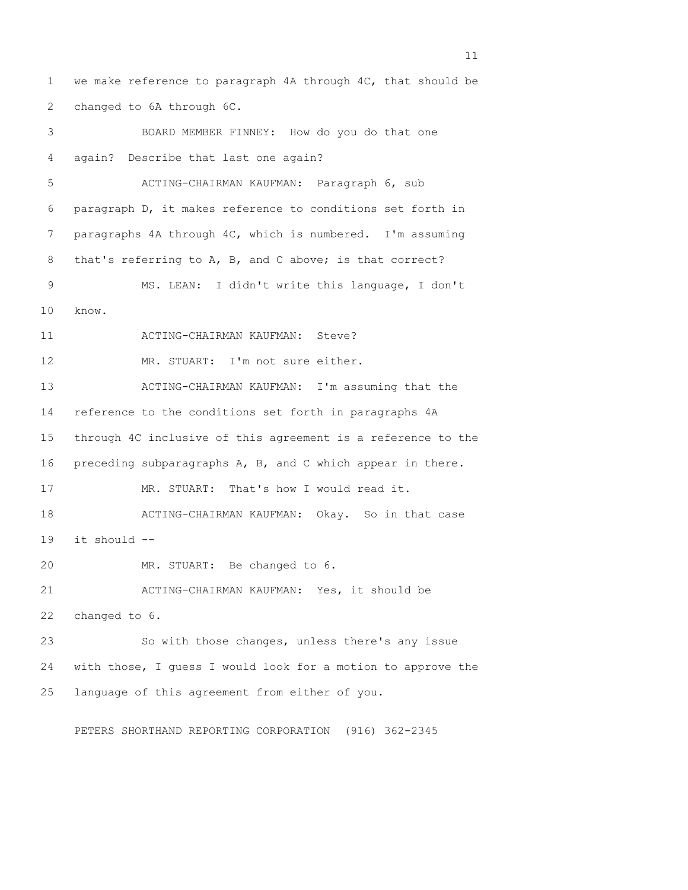we make reference to paragraph 4A through 4C, that should be changed to 6A through 6C.

BOARD MEMBER FINNEY: How do you do that one again? Describe that last one again?

ACTING-CHAIRMAN KAUFMAN: Paragraph 6, sub paragraph D, it makes reference to conditions set forth in paragraphs 4A through 4C, which is numbered. I'm assuming that's referring to A, B, and C above; is that correct?

MS. LEAN: I didn't write this language, I don't know.

ACTING-CHAIRMAN KAUFMAN: Steve?

MR. STUART: I'm not sure either.

ACTING-CHAIRMAN KAUFMAN: I'm assuming that the reference to the conditions set forth in paragraphs 4A through 4C inclusive of this agreement is a reference to the preceding subparagraphs A, B, and C which appear in there.

MR. STUART: That's how I would read it.

ACTING-CHAIRMAN KAUFMAN: Okay. So in that case it should --

MR. STUART: Be changed to 6.

ACTING-CHAIRMAN KAUFMAN: Yes, it should be changed to 6.

So with those changes, unless there's any issue with those, I guess I would look for a motion to approve the language of this agreement from either of you.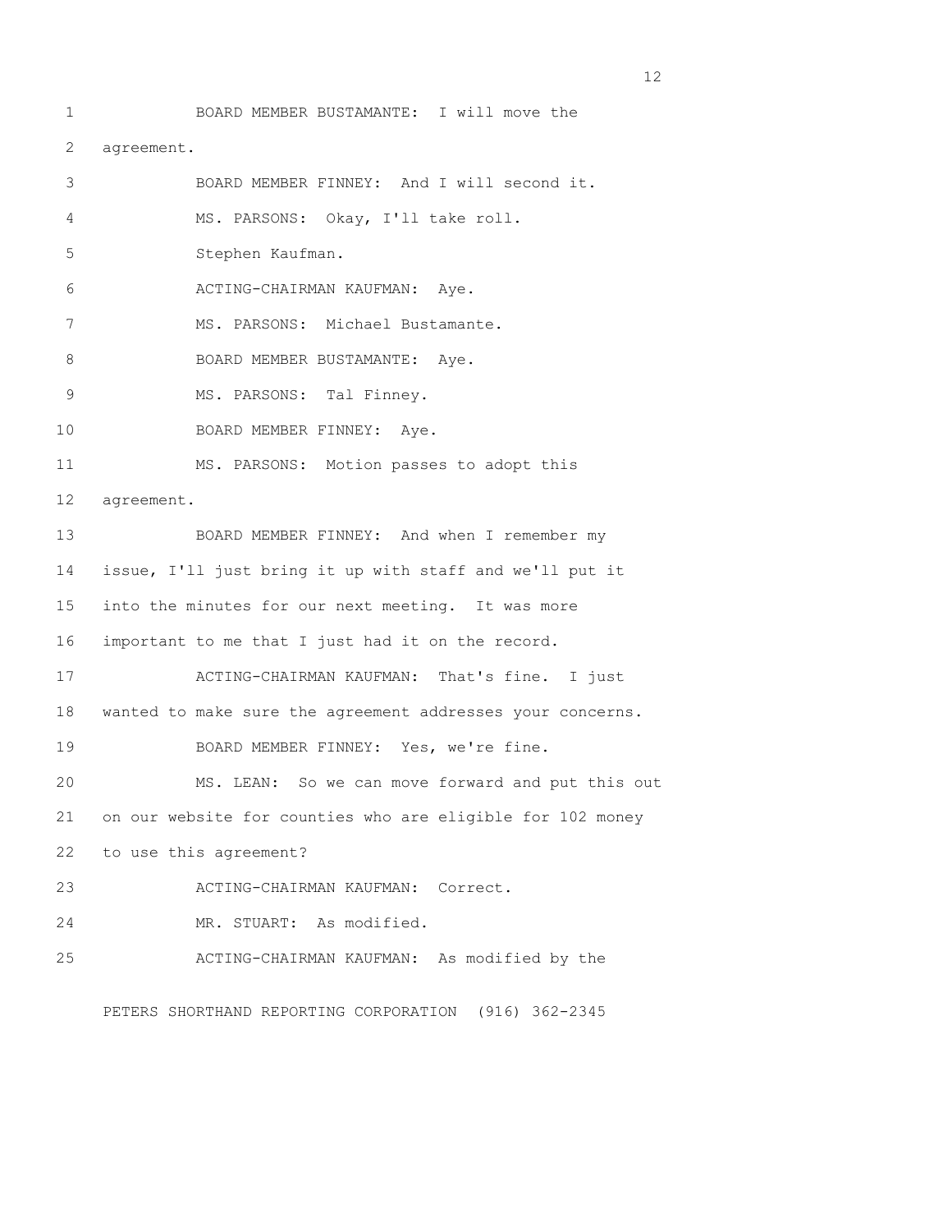BOARD MEMBER BUSTAMANTE: I will move the agreement.

BOARD MEMBER FINNEY: And I will second it.

MS. PARSONS: Okay, I'll take roll.

Stephen Kaufman.

ACTING-CHAIRMAN KAUFMAN: Aye.

MS. PARSONS: Michael Bustamante.

BOARD MEMBER BUSTAMANTE: Aye.

MS. PARSONS: Tal Finney.

BOARD MEMBER FINNEY: Aye.

MS. PARSONS: Motion passes to adopt this agreement.

BOARD MEMBER FINNEY: And when I remember my issue, I'll just bring it up with staff and we'll put it into the minutes for our next meeting. It was more important to me that I just had it on the record.

ACTING-CHAIRMAN KAUFMAN: That's fine. I just wanted to make sure the agreement addresses your concerns.

BOARD MEMBER FINNEY: Yes, we're fine.

MS. LEAN: So we can move forward and put this out on our website for counties who are eligible for 102 money to use this agreement?

ACTING-CHAIRMAN KAUFMAN: Correct.

MR. STUART: As modified.

ACTING-CHAIRMAN KAUFMAN: As modified by the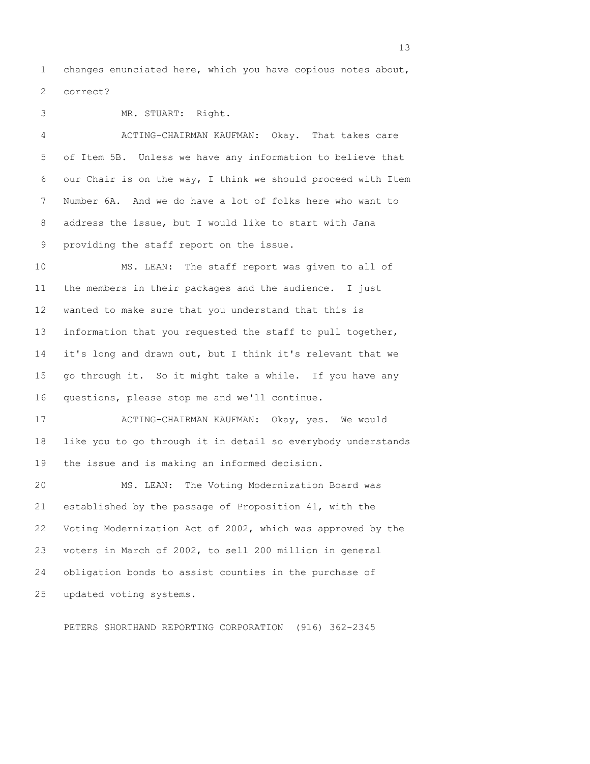changes enunciated here, which you have copious notes about, correct?

MR. STUART: Right.

ACTING-CHAIRMAN KAUFMAN: Okay. That takes care of Item 5B. Unless we have any information to believe that our Chair is on the way, I think we should proceed with Item Number 6A. And we do have a lot of folks here who want to address the issue, but I would like to start with Jana providing the staff report on the issue.

MS. LEAN: The staff report was given to all of the members in their packages and the audience. I just wanted to make sure that you understand that this is information that you requested the staff to pull together, it's long and drawn out, but I think it's relevant that we go through it. So it might take a while. If you have any questions, please stop me and we'll continue.

ACTING-CHAIRMAN KAUFMAN: Okay, yes. We would like you to go through it in detail so everybody understands the issue and is making an informed decision.

MS. LEAN: The Voting Modernization Board was established by the passage of Proposition 41, with the Voting Modernization Act of 2002, which was approved by the voters in March of 2002, to sell 200 million in general obligation bonds to assist counties in the purchase of updated voting systems.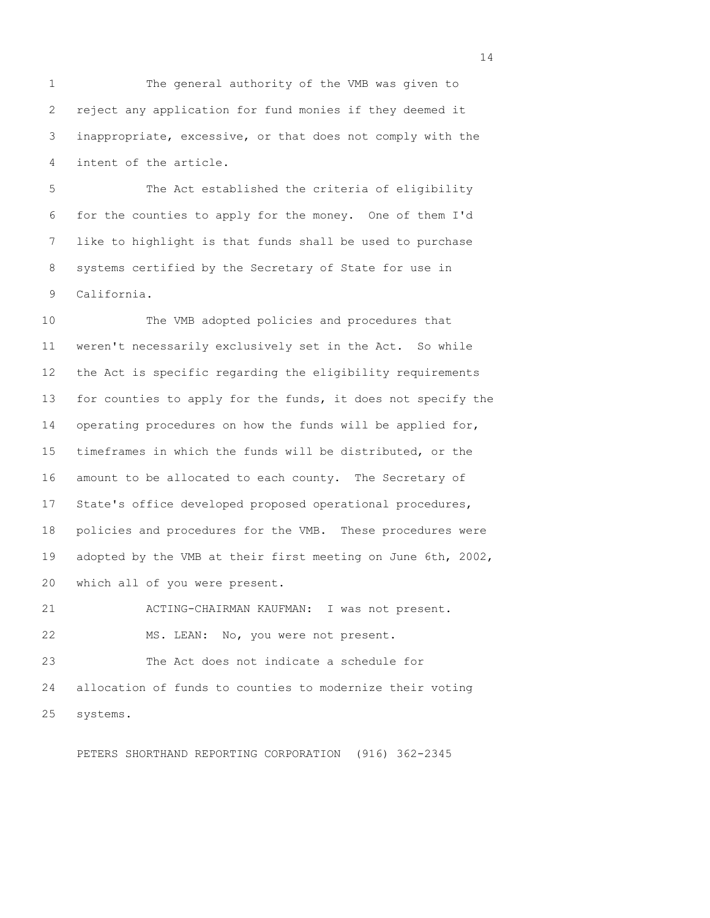The general authority of the VMB was given to reject any application for fund monies if they deemed it inappropriate, excessive, or that does not comply with the intent of the article.

The Act established the criteria of eligibility for the counties to apply for the money. One of them I'd like to highlight is that funds shall be used to purchase systems certified by the Secretary of State for use in California.

The VMB adopted policies and procedures that weren't necessarily exclusively set in the Act. So while the Act is specific regarding the eligibility requirements for counties to apply for the funds, it does not specify the operating procedures on how the funds will be applied for, timeframes in which the funds will be distributed, or the amount to be allocated to each county. The Secretary of State's office developed proposed operational procedures, policies and procedures for the VMB. These procedures were adopted by the VMB at their first meeting on June 6th, 2002, which all of you were present.

ACTING-CHAIRMAN KAUFMAN: I was not present.

MS. LEAN: No, you were not present.

The Act does not indicate a schedule for allocation of funds to counties to modernize their voting systems.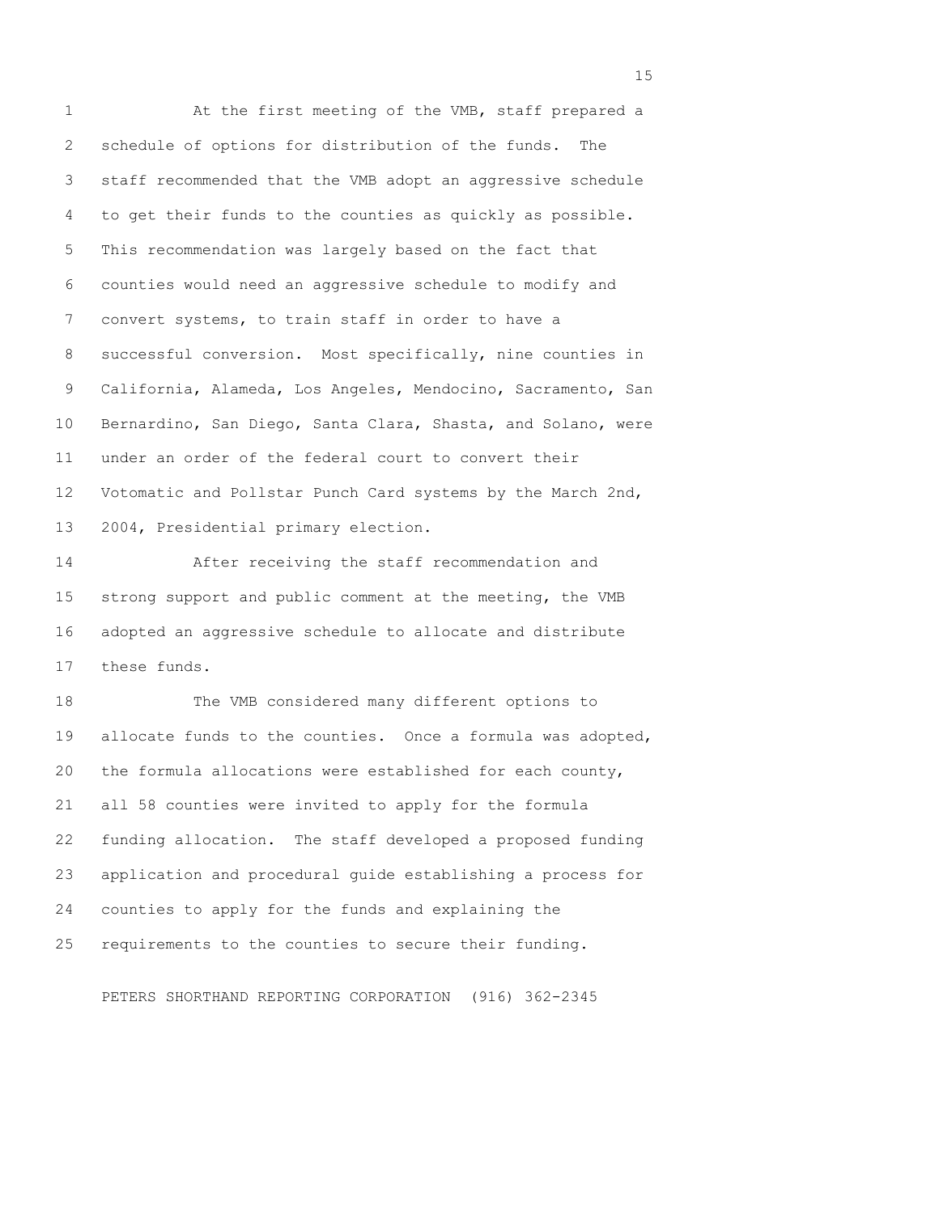At the first meeting of the VMB, staff prepared a schedule of options for distribution of the funds. The staff recommended that the VMB adopt an aggressive schedule to get their funds to the counties as quickly as possible. This recommendation was largely based on the fact that counties would need an aggressive schedule to modify and convert systems, to train staff in order to have a successful conversion. Most specifically, nine counties in California, Alameda, Los Angeles, Mendocino, Sacramento, San Bernardino, San Diego, Santa Clara, Shasta, and Solano, were under an order of the federal court to convert their Votomatic and Pollstar Punch Card systems by the March 2nd, 2004, Presidential primary election.

After receiving the staff recommendation and strong support and public comment at the meeting, the VMB adopted an aggressive schedule to allocate and distribute these funds.

The VMB considered many different options to allocate funds to the counties. Once a formula was adopted, the formula allocations were established for each county, all 58 counties were invited to apply for the formula funding allocation. The staff developed a proposed funding application and procedural guide establishing a process for counties to apply for the funds and explaining the requirements to the counties to secure their funding.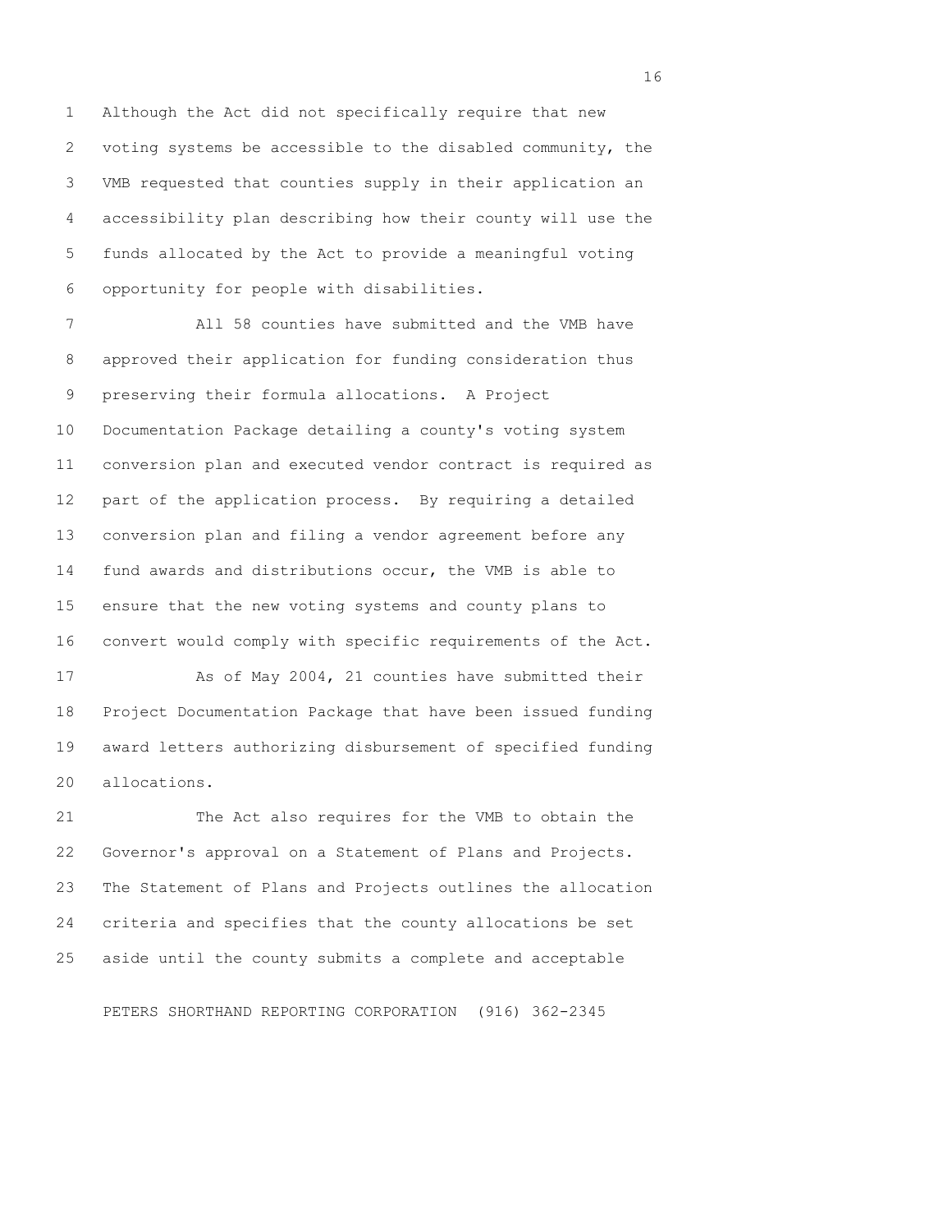Although the Act did not specifically require that new voting systems be accessible to the disabled community, the VMB requested that counties supply in their application an accessibility plan describing how their county will use the funds allocated by the Act to provide a meaningful voting opportunity for people with disabilities.

All 58 counties have submitted and the VMB have approved their application for funding consideration thus preserving their formula allocations. A Project Documentation Package detailing a county's voting system conversion plan and executed vendor contract is required as part of the application process. By requiring a detailed conversion plan and filing a vendor agreement before any fund awards and distributions occur, the VMB is able to ensure that the new voting systems and county plans to convert would comply with specific requirements of the Act.

As of May 2004, 21 counties have submitted their Project Documentation Package that have been issued funding award letters authorizing disbursement of specified funding allocations.

The Act also requires for the VMB to obtain the Governor's approval on a Statement of Plans and Projects. The Statement of Plans and Projects outlines the allocation criteria and specifies that the county allocations be set aside until the county submits a complete and acceptable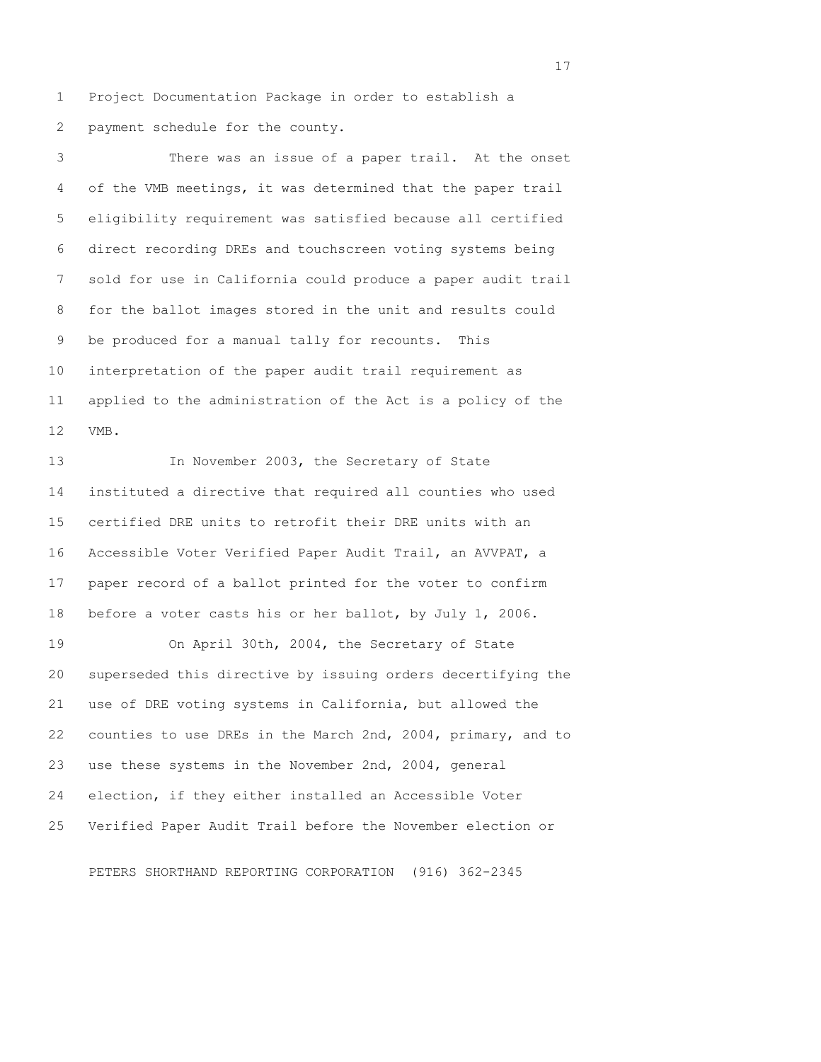Project Documentation Package in order to establish a payment schedule for the county.

There was an issue of a paper trail. At the onset of the VMB meetings, it was determined that the paper trail eligibility requirement was satisfied because all certified direct recording DREs and touchscreen voting systems being sold for use in California could produce a paper audit trail for the ballot images stored in the unit and results could be produced for a manual tally for recounts. This interpretation of the paper audit trail requirement as applied to the administration of the Act is a policy of the VMB.

In November 2003, the Secretary of State instituted a directive that required all counties who used certified DRE units to retrofit their DRE units with an Accessible Voter Verified Paper Audit Trail, an AVVPAT, a paper record of a ballot printed for the voter to confirm before a voter casts his or her ballot, by July 1, 2006.

On April 30th, 2004, the Secretary of State superseded this directive by issuing orders decertifying the use of DRE voting systems in California, but allowed the counties to use DREs in the March 2nd, 2004, primary, and to use these systems in the November 2nd, 2004, general election, if they either installed an Accessible Voter Verified Paper Audit Trail before the November election or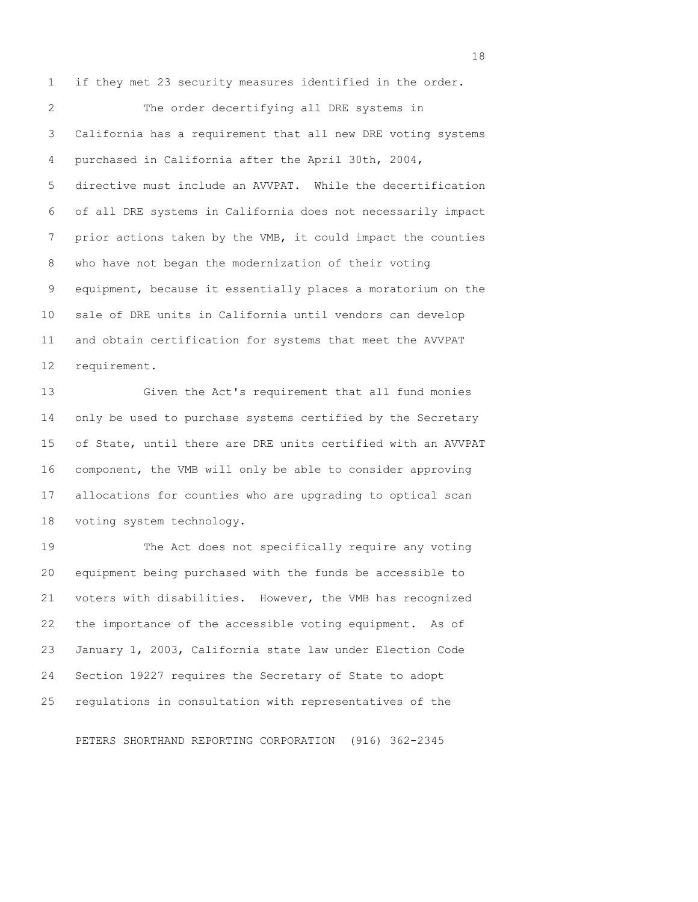if they met 23 security measures identified in the order.

The order decertifying all DRE systems in California has a requirement that all new DRE voting systems purchased in California after the April 30th, 2004, directive must include an AVVPAT. While the decertification of all DRE systems in California does not necessarily impact prior actions taken by the VMB, it could impact the counties who have not began the modernization of their voting equipment, because it essentially places a moratorium on the sale of DRE units in California until vendors can develop and obtain certification for systems that meet the AVVPAT requirement.

Given the Act's requirement that all fund monies only be used to purchase systems certified by the Secretary of State, until there are DRE units certified with an AVVPAT component, the VMB will only be able to consider approving allocations for counties who are upgrading to optical scan voting system technology.

The Act does not specifically require any voting equipment being purchased with the funds be accessible to voters with disabilities. However, the VMB has recognized the importance of the accessible voting equipment. As of January 1, 2003, California state law under Election Code Section 19227 requires the Secretary of State to adopt regulations in consultation with representatives of the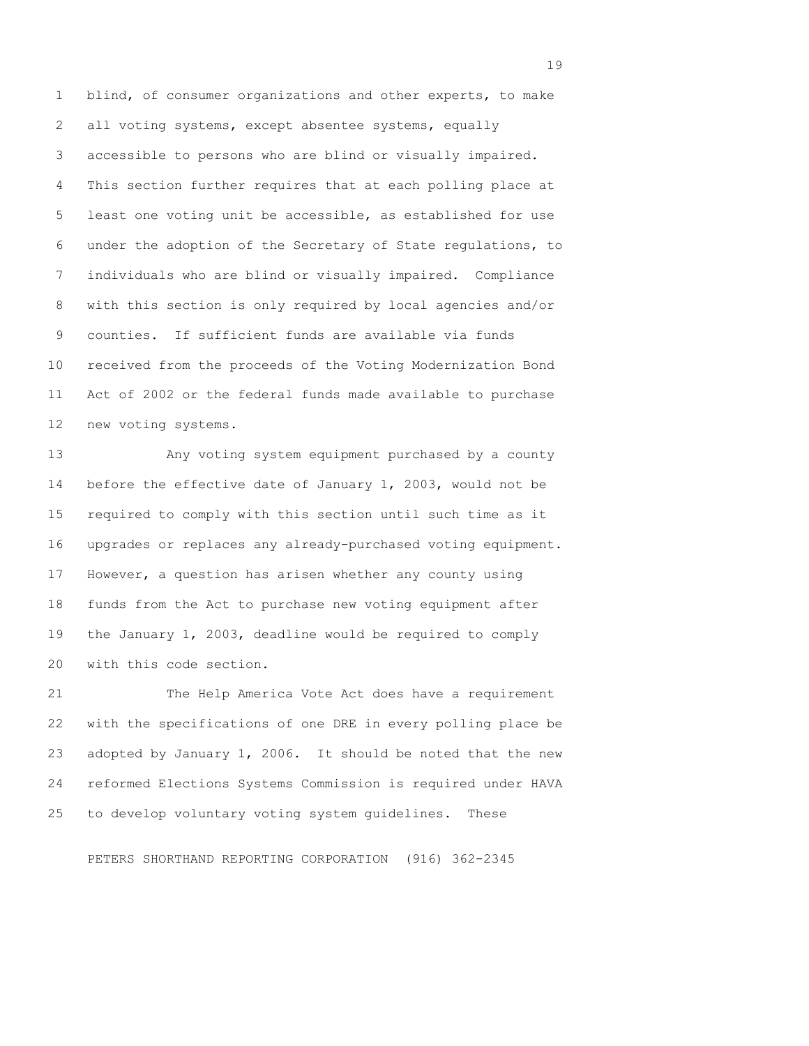blind, of consumer organizations and other experts, to make all voting systems, except absentee systems, equally accessible to persons who are blind or visually impaired. This section further requires that at each polling place at least one voting unit be accessible, as established for use under the adoption of the Secretary of State regulations, to individuals who are blind or visually impaired. Compliance with this section is only required by local agencies and/or counties. If sufficient funds are available via funds received from the proceeds of the Voting Modernization Bond Act of 2002 or the federal funds made available to purchase new voting systems.

Any voting system equipment purchased by a county before the effective date of January 1, 2003, would not be required to comply with this section until such time as it upgrades or replaces any already-purchased voting equipment. However, a question has arisen whether any county using funds from the Act to purchase new voting equipment after the January 1, 2003, deadline would be required to comply with this code section.

The Help America Vote Act does have a requirement with the specifications of one DRE in every polling place be adopted by January 1, 2006. It should be noted that the new reformed Elections Systems Commission is required under HAVA to develop voluntary voting system guidelines. These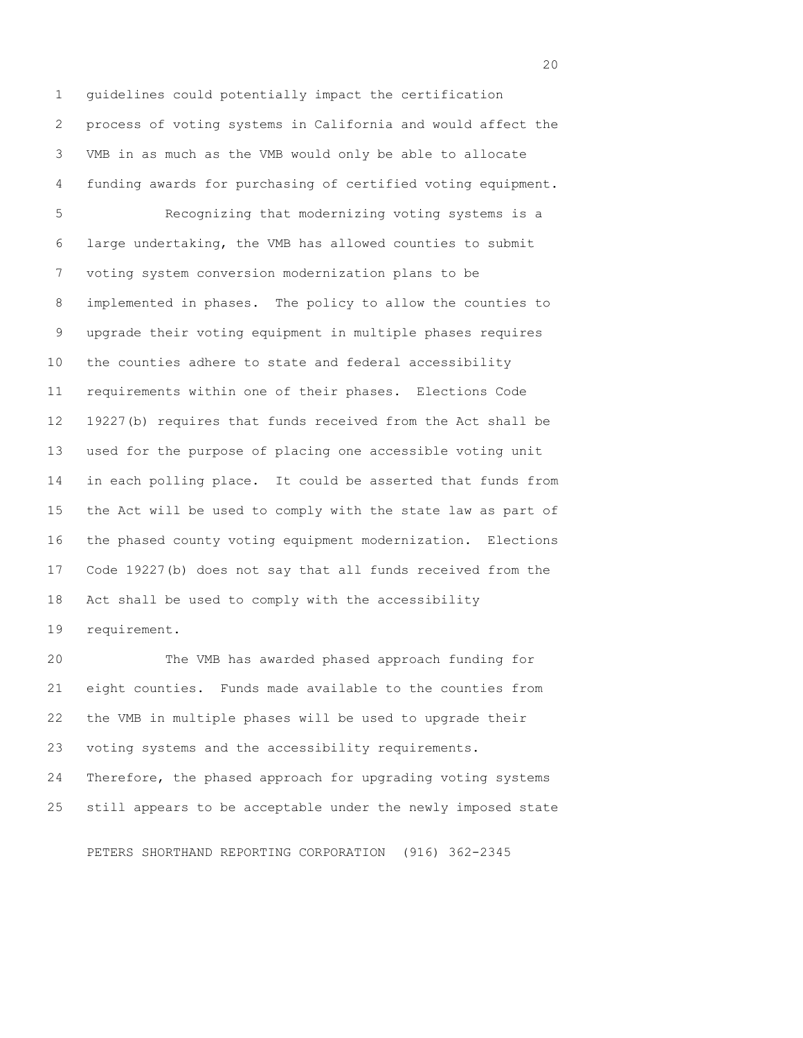guidelines could potentially impact the certification process of voting systems in California and would affect the VMB in as much as the VMB would only be able to allocate funding awards for purchasing of certified voting equipment.

Recognizing that modernizing voting systems is a large undertaking, the VMB has allowed counties to submit voting system conversion modernization plans to be implemented in phases. The policy to allow the counties to upgrade their voting equipment in multiple phases requires the counties adhere to state and federal accessibility requirements within one of their phases. Elections Code 19227(b) requires that funds received from the Act shall be used for the purpose of placing one accessible voting unit in each polling place. It could be asserted that funds from the Act will be used to comply with the state law as part of the phased county voting equipment modernization. Elections Code 19227(b) does not say that all funds received from the Act shall be used to comply with the accessibility requirement.

The VMB has awarded phased approach funding for eight counties. Funds made available to the counties from the VMB in multiple phases will be used to upgrade their voting systems and the accessibility requirements. Therefore, the phased approach for upgrading voting systems still appears to be acceptable under the newly imposed state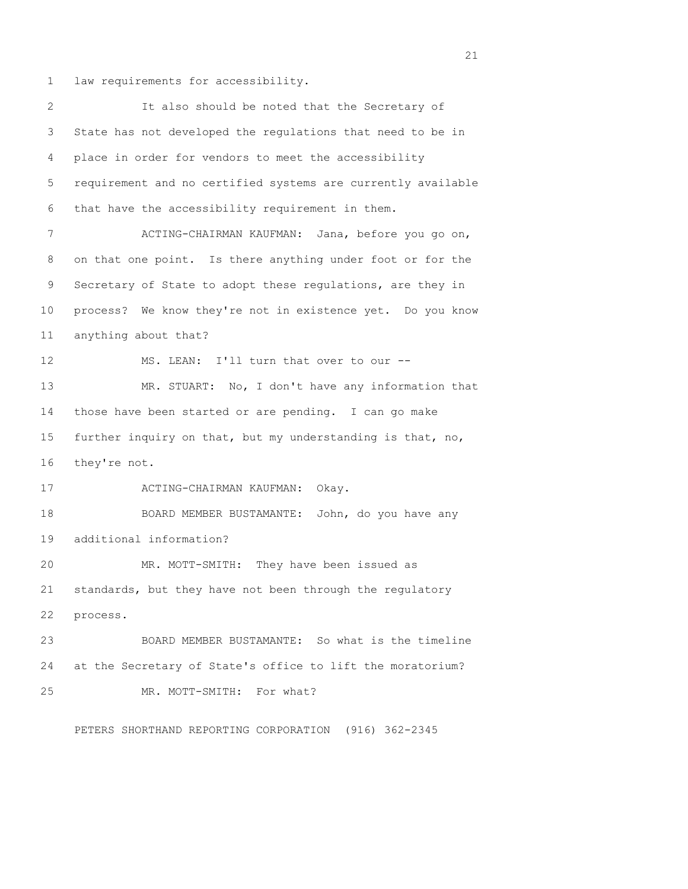law requirements for accessibility.

It also should be noted that the Secretary of State has not developed the regulations that need to be in place in order for vendors to meet the accessibility requirement and no certified systems are currently available that have the accessibility requirement in them.

ACTING-CHAIRMAN KAUFMAN: Jana, before you go on, on that one point. Is there anything under foot or for the Secretary of State to adopt these regulations, are they in process? We know they're not in existence yet. Do you know anything about that?

MS. LEAN: I'll turn that over to our --

MR. STUART: No, I don't have any information that those have been started or are pending. I can go make further inquiry on that, but my understanding is that, no, they're not.

ACTING-CHAIRMAN KAUFMAN: Okay.

BOARD MEMBER BUSTAMANTE: John, do you have any additional information?

MR. MOTT-SMITH: They have been issued as standards, but they have not been through the regulatory process.

BOARD MEMBER BUSTAMANTE: So what is the timeline at the Secretary of State's office to lift the moratorium?

MR. MOTT-SMITH: For what?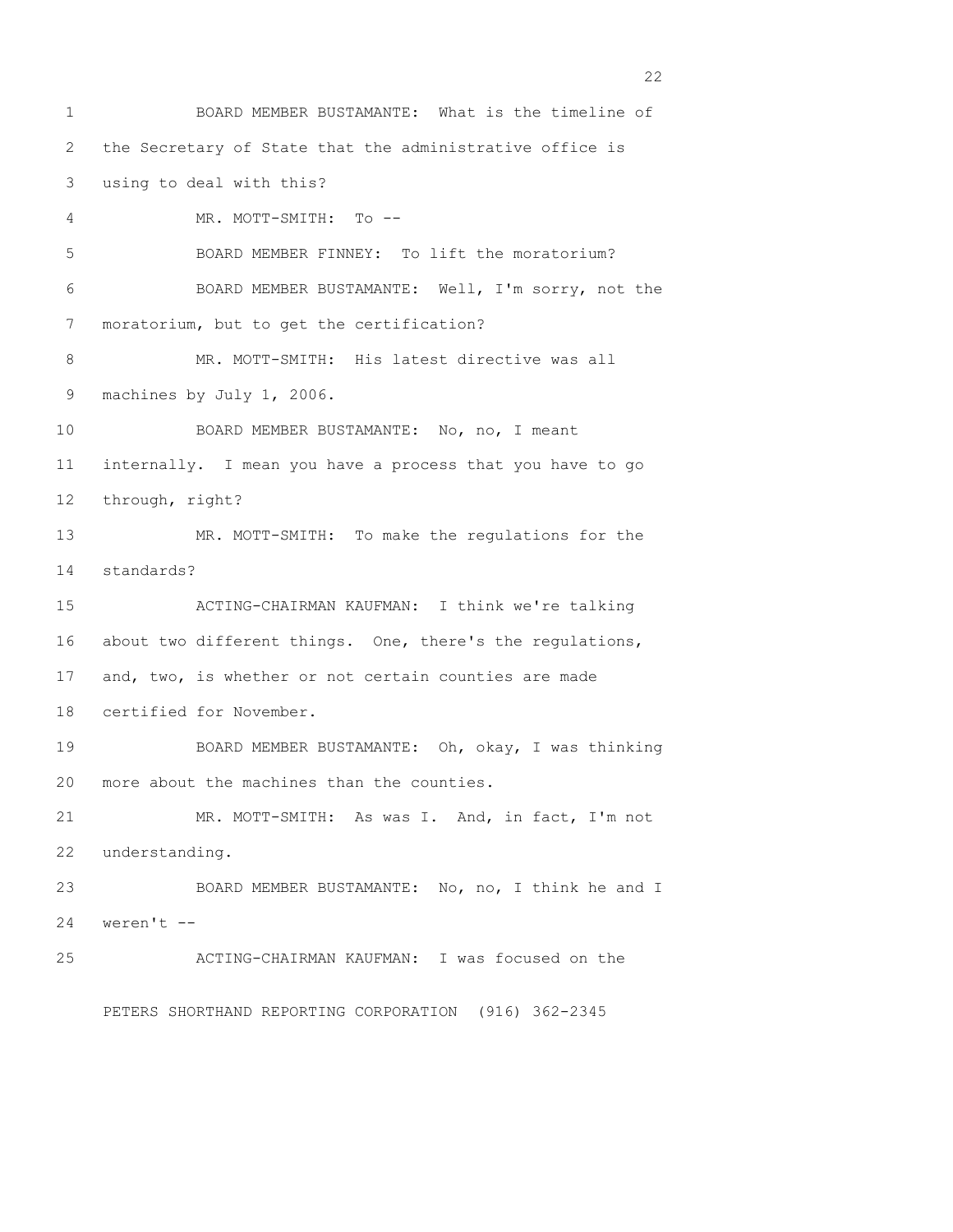BOARD MEMBER BUSTAMANTE: What is the timeline of the Secretary of State that the administrative office is using to deal with this?

MR. MOTT-SMITH: To --

BOARD MEMBER FINNEY: To lift the moratorium?

BOARD MEMBER BUSTAMANTE: Well, I'm sorry, not the moratorium, but to get the certification?

MR. MOTT-SMITH: His latest directive was all machines by July 1, 2006.

BOARD MEMBER BUSTAMANTE: No, no, I meant internally. I mean you have a process that you have to go through, right?

MR. MOTT-SMITH: To make the regulations for the standards?

ACTING-CHAIRMAN KAUFMAN: I think we're talking about two different things. One, there's the regulations, and, two, is whether or not certain counties are made certified for November.

BOARD MEMBER BUSTAMANTE: Oh, okay, I was thinking more about the machines than the counties.

MR. MOTT-SMITH: As was I. And, in fact, I'm not understanding.

BOARD MEMBER BUSTAMANTE: No, no, I think he and I weren't --

ACTING-CHAIRMAN KAUFMAN: I was focused on the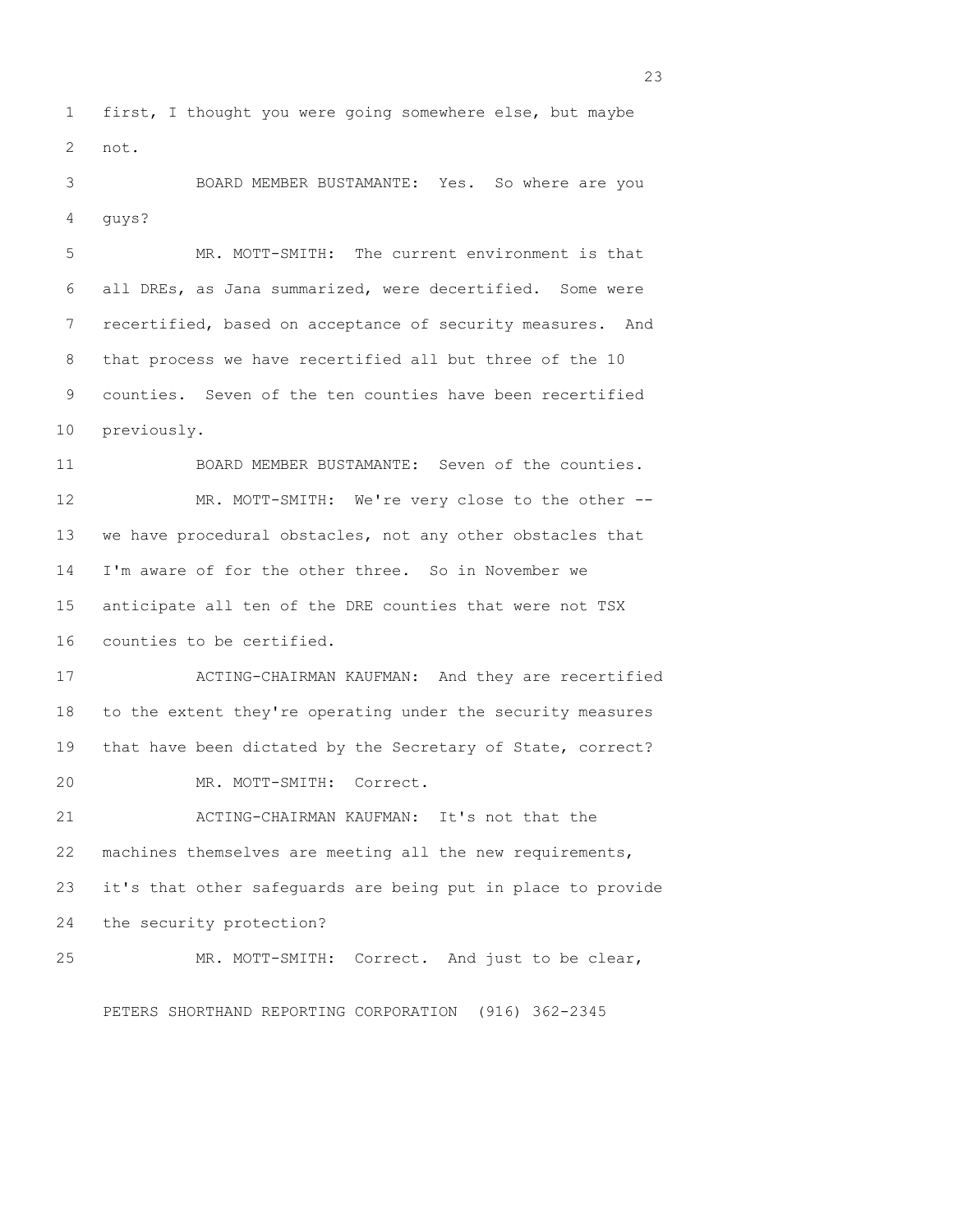first, I thought you were going somewhere else, but maybe not.

BOARD MEMBER BUSTAMANTE: Yes. So where are you guys?

MR. MOTT-SMITH: The current environment is that all DREs, as Jana summarized, were decertified. Some were recertified, based on acceptance of security measures. And that process we have recertified all but three of the 10 counties. Seven of the ten counties have been recertified previously.

BOARD MEMBER BUSTAMANTE: Seven of the counties.

MR. MOTT-SMITH: We're very close to the other -- we have procedural obstacles, not any other obstacles that I'm aware of for the other three. So in November we anticipate all ten of the DRE counties that were not TSX counties to be certified.

ACTING-CHAIRMAN KAUFMAN: And they are recertified to the extent they're operating under the security measures that have been dictated by the Secretary of State, correct?

MR. MOTT-SMITH: Correct.

ACTING-CHAIRMAN KAUFMAN: It's not that the machines themselves are meeting all the new requirements, it's that other safeguards are being put in place to provide the security protection?

MR. MOTT-SMITH: Correct. And just to be clear,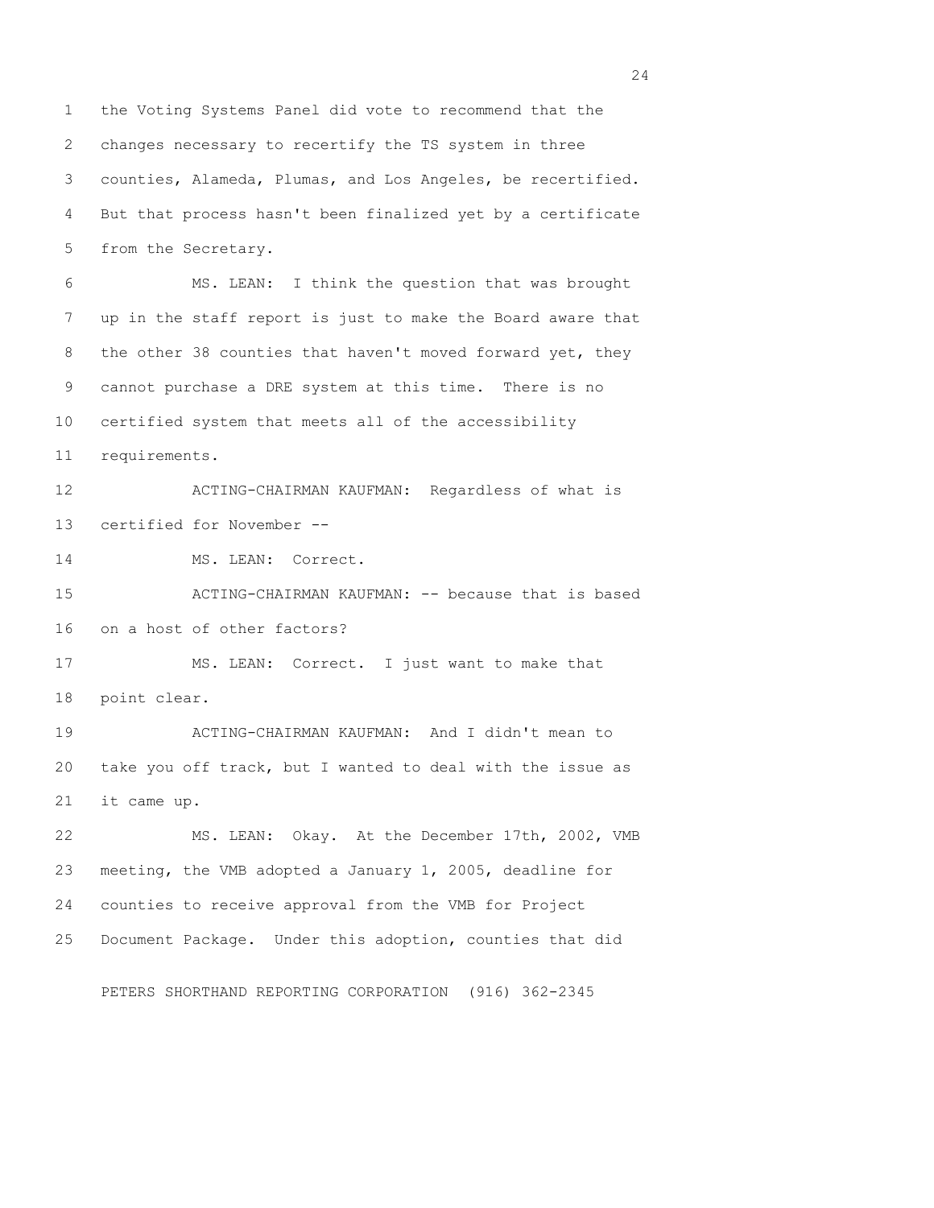the Voting Systems Panel did vote to recommend that the changes necessary to recertify the TS system in three counties, Alameda, Plumas, and Los Angeles, be recertified. But that process hasn't been finalized yet by a certificate from the Secretary.

MS. LEAN: I think the question that was brought up in the staff report is just to make the Board aware that the other 38 counties that haven't moved forward yet, they cannot purchase a DRE system at this time. There is no certified system that meets all of the accessibility requirements.

ACTING-CHAIRMAN KAUFMAN: Regardless of what is certified for November --

MS. LEAN: Correct.

ACTING-CHAIRMAN KAUFMAN: -- because that is based on a host of other factors?

MS. LEAN: Correct. I just want to make that point clear.

ACTING-CHAIRMAN KAUFMAN: And I didn't mean to take you off track, but I wanted to deal with the issue as it came up.

MS. LEAN: Okay. At the December 17th, 2002, VMB meeting, the VMB adopted a January 1, 2005, deadline for counties to receive approval from the VMB for Project Document Package. Under this adoption, counties that did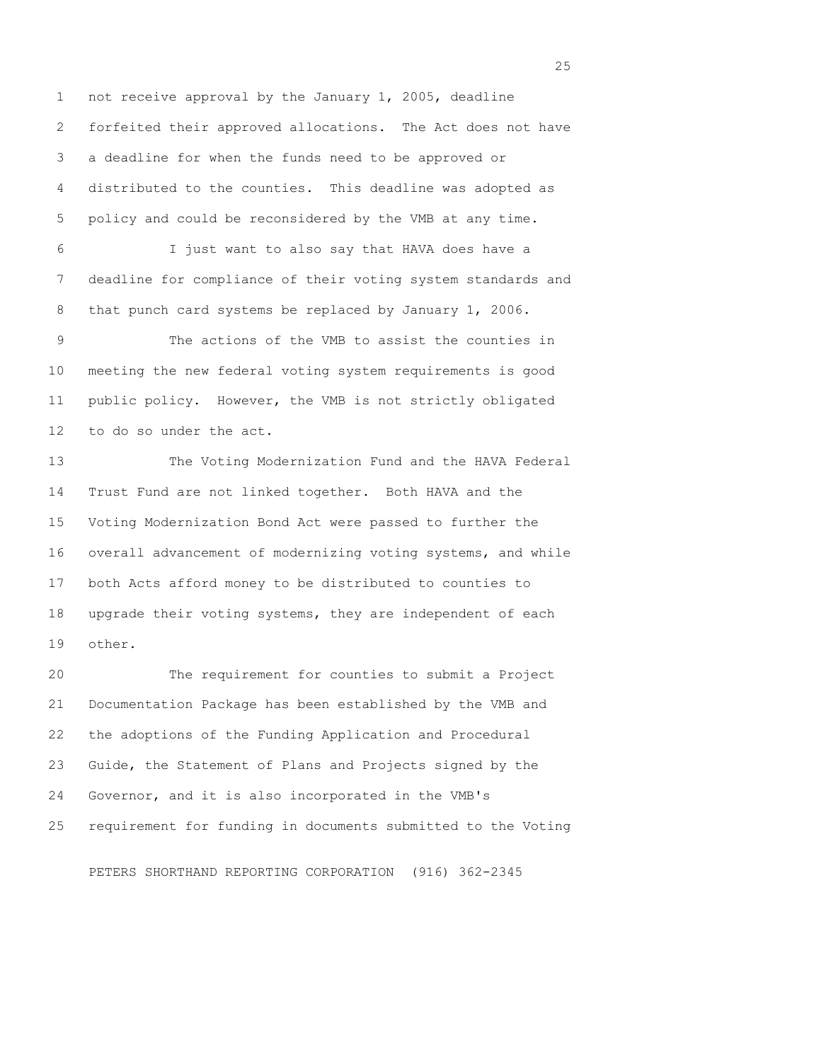not receive approval by the January 1, 2005, deadline forfeited their approved allocations. The Act does not have a deadline for when the funds need to be approved or distributed to the counties. This deadline was adopted as policy and could be reconsidered by the VMB at any time.

I just want to also say that HAVA does have a deadline for compliance of their voting system standards and that punch card systems be replaced by January 1, 2006.

The actions of the VMB to assist the counties in meeting the new federal voting system requirements is good public policy. However, the VMB is not strictly obligated to do so under the act.

The Voting Modernization Fund and the HAVA Federal Trust Fund are not linked together. Both HAVA and the Voting Modernization Bond Act were passed to further the overall advancement of modernizing voting systems, and while both Acts afford money to be distributed to counties to upgrade their voting systems, they are independent of each other.

The requirement for counties to submit a Project Documentation Package has been established by the VMB and the adoptions of the Funding Application and Procedural Guide, the Statement of Plans and Projects signed by the Governor, and it is also incorporated in the VMB's requirement for funding in documents submitted to the Voting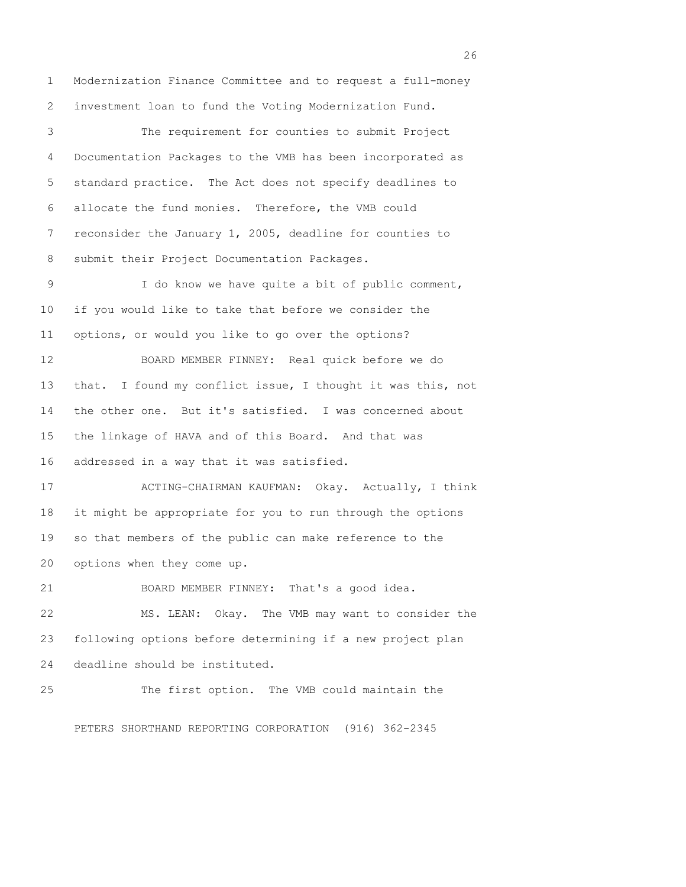Modernization Finance Committee and to request a full-money investment loan to fund the Voting Modernization Fund.

The requirement for counties to submit Project Documentation Packages to the VMB has been incorporated as standard practice. The Act does not specify deadlines to allocate the fund monies. Therefore, the VMB could reconsider the January 1, 2005, deadline for counties to submit their Project Documentation Packages.

I do know we have quite a bit of public comment, if you would like to take that before we consider the options, or would you like to go over the options?

BOARD MEMBER FINNEY: Real quick before we do that. I found my conflict issue, I thought it was this, not the other one. But it's satisfied. I was concerned about the linkage of HAVA and of this Board. And that was addressed in a way that it was satisfied.

ACTING-CHAIRMAN KAUFMAN: Okay. Actually, I think it might be appropriate for you to run through the options so that members of the public can make reference to the options when they come up.

BOARD MEMBER FINNEY: That's a good idea.

MS. LEAN: Okay. The VMB may want to consider the following options before determining if a new project plan deadline should be instituted.

The first option. The VMB could maintain the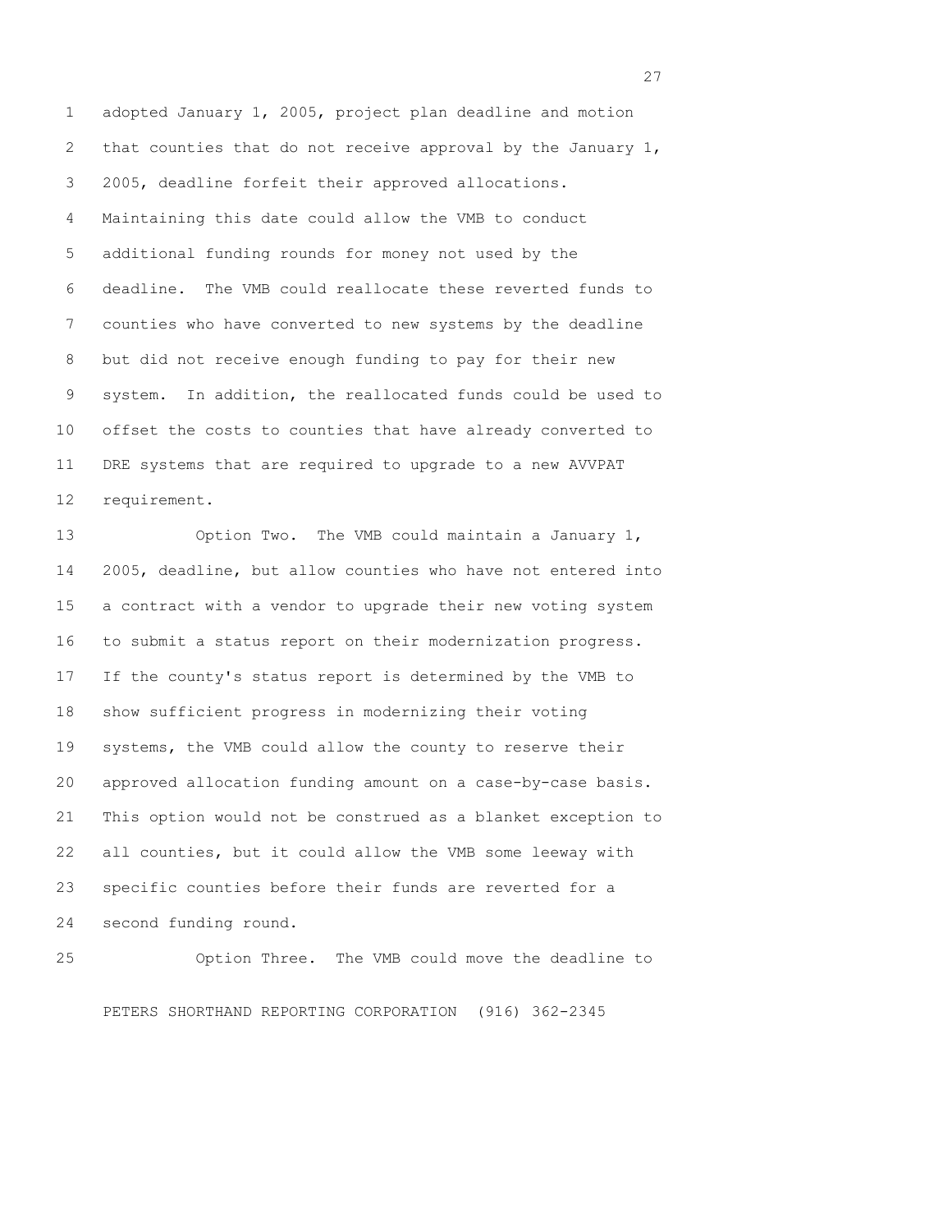adopted January 1, 2005, project plan deadline and motion that counties that do not receive approval by the January 1, 2005, deadline forfeit their approved allocations. Maintaining this date could allow the VMB to conduct additional funding rounds for money not used by the deadline. The VMB could reallocate these reverted funds to counties who have converted to new systems by the deadline but did not receive enough funding to pay for their new system. In addition, the reallocated funds could be used to offset the costs to counties that have already converted to DRE systems that are required to upgrade to a new AVVPAT requirement.

Option Two. The VMB could maintain a January 1, 2005, deadline, but allow counties who have not entered into a contract with a vendor to upgrade their new voting system to submit a status report on their modernization progress. If the county's status report is determined by the VMB to show sufficient progress in modernizing their voting systems, the VMB could allow the county to reserve their approved allocation funding amount on a case-by-case basis. This option would not be construed as a blanket exception to all counties, but it could allow the VMB some leeway with specific counties before their funds are reverted for a second funding round.

Option Three. The VMB could move the deadline to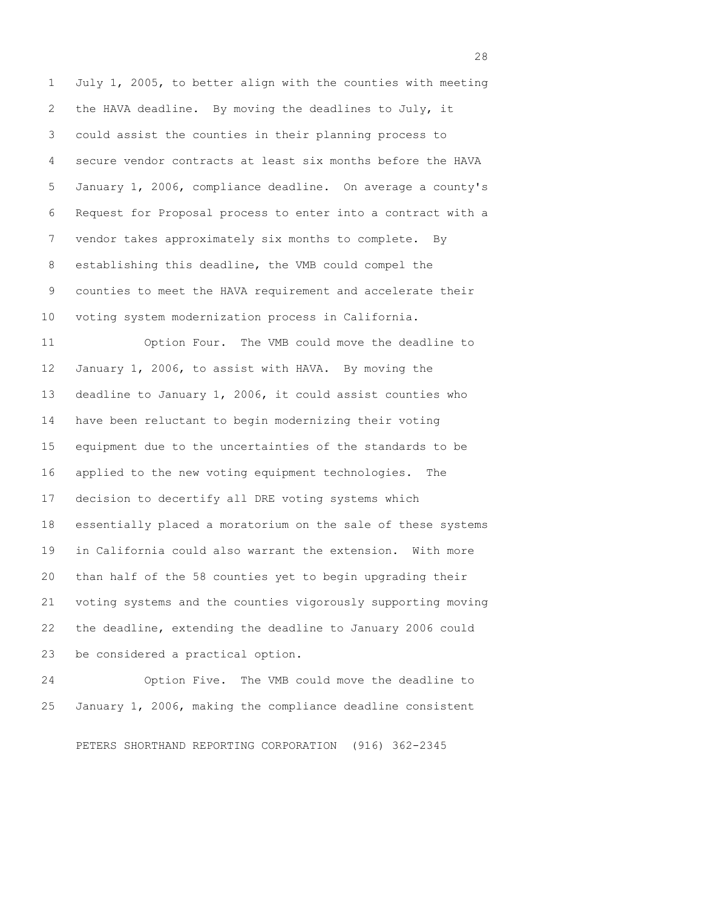July 1, 2005, to better align with the counties with meeting the HAVA deadline. By moving the deadlines to July, it could assist the counties in their planning process to secure vendor contracts at least six months before the HAVA January 1, 2006, compliance deadline. On average a county's Request for Proposal process to enter into a contract with a vendor takes approximately six months to complete. By establishing this deadline, the VMB could compel the counties to meet the HAVA requirement and accelerate their voting system modernization process in California.

Option Four. The VMB could move the deadline to January 1, 2006, to assist with HAVA. By moving the deadline to January 1, 2006, it could assist counties who have been reluctant to begin modernizing their voting equipment due to the uncertainties of the standards to be applied to the new voting equipment technologies. The decision to decertify all DRE voting systems which essentially placed a moratorium on the sale of these systems in California could also warrant the extension. With more than half of the 58 counties yet to begin upgrading their voting systems and the counties vigorously supporting moving the deadline, extending the deadline to January 2006 could be considered a practical option.

Option Five. The VMB could move the deadline to January 1, 2006, making the compliance deadline consistent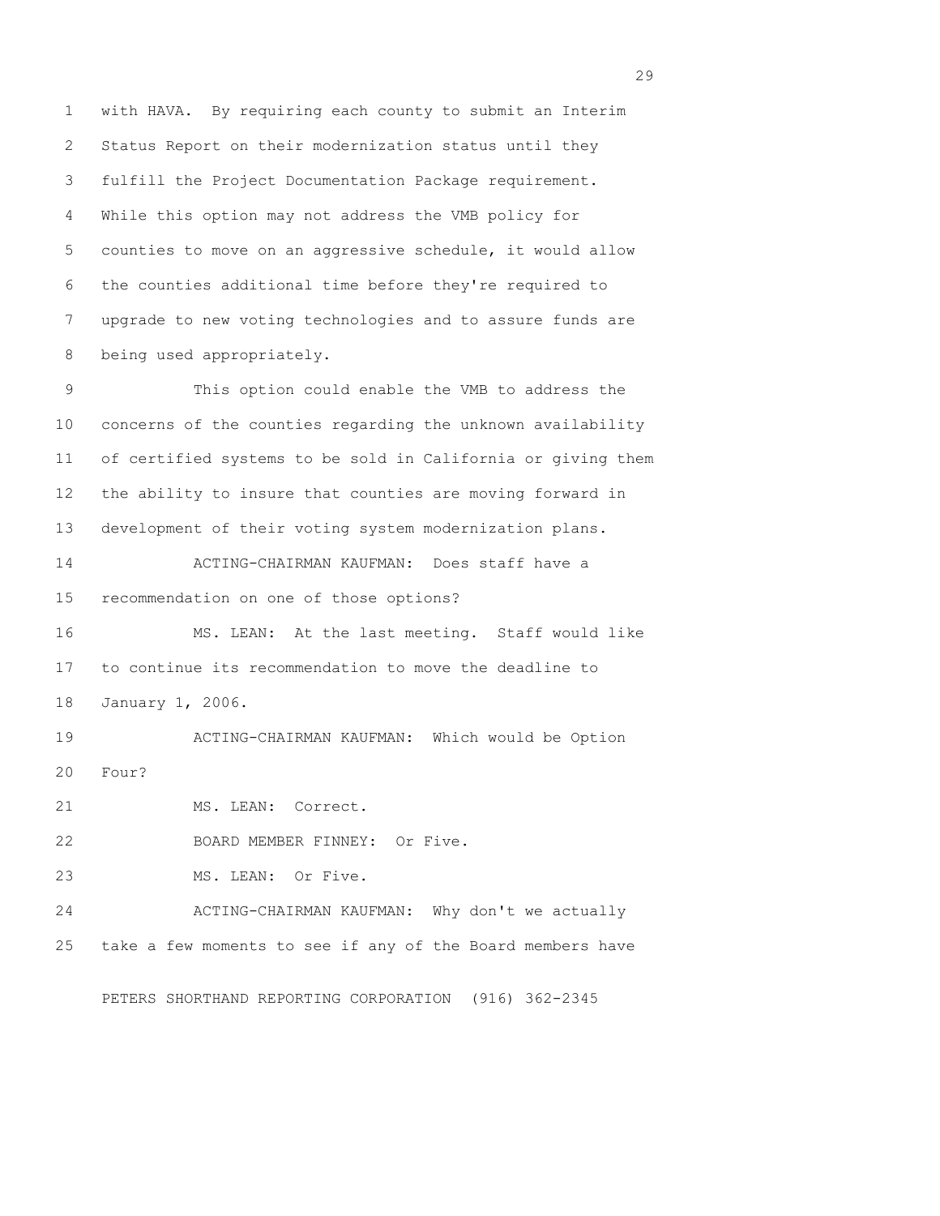with HAVA. By requiring each county to submit an Interim Status Report on their modernization status until they fulfill the Project Documentation Package requirement. While this option may not address the VMB policy for counties to move on an aggressive schedule, it would allow the counties additional time before they're required to upgrade to new voting technologies and to assure funds are being used appropriately.

This option could enable the VMB to address the concerns of the counties regarding the unknown availability of certified systems to be sold in California or giving them the ability to insure that counties are moving forward in development of their voting system modernization plans.

ACTING-CHAIRMAN KAUFMAN: Does staff have a recommendation on one of those options?

MS. LEAN: At the last meeting. Staff would like to continue its recommendation to move the deadline to January 1, 2006.

ACTING-CHAIRMAN KAUFMAN: Which would be Option Four?

MS. LEAN: Correct.

BOARD MEMBER FINNEY: Or Five.

MS. LEAN: Or Five.

ACTING-CHAIRMAN KAUFMAN: Why don't we actually take a few moments to see if any of the Board members have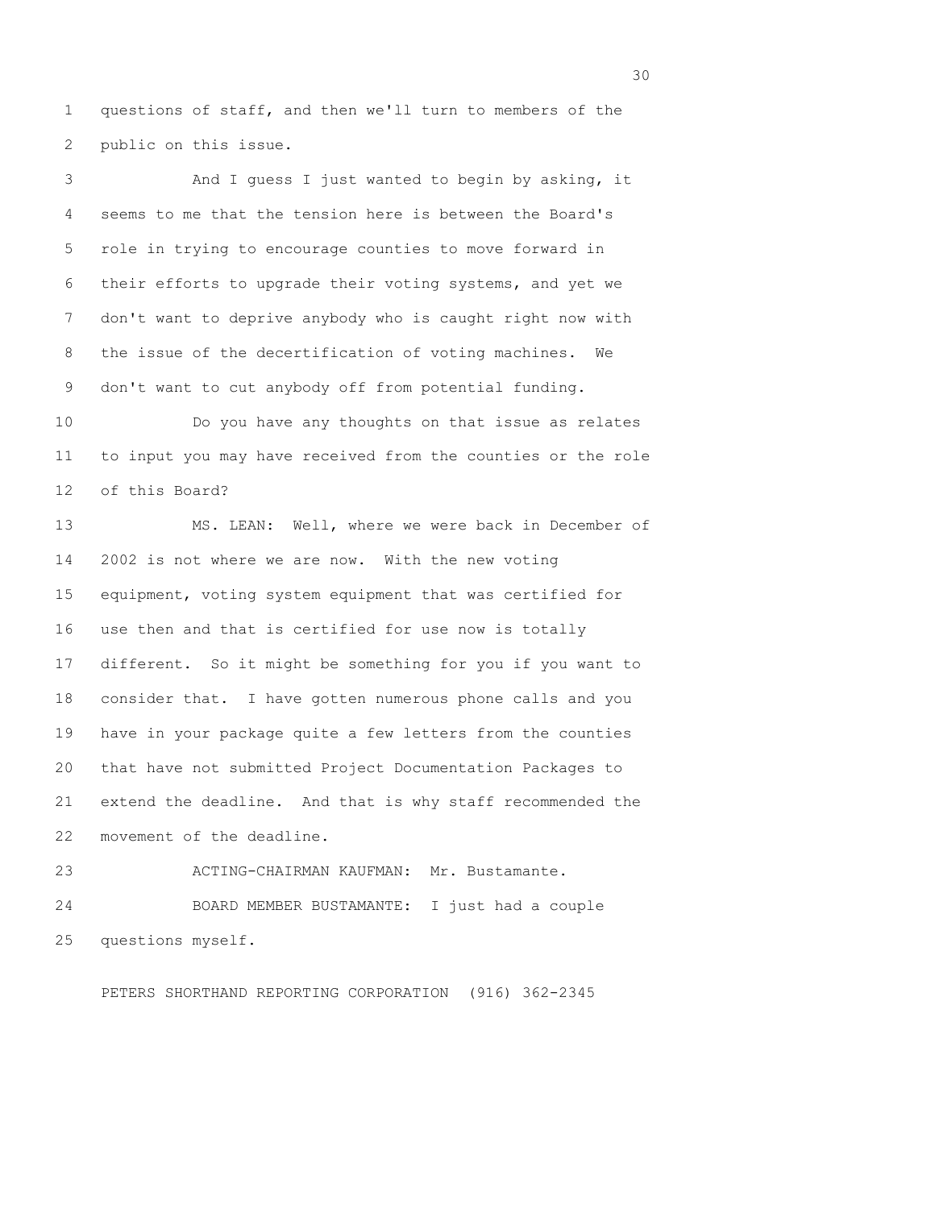questions of staff, and then we'll turn to members of the public on this issue.

And I guess I just wanted to begin by asking, it seems to me that the tension here is between the Board's role in trying to encourage counties to move forward in their efforts to upgrade their voting systems, and yet we don't want to deprive anybody who is caught right now with the issue of the decertification of voting machines. We don't want to cut anybody off from potential funding.

Do you have any thoughts on that issue as relates to input you may have received from the counties or the role of this Board?

MS. LEAN: Well, where we were back in December of 2002 is not where we are now. With the new voting equipment, voting system equipment that was certified for use then and that is certified for use now is totally different. So it might be something for you if you want to consider that. I have gotten numerous phone calls and you have in your package quite a few letters from the counties that have not submitted Project Documentation Packages to extend the deadline. And that is why staff recommended the movement of the deadline.

ACTING-CHAIRMAN KAUFMAN: Mr. Bustamante.

BOARD MEMBER BUSTAMANTE: I just had a couple questions myself.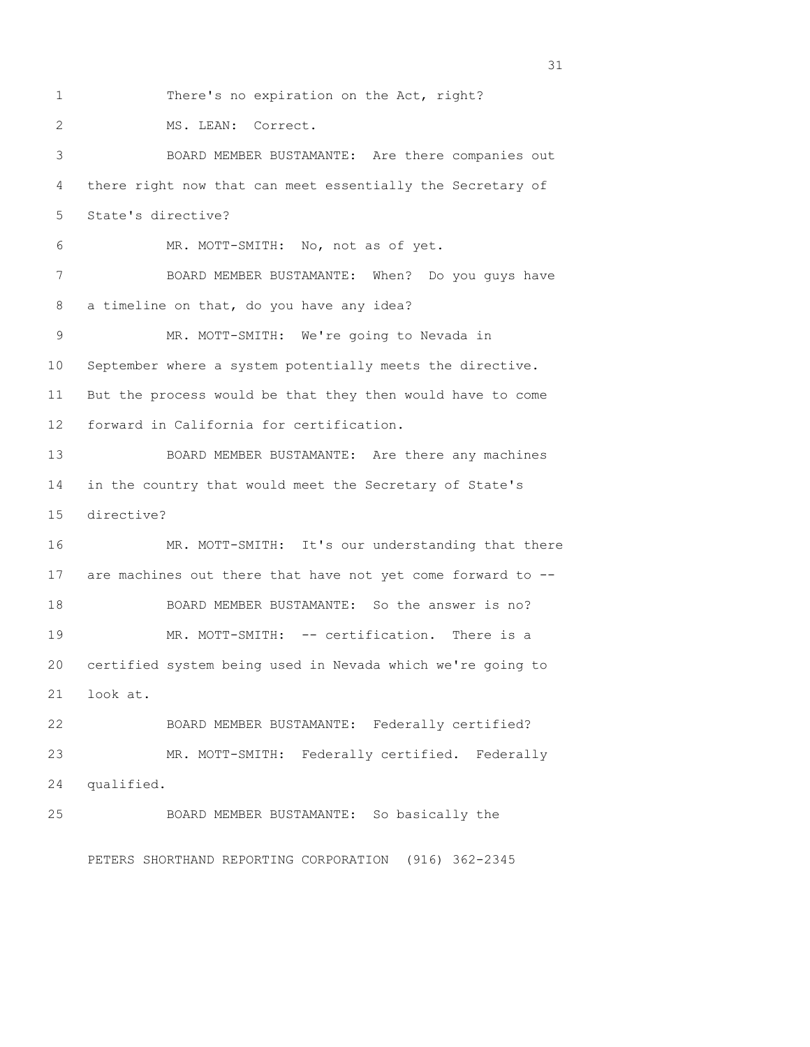There's no expiration on the Act, right?

MS. LEAN: Correct.

BOARD MEMBER BUSTAMANTE: Are there companies out there right now that can meet essentially the Secretary of State's directive?

MR. MOTT-SMITH: No, not as of yet.

BOARD MEMBER BUSTAMANTE: When? Do you guys have a timeline on that, do you have any idea?

MR. MOTT-SMITH: We're going to Nevada in September where a system potentially meets the directive. But the process would be that they then would have to come forward in California for certification.

BOARD MEMBER BUSTAMANTE: Are there any machines in the country that would meet the Secretary of State's directive?

MR. MOTT-SMITH: It's our understanding that there are machines out there that have not yet come forward to --

BOARD MEMBER BUSTAMANTE: So the answer is no?

MR. MOTT-SMITH: -- certification. There is a certified system being used in Nevada which we're going to look at.

BOARD MEMBER BUSTAMANTE: Federally certified?

MR. MOTT-SMITH: Federally certified. Federally qualified.

BOARD MEMBER BUSTAMANTE: So basically the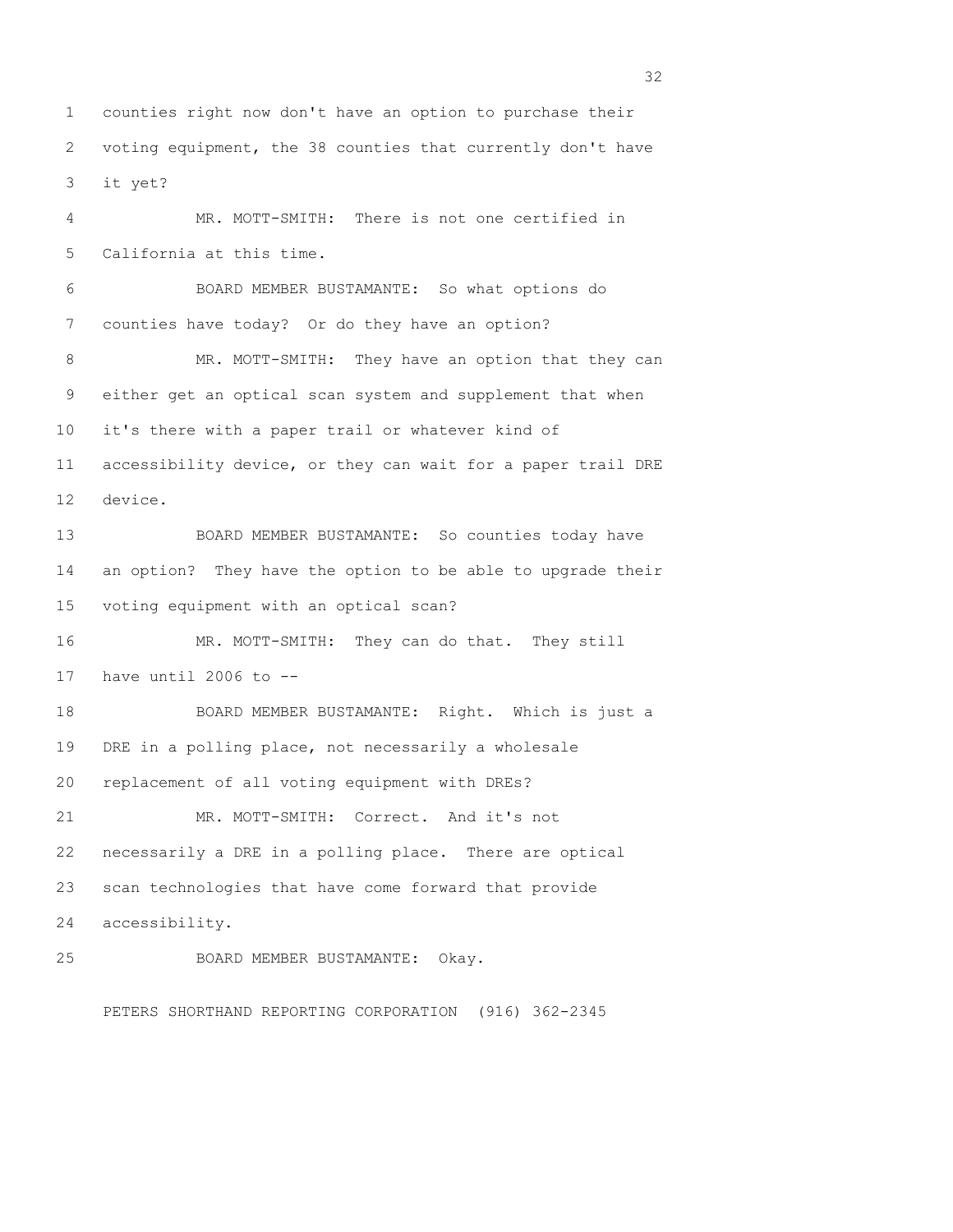counties right now don't have an option to purchase their voting equipment, the 38 counties that currently don't have it yet?

MR. MOTT-SMITH: There is not one certified in California at this time.

BOARD MEMBER BUSTAMANTE: So what options do counties have today? Or do they have an option?

MR. MOTT-SMITH: They have an option that they can either get an optical scan system and supplement that when it's there with a paper trail or whatever kind of accessibility device, or they can wait for a paper trail DRE device.

BOARD MEMBER BUSTAMANTE: So counties today have an option? They have the option to be able to upgrade their voting equipment with an optical scan?

MR. MOTT-SMITH: They can do that. They still have until 2006 to --

BOARD MEMBER BUSTAMANTE: Right. Which is just a DRE in a polling place, not necessarily a wholesale replacement of all voting equipment with DREs?

MR. MOTT-SMITH: Correct. And it's not necessarily a DRE in a polling place. There are optical scan technologies that have come forward that provide accessibility.

BOARD MEMBER BUSTAMANTE: Okay.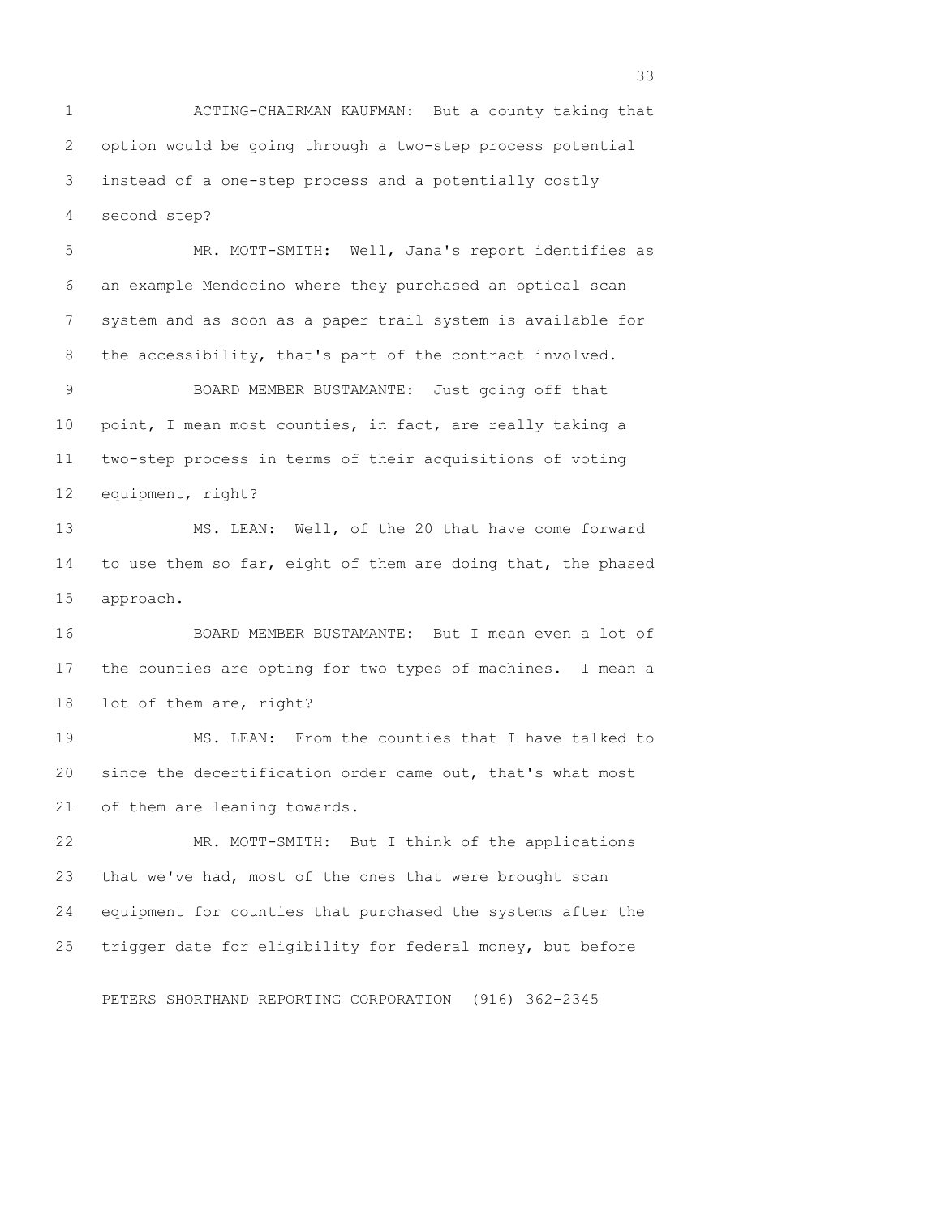ACTING-CHAIRMAN KAUFMAN: But a county taking that option would be going through a two-step process potential instead of a one-step process and a potentially costly second step?

MR. MOTT-SMITH: Well, Jana's report identifies as an example Mendocino where they purchased an optical scan system and as soon as a paper trail system is available for the accessibility, that's part of the contract involved.

BOARD MEMBER BUSTAMANTE: Just going off that point, I mean most counties, in fact, are really taking a two-step process in terms of their acquisitions of voting equipment, right?

MS. LEAN: Well, of the 20 that have come forward to use them so far, eight of them are doing that, the phased approach.

BOARD MEMBER BUSTAMANTE: But I mean even a lot of the counties are opting for two types of machines. I mean a lot of them are, right?

MS. LEAN: From the counties that I have talked to since the decertification order came out, that's what most of them are leaning towards.

MR. MOTT-SMITH: But I think of the applications that we've had, most of the ones that were brought scan equipment for counties that purchased the systems after the trigger date for eligibility for federal money, but before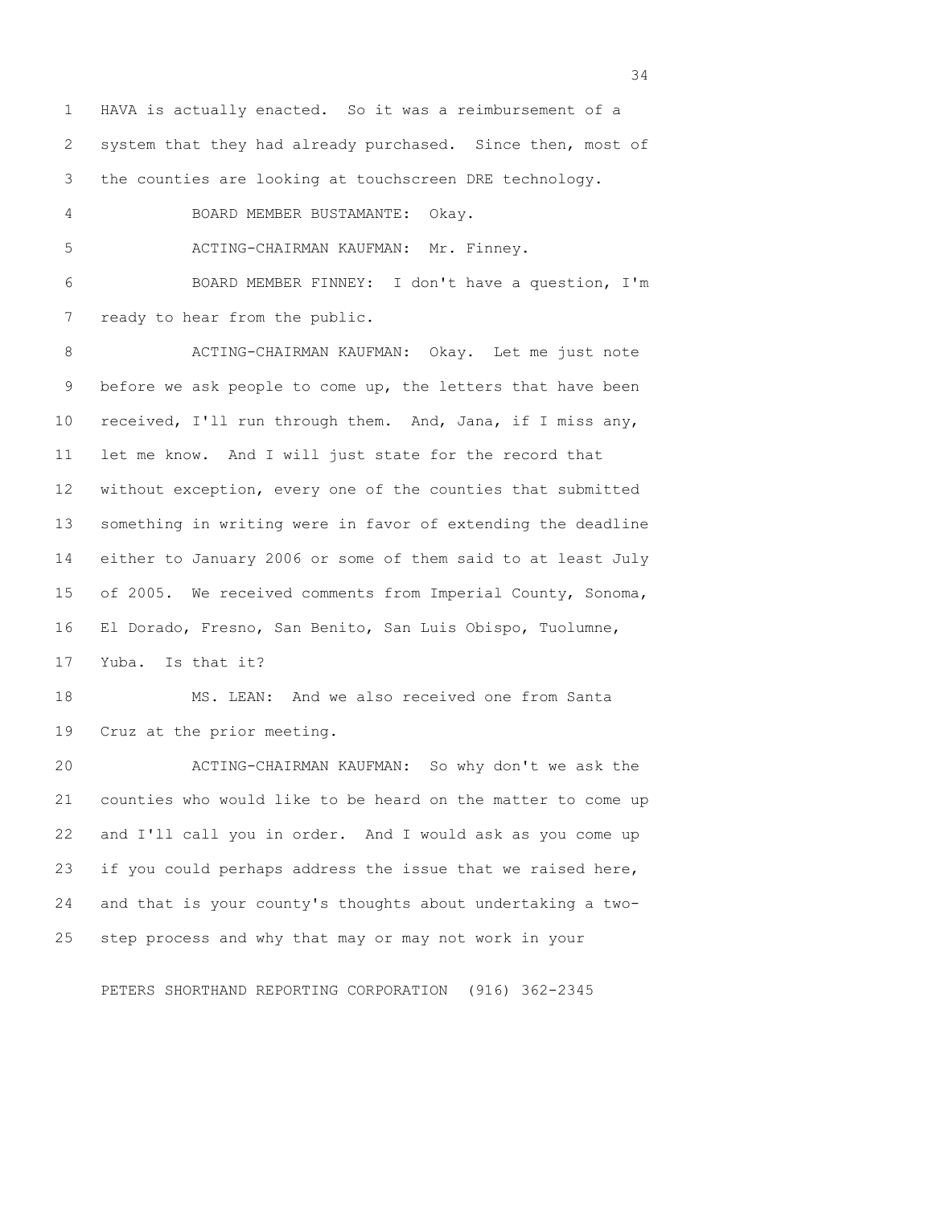HAVA is actually enacted. So it was a reimbursement of a system that they had already purchased. Since then, most of the counties are looking at touchscreen DRE technology.

BOARD MEMBER BUSTAMANTE: Okay.

ACTING-CHAIRMAN KAUFMAN: Mr. Finney.

BOARD MEMBER FINNEY: I don't have a question, I'm ready to hear from the public.

ACTING-CHAIRMAN KAUFMAN: Okay. Let me just note before we ask people to come up, the letters that have been received, I'll run through them. And, Jana, if I miss any, let me know. And I will just state for the record that without exception, every one of the counties that submitted something in writing were in favor of extending the deadline either to January 2006 or some of them said to at least July of 2005. We received comments from Imperial County, Sonoma, El Dorado, Fresno, San Benito, San Luis Obispo, Tuolumne, Yuba. Is that it?

MS. LEAN: And we also received one from Santa Cruz at the prior meeting.

ACTING-CHAIRMAN KAUFMAN: So why don't we ask the counties who would like to be heard on the matter to come up and I'll call you in order. And I would ask as you come up if you could perhaps address the issue that we raised here, and that is your county's thoughts about undertaking a two-step process and why that may or may not work in your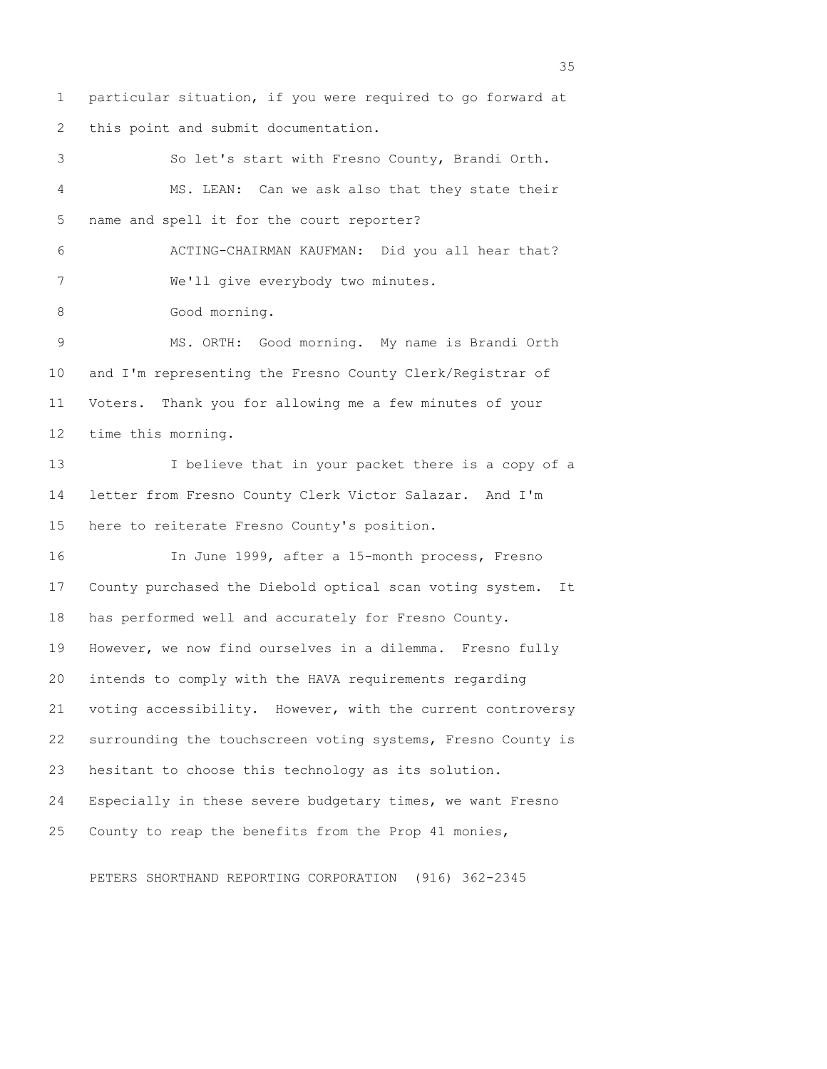particular situation, if you were required to go forward at this point and submit documentation.

So let's start with Fresno County, Brandi Orth.

MS. LEAN: Can we ask also that they state their name and spell it for the court reporter?

ACTING-CHAIRMAN KAUFMAN: Did you all hear that? We'll give everybody two minutes.

Good morning.

MS. ORTH: Good morning. My name is Brandi Orth and I'm representing the Fresno County Clerk/Registrar of Voters. Thank you for allowing me a few minutes of your time this morning.

I believe that in your packet there is a copy of a letter from Fresno County Clerk Victor Salazar. And I'm here to reiterate Fresno County's position.

In June 1999, after a 15-month process, Fresno County purchased the Diebold optical scan voting system. It has performed well and accurately for Fresno County. However, we now find ourselves in a dilemma. Fresno fully intends to comply with the HAVA requirements regarding voting accessibility. However, with the current controversy surrounding the touchscreen voting systems, Fresno County is hesitant to choose this technology as its solution. Especially in these severe budgetary times, we want Fresno County to reap the benefits from the Prop 41 monies,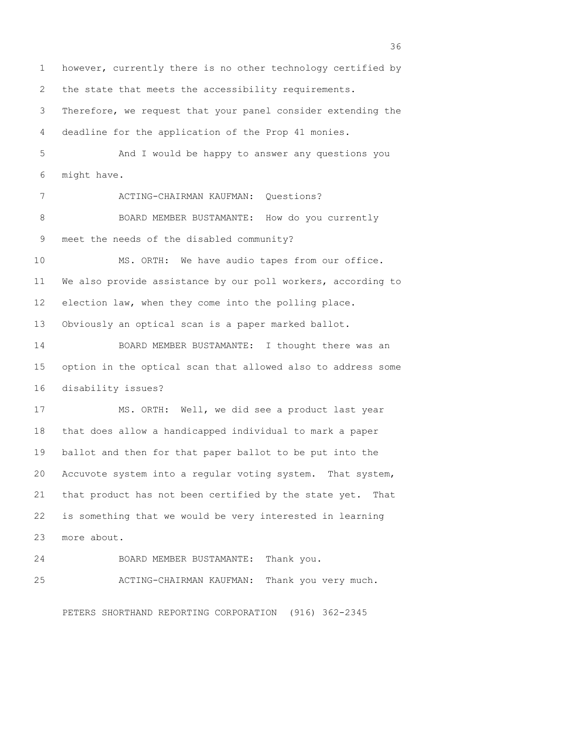however, currently there is no other technology certified by the state that meets the accessibility requirements. Therefore, we request that your panel consider extending the deadline for the application of the Prop 41 monies.

And I would be happy to answer any questions you might have.

ACTING-CHAIRMAN KAUFMAN: Questions?

BOARD MEMBER BUSTAMANTE: How do you currently meet the needs of the disabled community?

MS. ORTH: We have audio tapes from our office. We also provide assistance by our poll workers, according to election law, when they come into the polling place. Obviously an optical scan is a paper marked ballot.

BOARD MEMBER BUSTAMANTE: I thought there was an option in the optical scan that allowed also to address some disability issues?

MS. ORTH: Well, we did see a product last year that does allow a handicapped individual to mark a paper ballot and then for that paper ballot to be put into the Accuvote system into a regular voting system. That system, that product has not been certified by the state yet. That is something that we would be very interested in learning more about.

BOARD MEMBER BUSTAMANTE: Thank you.

ACTING-CHAIRMAN KAUFMAN: Thank you very much.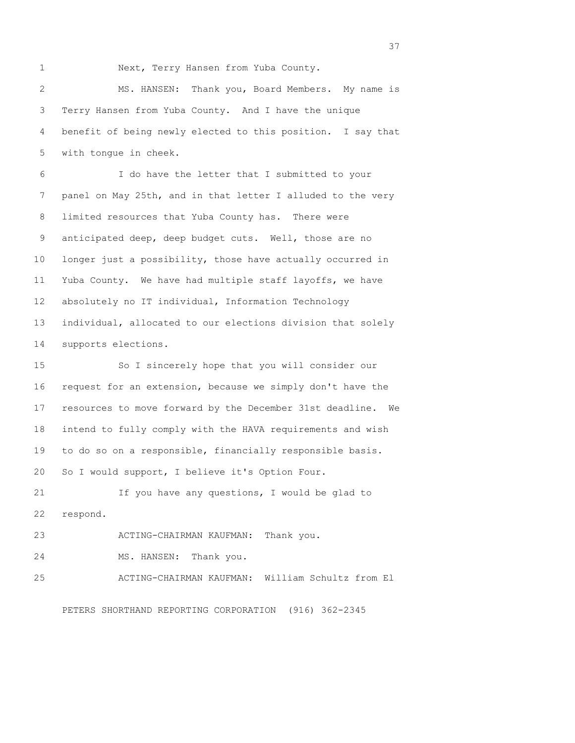Next, Terry Hansen from Yuba County.

MS. HANSEN: Thank you, Board Members. My name is Terry Hansen from Yuba County. And I have the unique benefit of being newly elected to this position. I say that with tongue in cheek.

I do have the letter that I submitted to your panel on May 25th, and in that letter I alluded to the very limited resources that Yuba County has. There were anticipated deep, deep budget cuts. Well, those are no longer just a possibility, those have actually occurred in Yuba County. We have had multiple staff layoffs, we have absolutely no IT individual, Information Technology individual, allocated to our elections division that solely supports elections.

So I sincerely hope that you will consider our request for an extension, because we simply don't have the resources to move forward by the December 31st deadline. We intend to fully comply with the HAVA requirements and wish to do so on a responsible, financially responsible basis. So I would support, I believe it's Option Four.

If you have any questions, I would be glad to respond.

ACTING-CHAIRMAN KAUFMAN: Thank you.

MS. HANSEN: Thank you.

ACTING-CHAIRMAN KAUFMAN: William Schultz from El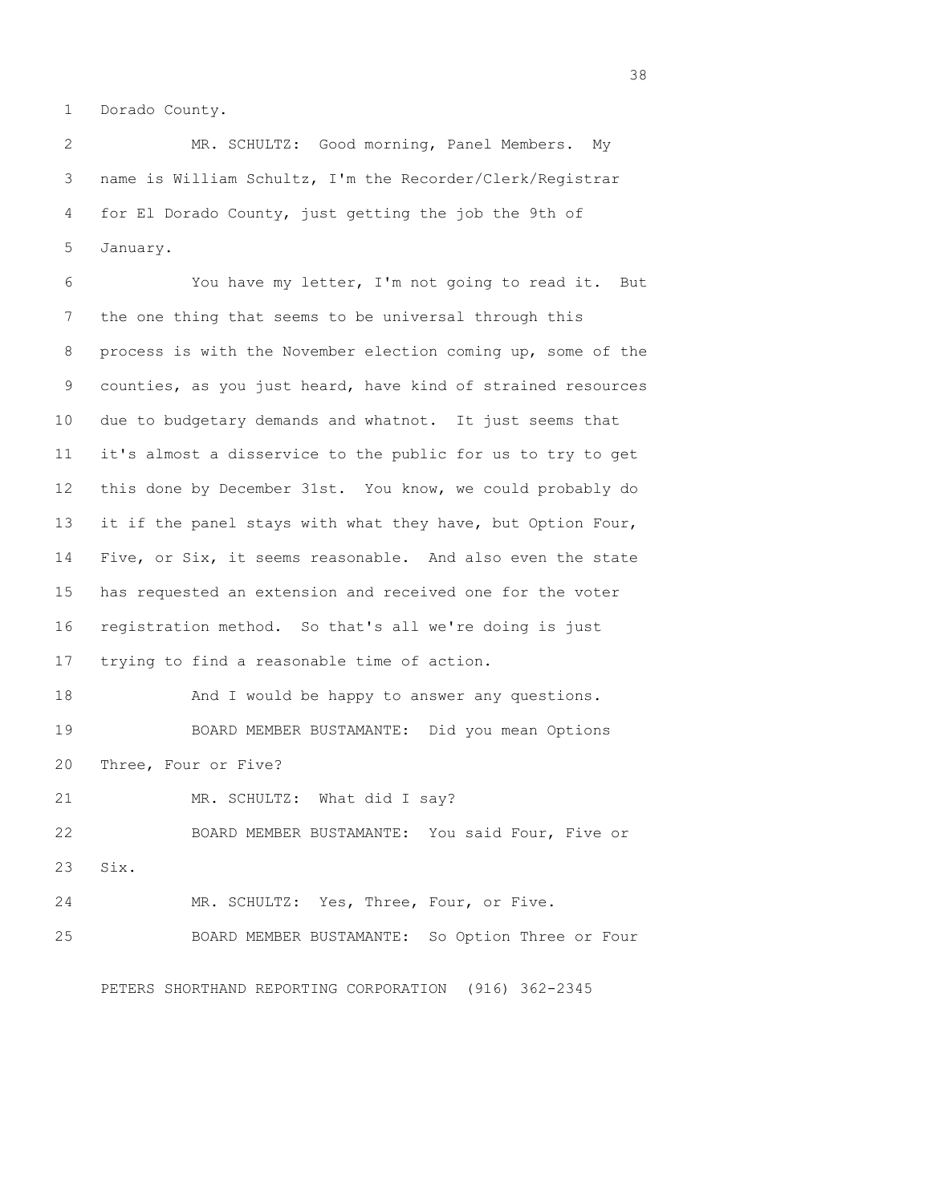Dorado County.

MR. SCHULTZ: Good morning, Panel Members. My name is William Schultz, I'm the Recorder/Clerk/Registrar for El Dorado County, just getting the job the 9th of January.

You have my letter, I'm not going to read it. But the one thing that seems to be universal through this process is with the November election coming up, some of the counties, as you just heard, have kind of strained resources due to budgetary demands and whatnot. It just seems that it's almost a disservice to the public for us to try to get this done by December 31st. You know, we could probably do it if the panel stays with what they have, but Option Four, Five, or Six, it seems reasonable. And also even the state has requested an extension and received one for the voter registration method. So that's all we're doing is just trying to find a reasonable time of action.

And I would be happy to answer any questions.

BOARD MEMBER BUSTAMANTE: Did you mean Options Three, Four or Five?

MR. SCHULTZ: What did I say?

BOARD MEMBER BUSTAMANTE: You said Four, Five or Six.

MR. SCHULTZ: Yes, Three, Four, or Five.

BOARD MEMBER BUSTAMANTE: So Option Three or Four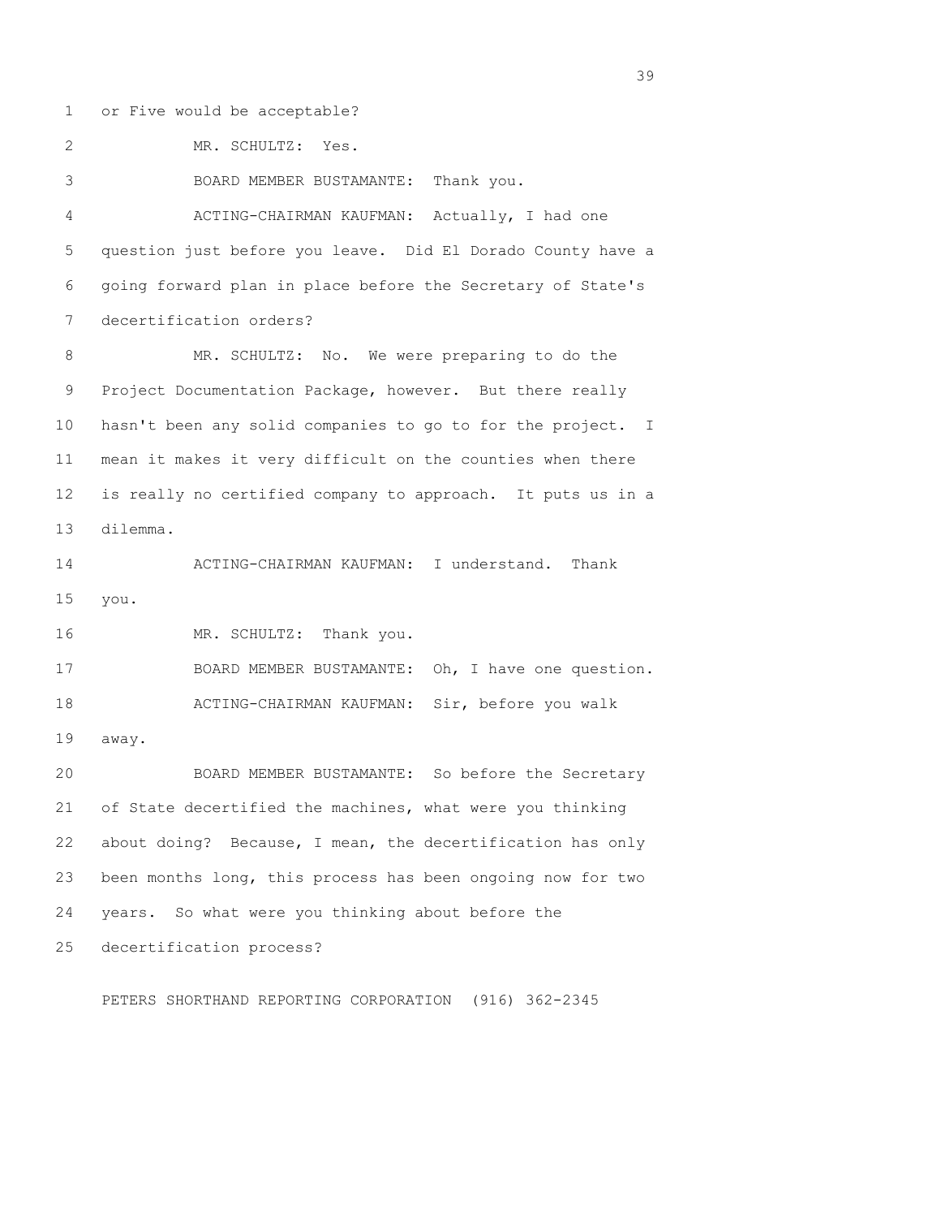or Five would be acceptable?

MR. SCHULTZ: Yes.

BOARD MEMBER BUSTAMANTE: Thank you.

ACTING-CHAIRMAN KAUFMAN: Actually, I had one question just before you leave. Did El Dorado County have a going forward plan in place before the Secretary of State's decertification orders?

MR. SCHULTZ: No. We were preparing to do the Project Documentation Package, however. But there really hasn't been any solid companies to go to for the project. I mean it makes it very difficult on the counties when there is really no certified company to approach. It puts us in a dilemma.

ACTING-CHAIRMAN KAUFMAN: I understand. Thank you.

MR. SCHULTZ: Thank you.

BOARD MEMBER BUSTAMANTE: Oh, I have one question.

ACTING-CHAIRMAN KAUFMAN: Sir, before you walk away.

BOARD MEMBER BUSTAMANTE: So before the Secretary of State decertified the machines, what were you thinking about doing? Because, I mean, the decertification has only been months long, this process has been ongoing now for two years. So what were you thinking about before the decertification process?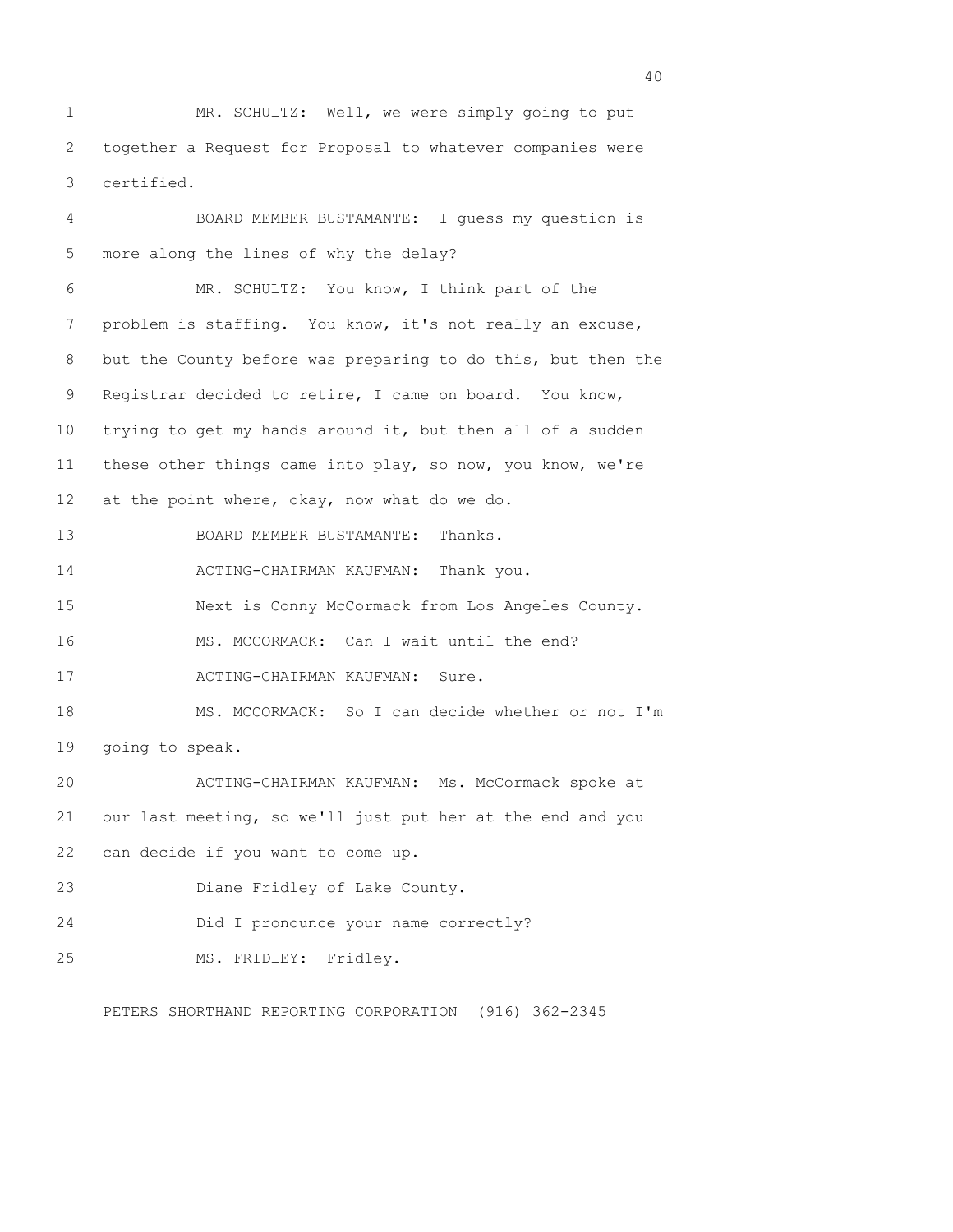MR. SCHULTZ: Well, we were simply going to put together a Request for Proposal to whatever companies were certified.

BOARD MEMBER BUSTAMANTE: I guess my question is more along the lines of why the delay?

MR. SCHULTZ: You know, I think part of the problem is staffing. You know, it's not really an excuse, but the County before was preparing to do this, but then the Registrar decided to retire, I came on board. You know, trying to get my hands around it, but then all of a sudden these other things came into play, so now, you know, we're at the point where, okay, now what do we do.

BOARD MEMBER BUSTAMANTE: Thanks.

ACTING-CHAIRMAN KAUFMAN: Thank you.

Next is Conny McCormack from Los Angeles County.

MS. MCCORMACK: Can I wait until the end?

ACTING-CHAIRMAN KAUFMAN: Sure.

MS. MCCORMACK: So I can decide whether or not I'm going to speak.

ACTING-CHAIRMAN KAUFMAN: Ms. McCormack spoke at our last meeting, so we'll just put her at the end and you can decide if you want to come up.

Diane Fridley of Lake County.

Did I pronounce your name correctly?

MS. FRIDLEY: Fridley.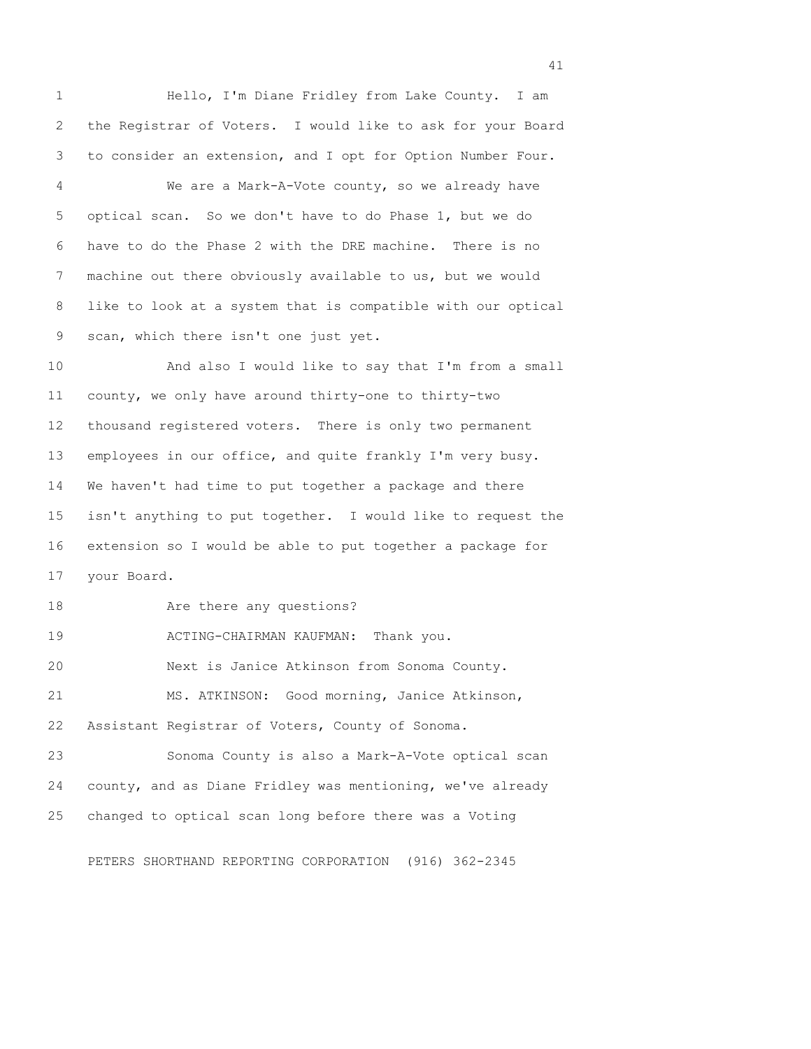Hello, I'm Diane Fridley from Lake County. I am the Registrar of Voters. I would like to ask for your Board to consider an extension, and I opt for Option Number Four.

We are a Mark-A-Vote county, so we already have optical scan. So we don't have to do Phase 1, but we do have to do the Phase 2 with the DRE machine. There is no machine out there obviously available to us, but we would like to look at a system that is compatible with our optical scan, which there isn't one just yet.

And also I would like to say that I'm from a small county, we only have around thirty-one to thirty-two thousand registered voters. There is only two permanent employees in our office, and quite frankly I'm very busy. We haven't had time to put together a package and there isn't anything to put together. I would like to request the extension so I would be able to put together a package for your Board.

Are there any questions?

ACTING-CHAIRMAN KAUFMAN: Thank you.

Next is Janice Atkinson from Sonoma County.

MS. ATKINSON: Good morning, Janice Atkinson, Assistant Registrar of Voters, County of Sonoma.

Sonoma County is also a Mark-A-Vote optical scan county, and as Diane Fridley was mentioning, we've already changed to optical scan long before there was a Voting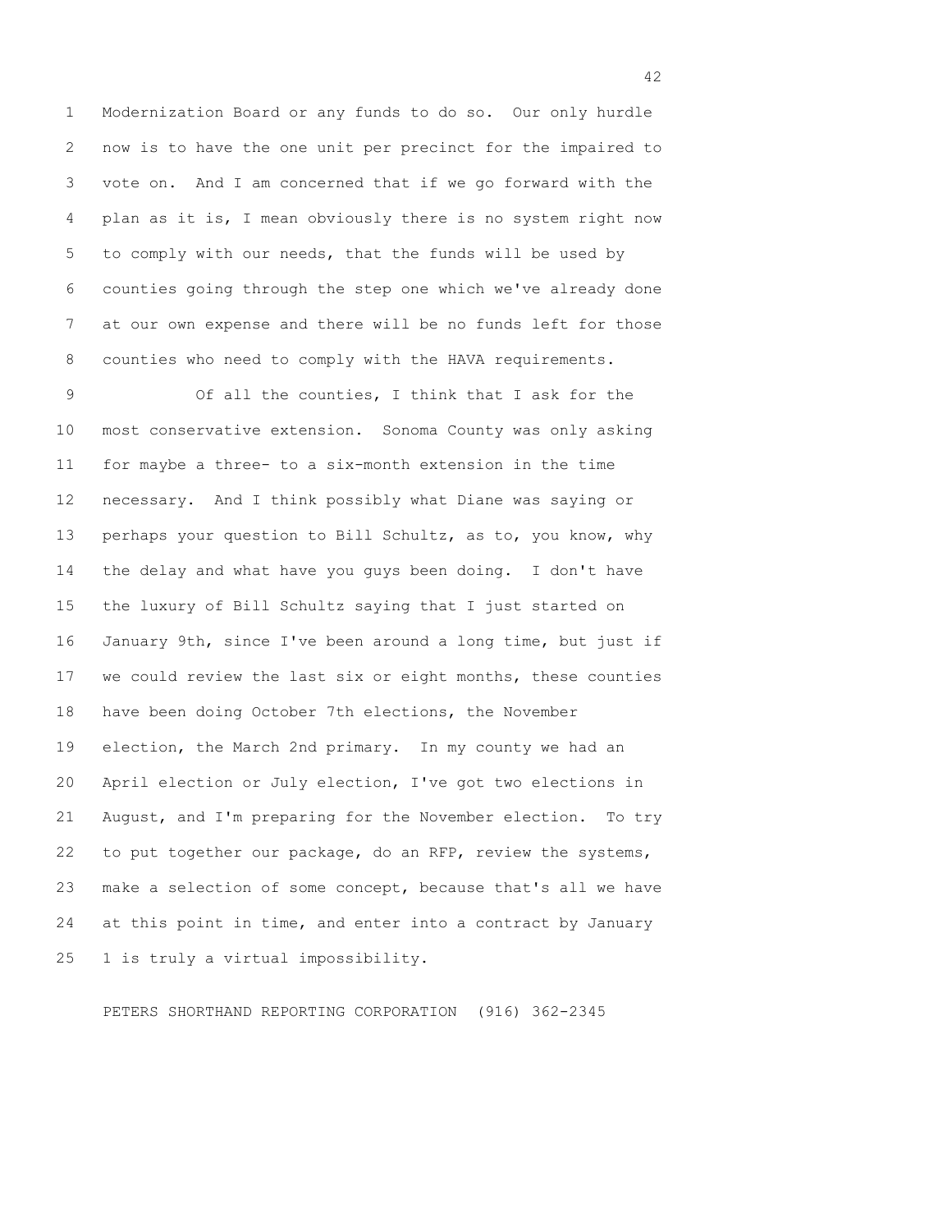Modernization Board or any funds to do so. Our only hurdle now is to have the one unit per precinct for the impaired to vote on. And I am concerned that if we go forward with the plan as it is, I mean obviously there is no system right now to comply with our needs, that the funds will be used by counties going through the step one which we've already done at our own expense and there will be no funds left for those counties who need to comply with the HAVA requirements.

Of all the counties, I think that I ask for the most conservative extension. Sonoma County was only asking for maybe a three- to a six-month extension in the time necessary. And I think possibly what Diane was saying or perhaps your question to Bill Schultz, as to, you know, why the delay and what have you guys been doing. I don't have the luxury of Bill Schultz saying that I just started on January 9th, since I've been around a long time, but just if we could review the last six or eight months, these counties have been doing October 7th elections, the November election, the March 2nd primary. In my county we had an April election or July election, I've got two elections in August, and I'm preparing for the November election. To try to put together our package, do an RFP, review the systems, make a selection of some concept, because that's all we have at this point in time, and enter into a contract by January 1 is truly a virtual impossibility.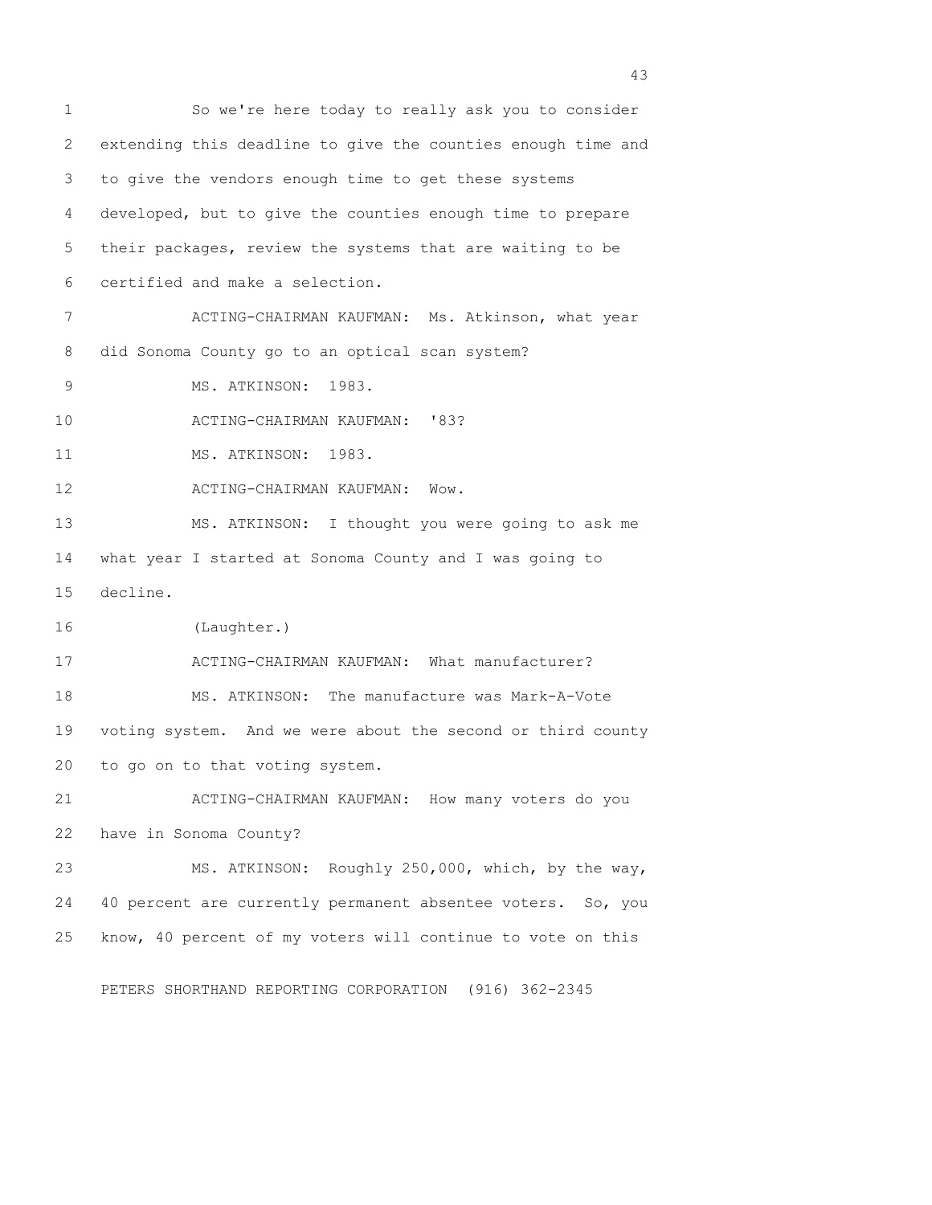So we're here today to really ask you to consider extending this deadline to give the counties enough time and to give the vendors enough time to get these systems developed, but to give the counties enough time to prepare their packages, review the systems that are waiting to be certified and make a selection.

ACTING-CHAIRMAN KAUFMAN: Ms. Atkinson, what year did Sonoma County go to an optical scan system?

MS. ATKINSON: 1983.

ACTING-CHAIRMAN KAUFMAN: '83?

MS. ATKINSON: 1983.

ACTING-CHAIRMAN KAUFMAN: Wow.

MS. ATKINSON: I thought you were going to ask me what year I started at Sonoma County and I was going to decline.

(Laughter.)

ACTING-CHAIRMAN KAUFMAN: What manufacturer?

MS. ATKINSON: The manufacture was Mark-A-Vote voting system. And we were about the second or third county to go on to that voting system.

ACTING-CHAIRMAN KAUFMAN: How many voters do you have in Sonoma County?

MS. ATKINSON: Roughly 250,000, which, by the way, 40 percent are currently permanent absentee voters. So, you know, 40 percent of my voters will continue to vote on this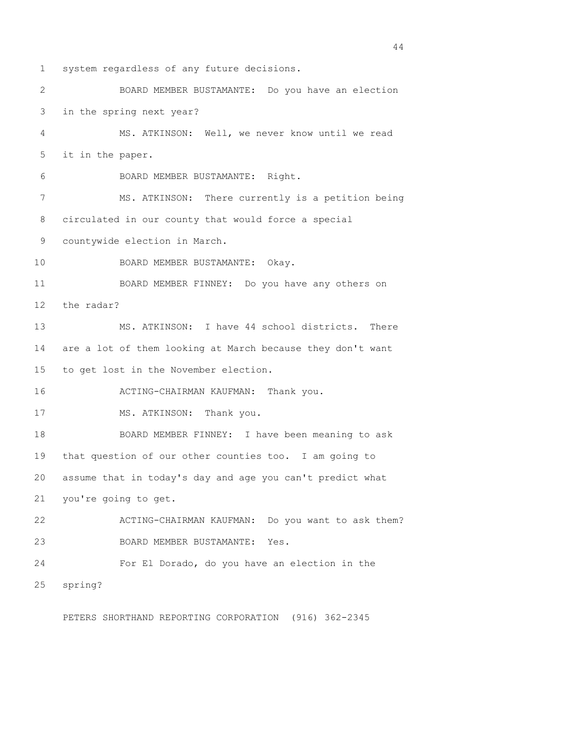system regardless of any future decisions.

BOARD MEMBER BUSTAMANTE: Do you have an election in the spring next year?

MS. ATKINSON: Well, we never know until we read it in the paper.

BOARD MEMBER BUSTAMANTE: Right.

MS. ATKINSON: There currently is a petition being circulated in our county that would force a special countywide election in March.

BOARD MEMBER BUSTAMANTE: Okay.

BOARD MEMBER FINNEY: Do you have any others on the radar?

MS. ATKINSON: I have 44 school districts. There are a lot of them looking at March because they don't want to get lost in the November election.

ACTING-CHAIRMAN KAUFMAN: Thank you.

MS. ATKINSON: Thank you.

BOARD MEMBER FINNEY: I have been meaning to ask that question of our other counties too. I am going to assume that in today's day and age you can't predict what you're going to get.

ACTING-CHAIRMAN KAUFMAN: Do you want to ask them?

BOARD MEMBER BUSTAMANTE: Yes.

For El Dorado, do you have an election in the spring?

PETERS SHORTHAND REPORTING CORPORATION (916) 362-2345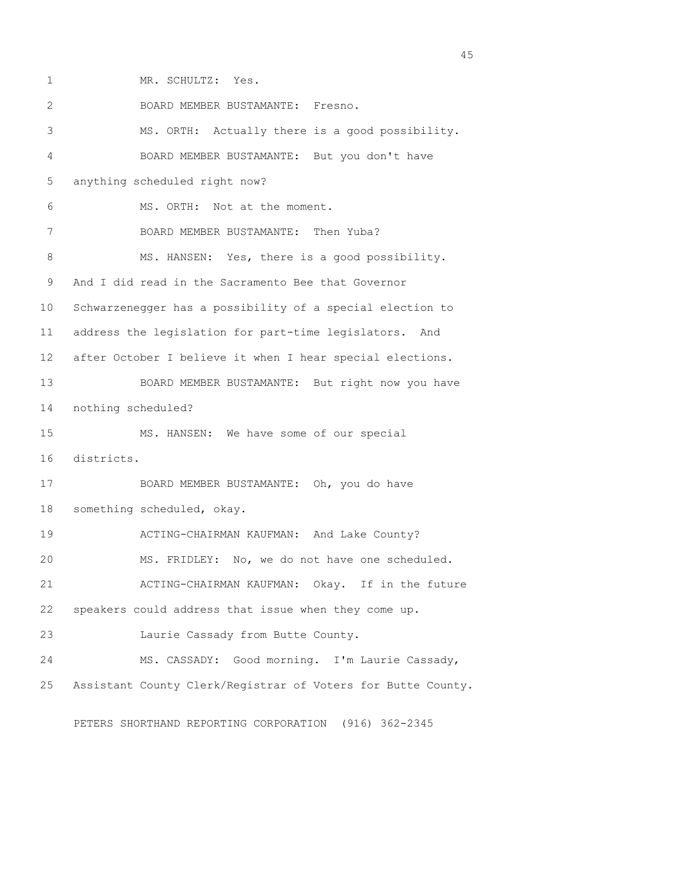MR. SCHULTZ: Yes.

BOARD MEMBER BUSTAMANTE: Fresno.

MS. ORTH: Actually there is a good possibility.

BOARD MEMBER BUSTAMANTE: But you don't have anything scheduled right now?

MS. ORTH: Not at the moment.

BOARD MEMBER BUSTAMANTE: Then Yuba?

MS. HANSEN: Yes, there is a good possibility. And I did read in the Sacramento Bee that Governor Schwarzenegger has a possibility of a special election to address the legislation for part-time legislators. And after October I believe it when I hear special elections.

BOARD MEMBER BUSTAMANTE: But right now you have nothing scheduled?

MS. HANSEN: We have some of our special districts.

BOARD MEMBER BUSTAMANTE: Oh, you do have something scheduled, okay.

ACTING-CHAIRMAN KAUFMAN: And Lake County?

MS. FRIDLEY: No, we do not have one scheduled.

ACTING-CHAIRMAN KAUFMAN: Okay. If in the future speakers could address that issue when they come up.

Laurie Cassady from Butte County.

MS. CASSADY: Good morning. I'm Laurie Cassady, Assistant County Clerk/Registrar of Voters for Butte County.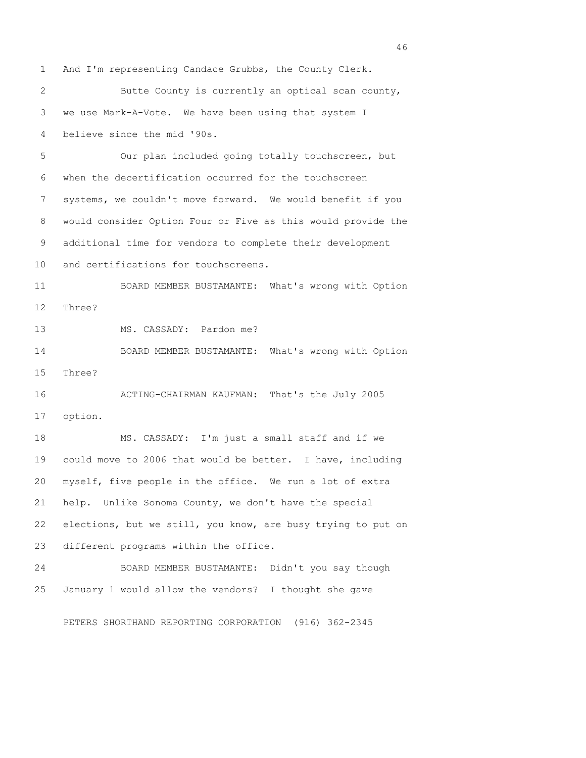And I'm representing Candace Grubbs, the County Clerk.

Butte County is currently an optical scan county, we use Mark-A-Vote. We have been using that system I believe since the mid '90s.

Our plan included going totally touchscreen, but when the decertification occurred for the touchscreen systems, we couldn't move forward. We would benefit if you would consider Option Four or Five as this would provide the additional time for vendors to complete their development and certifications for touchscreens.

BOARD MEMBER BUSTAMANTE: What's wrong with Option Three?

MS. CASSADY: Pardon me?

BOARD MEMBER BUSTAMANTE: What's wrong with Option Three?

ACTING-CHAIRMAN KAUFMAN: That's the July 2005 option.

MS. CASSADY: I'm just a small staff and if we could move to 2006 that would be better. I have, including myself, five people in the office. We run a lot of extra help. Unlike Sonoma County, we don't have the special elections, but we still, you know, are busy trying to put on different programs within the office.

BOARD MEMBER BUSTAMANTE: Didn't you say though January 1 would allow the vendors? I thought she gave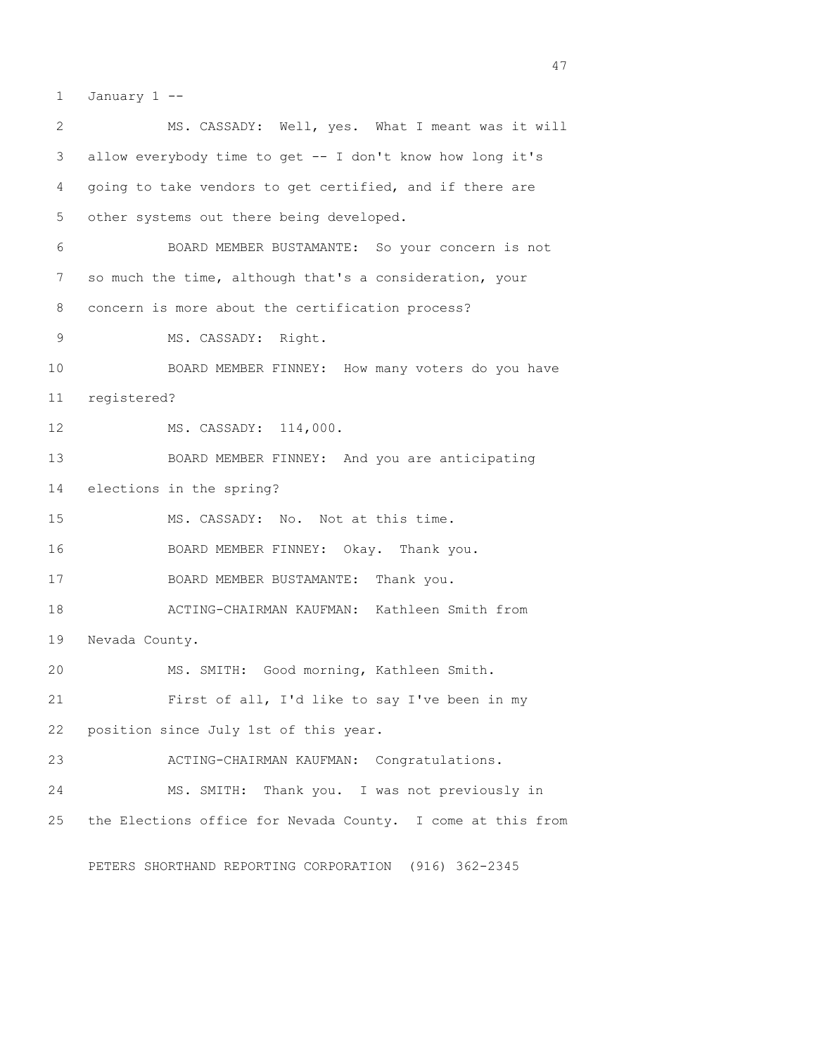January 1 --

MS. CASSADY: Well, yes. What I meant was it will allow everybody time to get -- I don't know how long it's going to take vendors to get certified, and if there are other systems out there being developed.

BOARD MEMBER BUSTAMANTE: So your concern is not so much the time, although that's a consideration, your concern is more about the certification process?

MS. CASSADY: Right.

BOARD MEMBER FINNEY: How many voters do you have registered?

MS. CASSADY: 114,000.

BOARD MEMBER FINNEY: And you are anticipating elections in the spring?

MS. CASSADY: No. Not at this time.

BOARD MEMBER FINNEY: Okay. Thank you.

BOARD MEMBER BUSTAMANTE: Thank you.

ACTING-CHAIRMAN KAUFMAN: Kathleen Smith from Nevada County.

MS. SMITH: Good morning, Kathleen Smith.

First of all, I'd like to say I've been in my position since July 1st of this year.

ACTING-CHAIRMAN KAUFMAN: Congratulations.

MS. SMITH: Thank you. I was not previously in the Elections office for Nevada County. I come at this from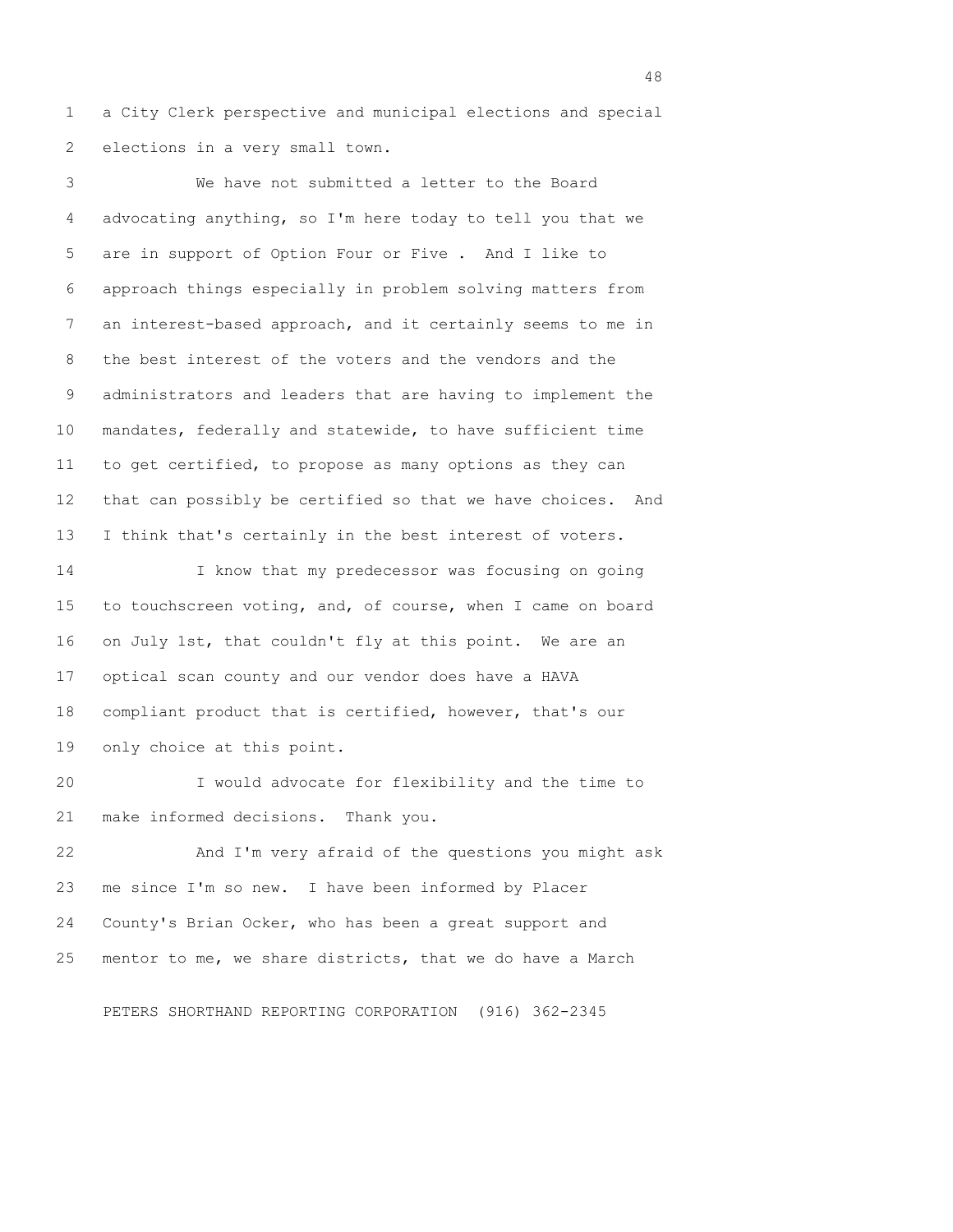a City Clerk perspective and municipal elections and special elections in a very small town.

We have not submitted a letter to the Board advocating anything, so I'm here today to tell you that we are in support of Option Four or Five . And I like to approach things especially in problem solving matters from an interest-based approach, and it certainly seems to me in the best interest of the voters and the vendors and the administrators and leaders that are having to implement the mandates, federally and statewide, to have sufficient time to get certified, to propose as many options as they can that can possibly be certified so that we have choices. And I think that's certainly in the best interest of voters.

I know that my predecessor was focusing on going to touchscreen voting, and, of course, when I came on board on July 1st, that couldn't fly at this point. We are an optical scan county and our vendor does have a HAVA compliant product that is certified, however, that's our only choice at this point.

I would advocate for flexibility and the time to make informed decisions. Thank you.

And I'm very afraid of the questions you might ask me since I'm so new. I have been informed by Placer County's Brian Ocker, who has been a great support and mentor to me, we share districts, that we do have a March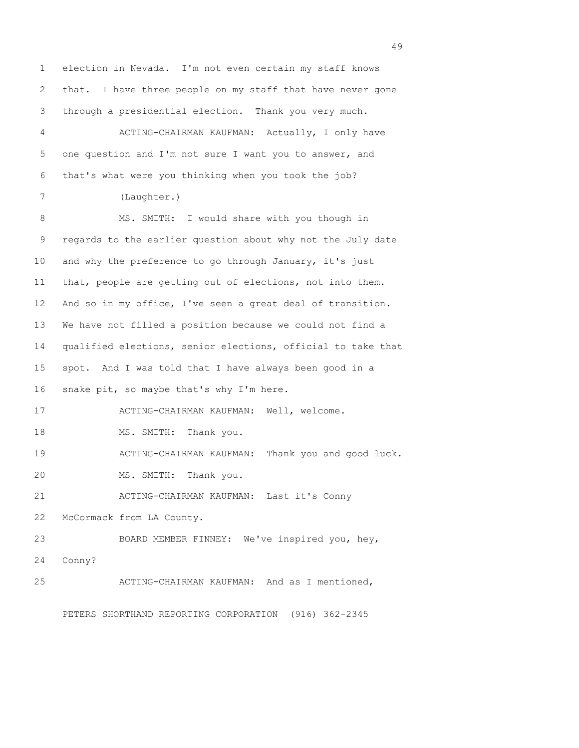election in Nevada. I'm not even certain my staff knows that. I have three people on my staff that have never gone through a presidential election. Thank you very much.

ACTING-CHAIRMAN KAUFMAN: Actually, I only have one question and I'm not sure I want you to answer, and that's what were you thinking when you took the job?

(Laughter.)

MS. SMITH: I would share with you though in regards to the earlier question about why not the July date and why the preference to go through January, it's just that, people are getting out of elections, not into them. And so in my office, I've seen a great deal of transition. We have not filled a position because we could not find a qualified elections, senior elections, official to take that spot. And I was told that I have always been good in a snake pit, so maybe that's why I'm here.

ACTING-CHAIRMAN KAUFMAN: Well, welcome.

MS. SMITH: Thank you.

ACTING-CHAIRMAN KAUFMAN: Thank you and good luck.

MS. SMITH: Thank you.

ACTING-CHAIRMAN KAUFMAN: Last it's Conny McCormack from LA County.

BOARD MEMBER FINNEY: We've inspired you, hey, Conny?

ACTING-CHAIRMAN KAUFMAN: And as I mentioned,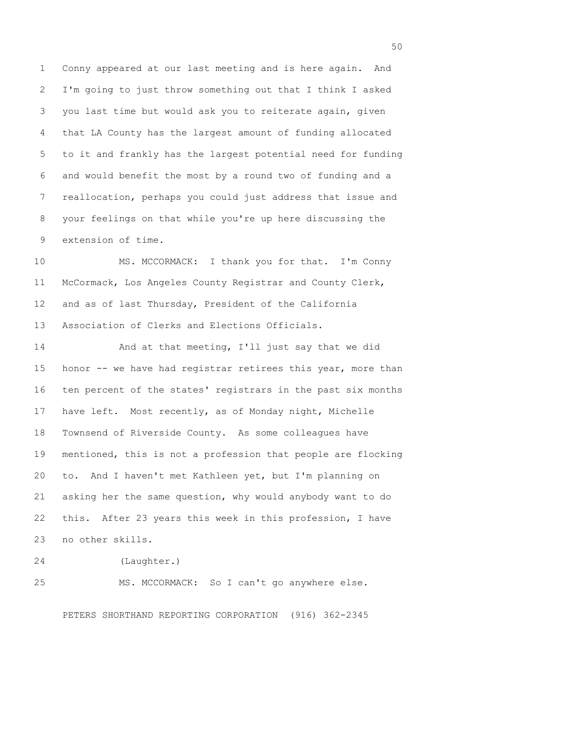Conny appeared at our last meeting and is here again. And I'm going to just throw something out that I think I asked you last time but would ask you to reiterate again, given that LA County has the largest amount of funding allocated to it and frankly has the largest potential need for funding and would benefit the most by a round two of funding and a reallocation, perhaps you could just address that issue and your feelings on that while you're up here discussing the extension of time.

MS. MCCORMACK: I thank you for that. I'm Conny McCormack, Los Angeles County Registrar and County Clerk, and as of last Thursday, President of the California Association of Clerks and Elections Officials.

And at that meeting, I'll just say that we did honor -- we have had registrar retirees this year, more than ten percent of the states' registrars in the past six months have left. Most recently, as of Monday night, Michelle Townsend of Riverside County. As some colleagues have mentioned, this is not a profession that people are flocking to. And I haven't met Kathleen yet, but I'm planning on asking her the same question, why would anybody want to do this. After 23 years this week in this profession, I have no other skills.

(Laughter.)

MS. MCCORMACK: So I can't go anywhere else.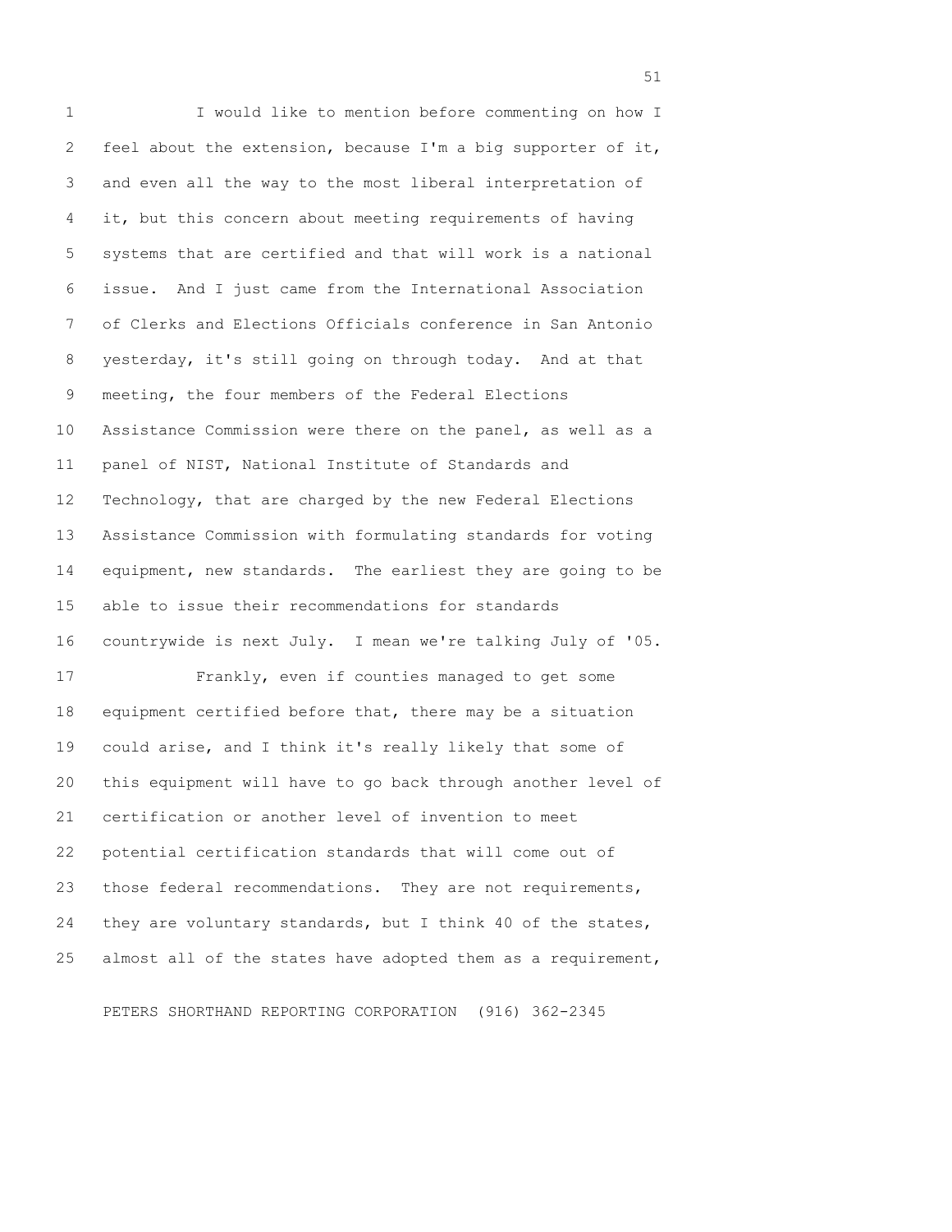I would like to mention before commenting on how I feel about the extension, because I'm a big supporter of it, and even all the way to the most liberal interpretation of it, but this concern about meeting requirements of having systems that are certified and that will work is a national issue. And I just came from the International Association of Clerks and Elections Officials conference in San Antonio yesterday, it's still going on through today. And at that meeting, the four members of the Federal Elections Assistance Commission were there on the panel, as well as a panel of NIST, National Institute of Standards and Technology, that are charged by the new Federal Elections Assistance Commission with formulating standards for voting equipment, new standards. The earliest they are going to be able to issue their recommendations for standards countrywide is next July. I mean we're talking July of '05.

Frankly, even if counties managed to get some equipment certified before that, there may be a situation could arise, and I think it's really likely that some of this equipment will have to go back through another level of certification or another level of invention to meet potential certification standards that will come out of those federal recommendations. They are not requirements, they are voluntary standards, but I think 40 of the states, almost all of the states have adopted them as a requirement,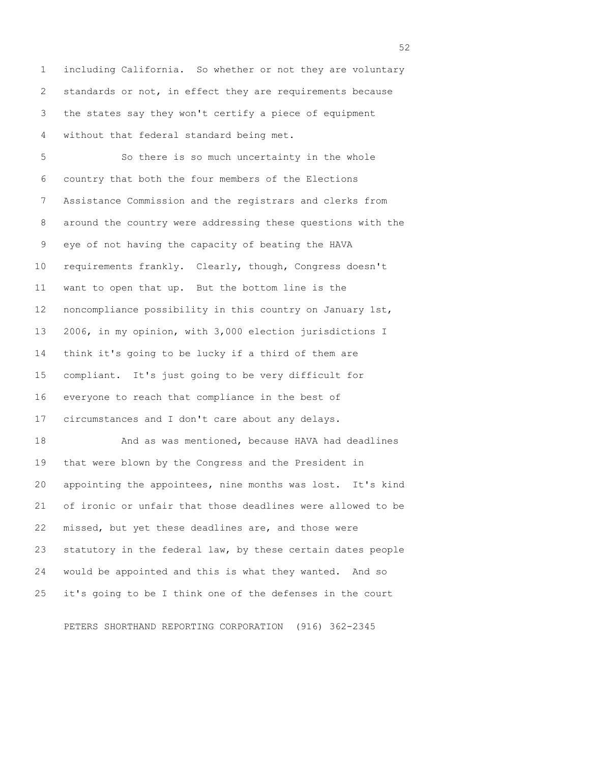including California. So whether or not they are voluntary standards or not, in effect they are requirements because the states say they won't certify a piece of equipment without that federal standard being met.

So there is so much uncertainty in the whole country that both the four members of the Elections Assistance Commission and the registrars and clerks from around the country were addressing these questions with the eye of not having the capacity of beating the HAVA requirements frankly. Clearly, though, Congress doesn't want to open that up. But the bottom line is the noncompliance possibility in this country on January 1st, 2006, in my opinion, with 3,000 election jurisdictions I think it's going to be lucky if a third of them are compliant. It's just going to be very difficult for everyone to reach that compliance in the best of circumstances and I don't care about any delays.

And as was mentioned, because HAVA had deadlines that were blown by the Congress and the President in appointing the appointees, nine months was lost. It's kind of ironic or unfair that those deadlines were allowed to be missed, but yet these deadlines are, and those were statutory in the federal law, by these certain dates people would be appointed and this is what they wanted. And so it's going to be I think one of the defenses in the court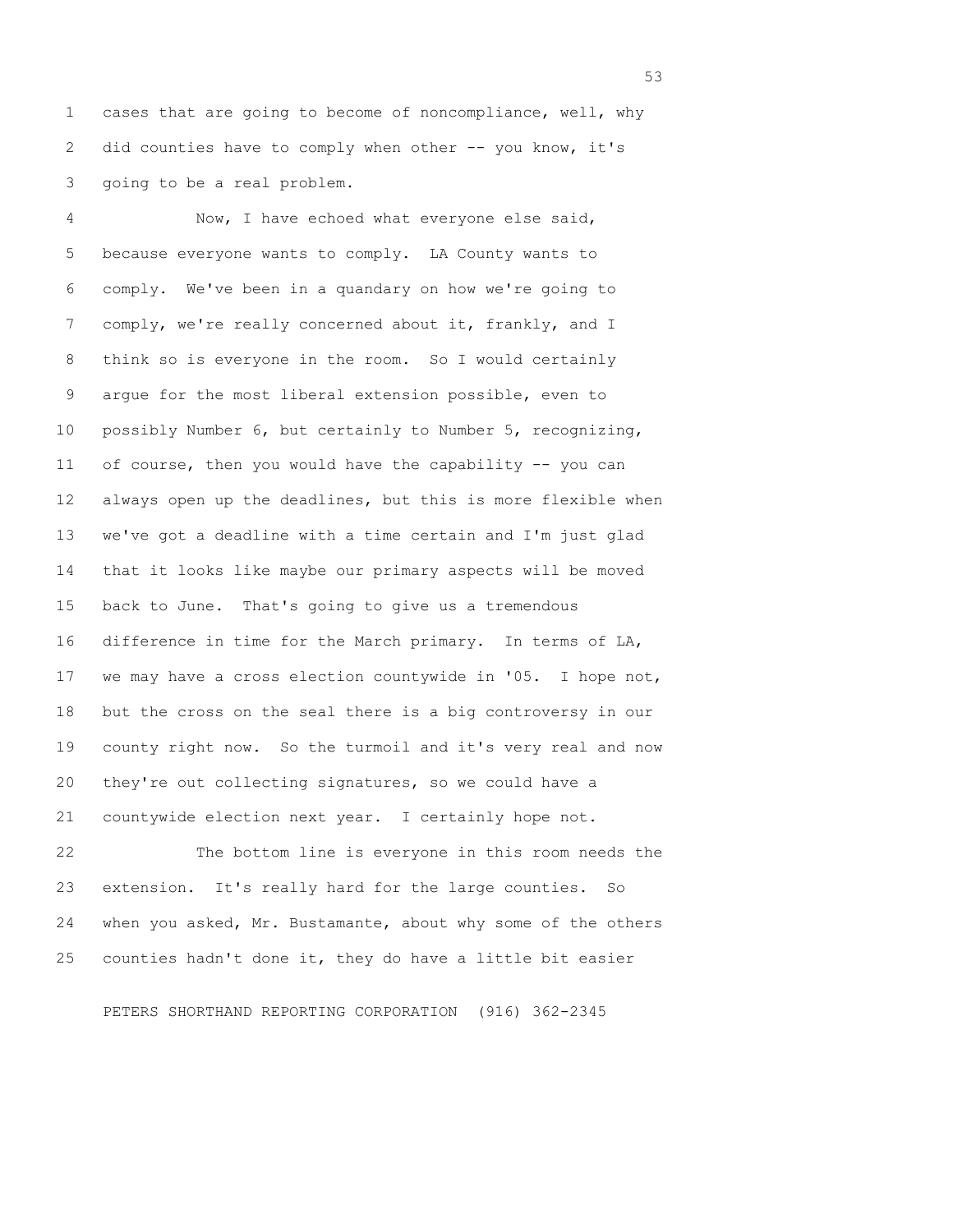cases that are going to become of noncompliance, well, why did counties have to comply when other -- you know, it's going to be a real problem.

Now, I have echoed what everyone else said, because everyone wants to comply. LA County wants to comply. We've been in a quandary on how we're going to comply, we're really concerned about it, frankly, and I think so is everyone in the room. So I would certainly argue for the most liberal extension possible, even to possibly Number 6, but certainly to Number 5, recognizing, of course, then you would have the capability -- you can always open up the deadlines, but this is more flexible when we've got a deadline with a time certain and I'm just glad that it looks like maybe our primary aspects will be moved back to June. That's going to give us a tremendous difference in time for the March primary. In terms of LA, we may have a cross election countywide in '05. I hope not, but the cross on the seal there is a big controversy in our county right now. So the turmoil and it's very real and now they're out collecting signatures, so we could have a countywide election next year. I certainly hope not.

The bottom line is everyone in this room needs the extension. It's really hard for the large counties. So when you asked, Mr. Bustamante, about why some of the others counties hadn't done it, they do have a little bit easier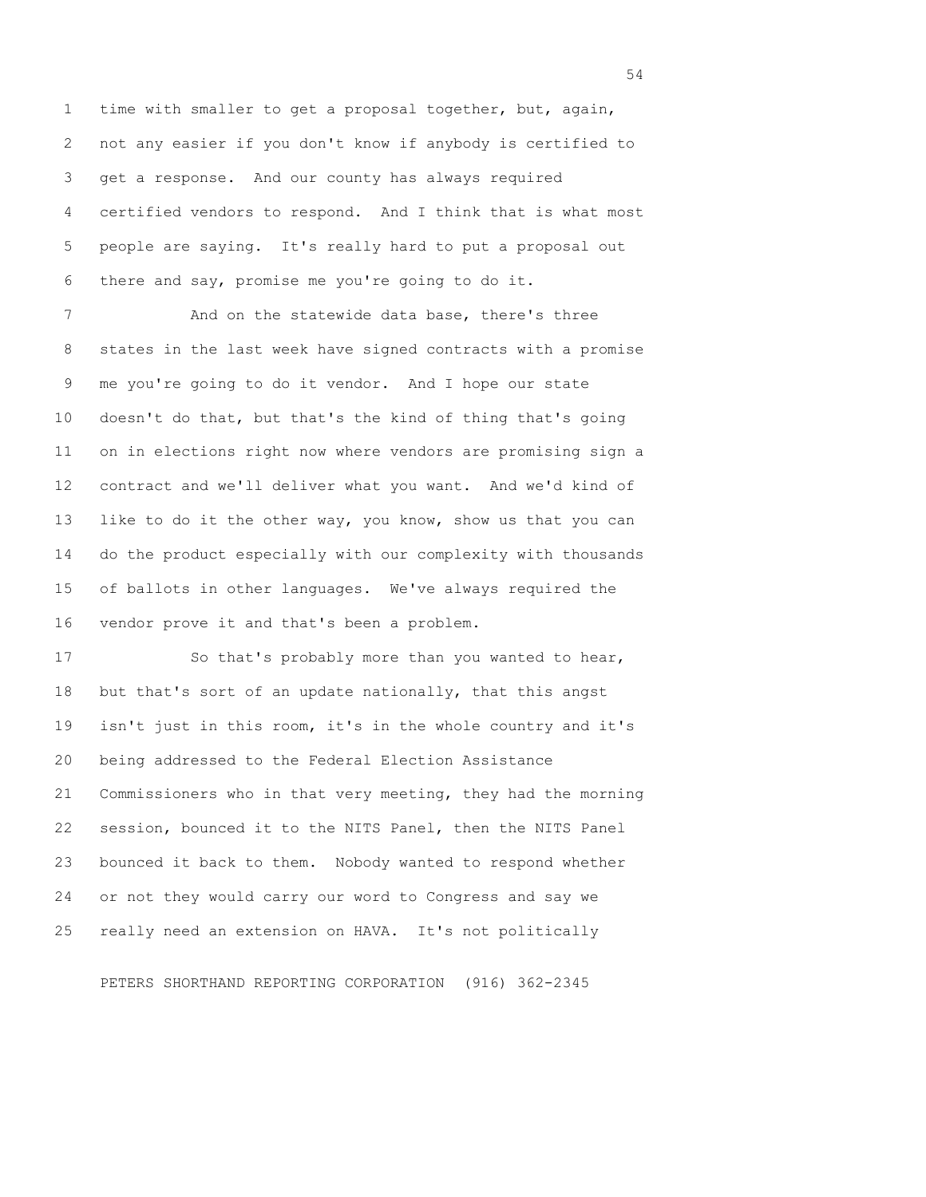time with smaller to get a proposal together, but, again, not any easier if you don't know if anybody is certified to get a response. And our county has always required certified vendors to respond. And I think that is what most people are saying. It's really hard to put a proposal out there and say, promise me you're going to do it.

And on the statewide data base, there's three states in the last week have signed contracts with a promise me you're going to do it vendor. And I hope our state doesn't do that, but that's the kind of thing that's going on in elections right now where vendors are promising sign a contract and we'll deliver what you want. And we'd kind of like to do it the other way, you know, show us that you can do the product especially with our complexity with thousands of ballots in other languages. We've always required the vendor prove it and that's been a problem.

So that's probably more than you wanted to hear, but that's sort of an update nationally, that this angst isn't just in this room, it's in the whole country and it's being addressed to the Federal Election Assistance Commissioners who in that very meeting, they had the morning session, bounced it to the NITS Panel, then the NITS Panel bounced it back to them. Nobody wanted to respond whether or not they would carry our word to Congress and say we really need an extension on HAVA. It's not politically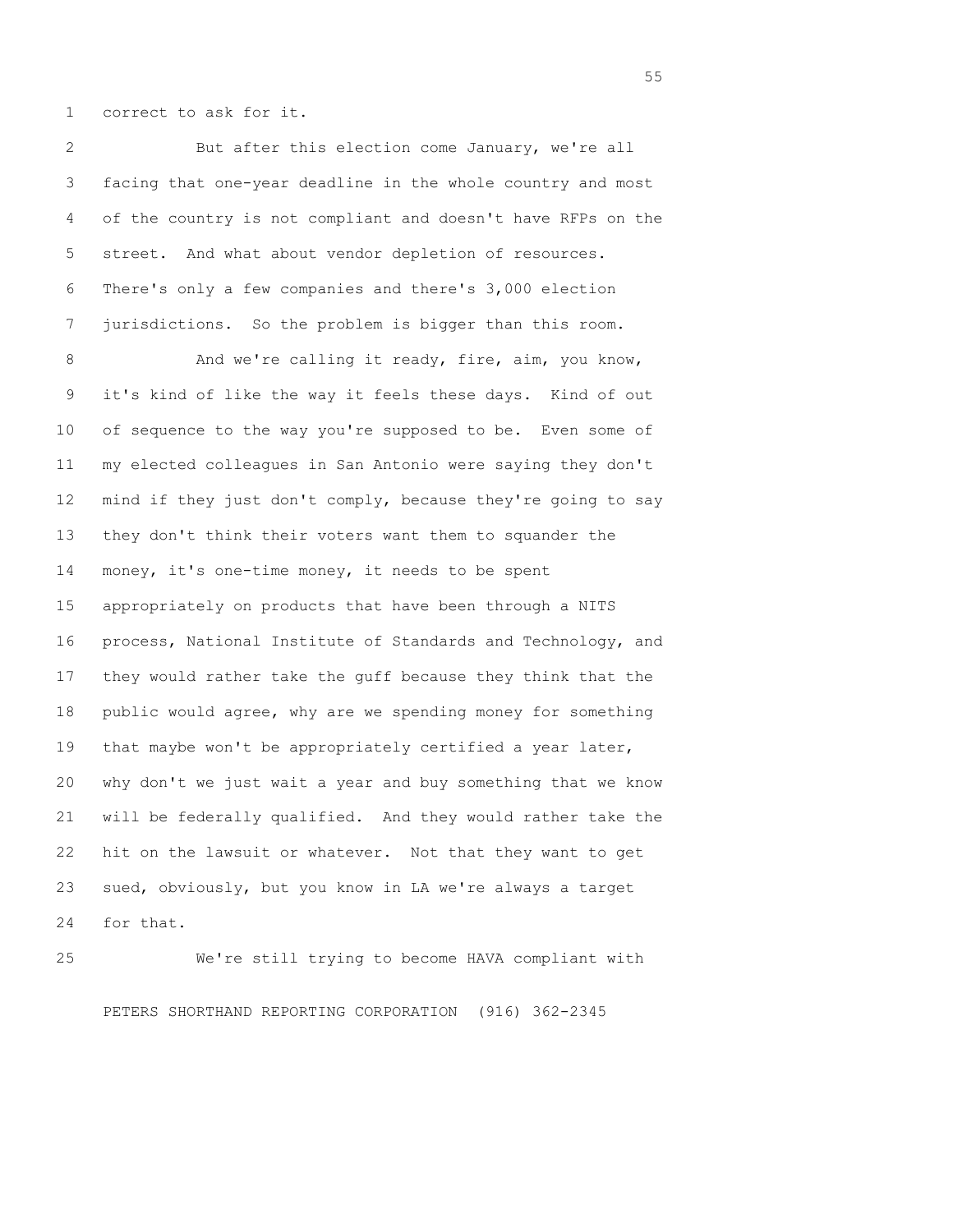correct to ask for it.

But after this election come January, we're all facing that one-year deadline in the whole country and most of the country is not compliant and doesn't have RFPs on the street. And what about vendor depletion of resources. There's only a few companies and there's 3,000 election jurisdictions. So the problem is bigger than this room.

And we're calling it ready, fire, aim, you know, it's kind of like the way it feels these days. Kind of out of sequence to the way you're supposed to be. Even some of my elected colleagues in San Antonio were saying they don't mind if they just don't comply, because they're going to say they don't think their voters want them to squander the money, it's one-time money, it needs to be spent appropriately on products that have been through a NITS process, National Institute of Standards and Technology, and they would rather take the guff because they think that the public would agree, why are we spending money for something that maybe won't be appropriately certified a year later, why don't we just wait a year and buy something that we know will be federally qualified. And they would rather take the hit on the lawsuit or whatever. Not that they want to get sued, obviously, but you know in LA we're always a target for that.

We're still trying to become HAVA compliant with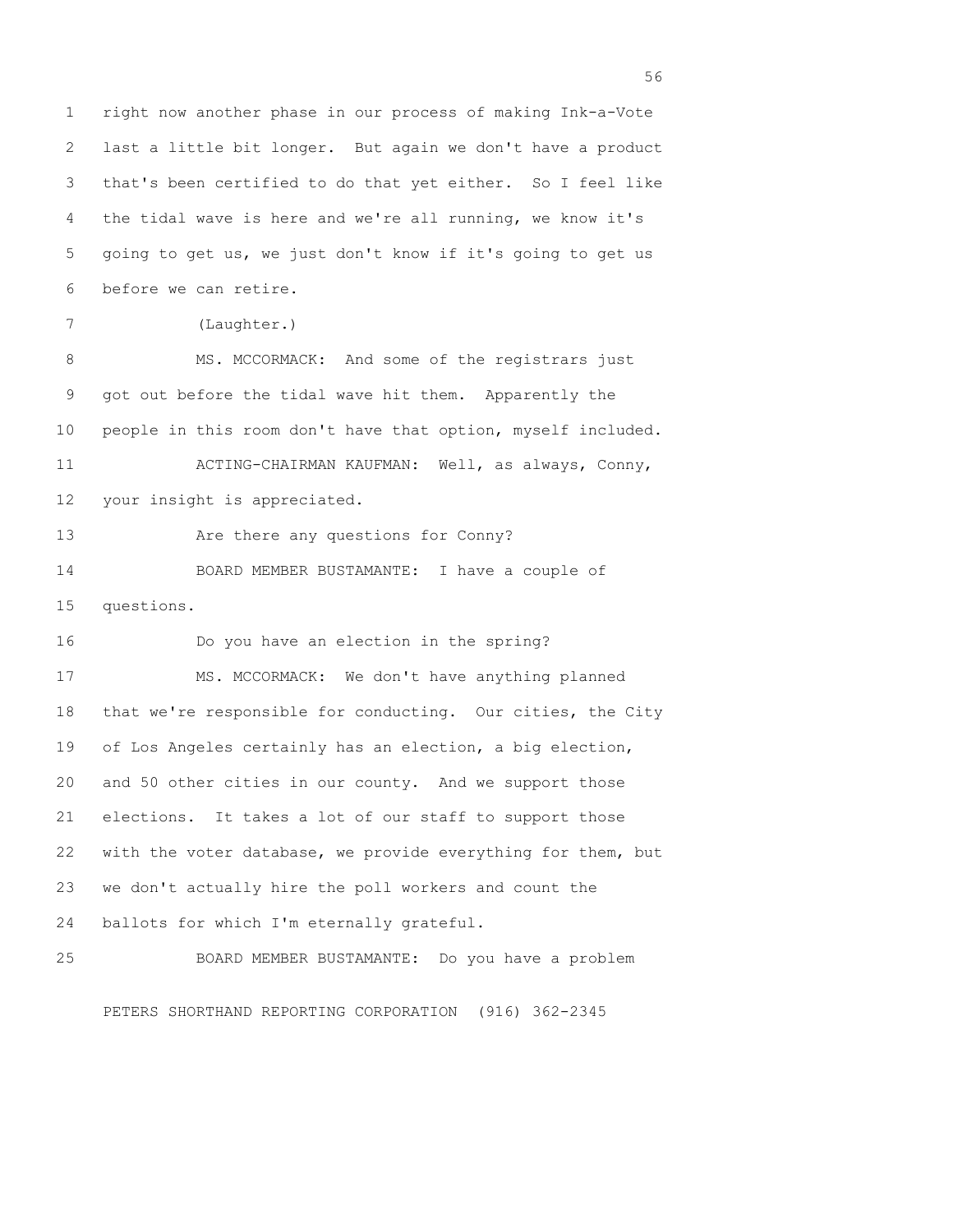right now another phase in our process of making Ink-a-Vote last a little bit longer. But again we don't have a product that's been certified to do that yet either. So I feel like the tidal wave is here and we're all running, we know it's going to get us, we just don't know if it's going to get us before we can retire.

(Laughter.)

MS. MCCORMACK: And some of the registrars just got out before the tidal wave hit them. Apparently the people in this room don't have that option, myself included.

ACTING-CHAIRMAN KAUFMAN: Well, as always, Conny, your insight is appreciated.

Are there any questions for Conny?

BOARD MEMBER BUSTAMANTE: I have a couple of questions.

Do you have an election in the spring?

MS. MCCORMACK: We don't have anything planned that we're responsible for conducting. Our cities, the City of Los Angeles certainly has an election, a big election, and 50 other cities in our county. And we support those elections. It takes a lot of our staff to support those with the voter database, we provide everything for them, but we don't actually hire the poll workers and count the ballots for which I'm eternally grateful.

BOARD MEMBER BUSTAMANTE: Do you have a problem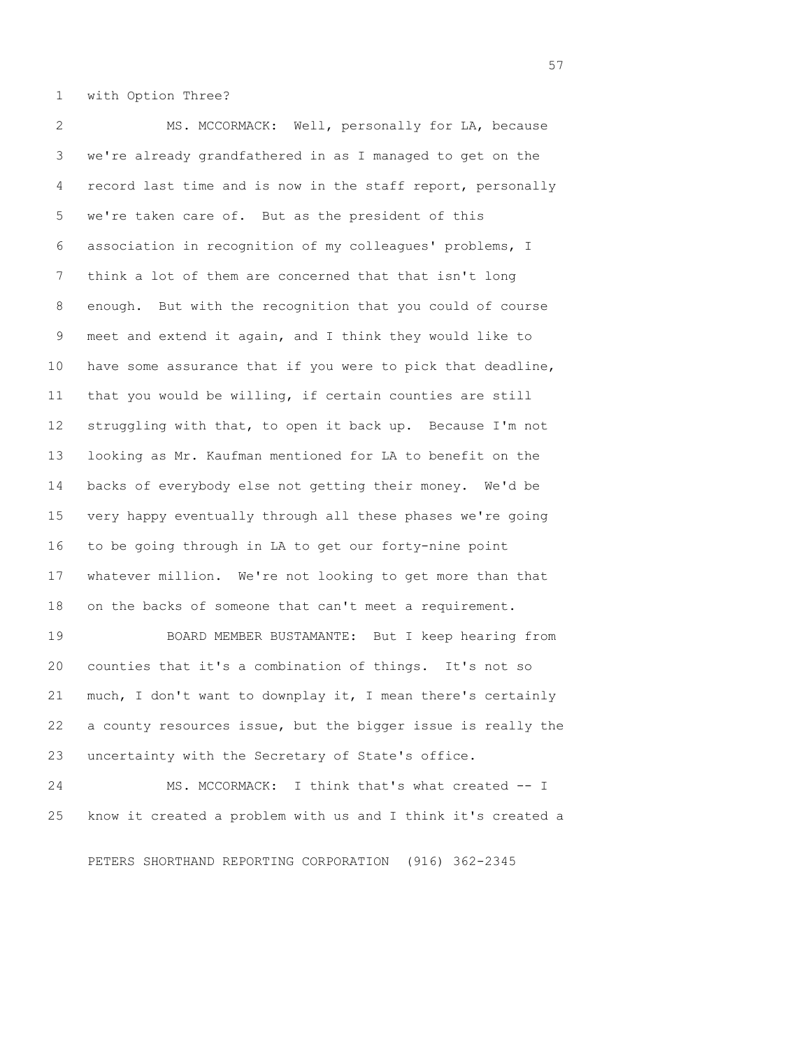with Option Three?

MS. MCCORMACK: Well, personally for LA, because we're already grandfathered in as I managed to get on the record last time and is now in the staff report, personally we're taken care of. But as the president of this association in recognition of my colleagues' problems, I think a lot of them are concerned that that isn't long enough. But with the recognition that you could of course meet and extend it again, and I think they would like to have some assurance that if you were to pick that deadline, that you would be willing, if certain counties are still struggling with that, to open it back up. Because I'm not looking as Mr. Kaufman mentioned for LA to benefit on the backs of everybody else not getting their money. We'd be very happy eventually through all these phases we're going to be going through in LA to get our forty-nine point whatever million. We're not looking to get more than that on the backs of someone that can't meet a requirement.

BOARD MEMBER BUSTAMANTE: But I keep hearing from counties that it's a combination of things. It's not so much, I don't want to downplay it, I mean there's certainly a county resources issue, but the bigger issue is really the uncertainty with the Secretary of State's office.

MS. MCCORMACK: I think that's what created -- I know it created a problem with us and I think it's created a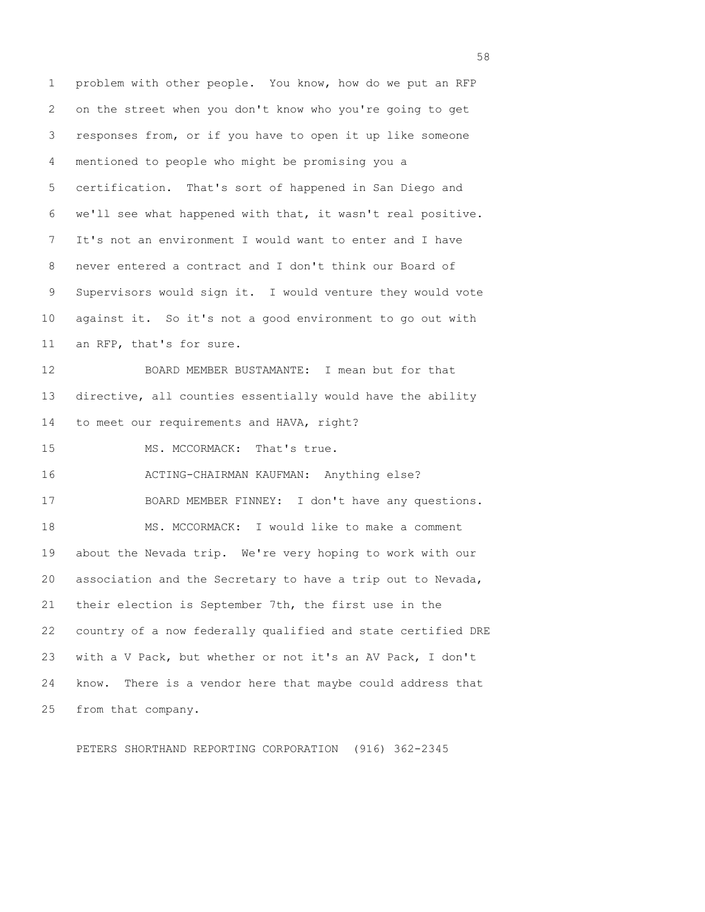problem with other people. You know, how do we put an RFP on the street when you don't know who you're going to get responses from, or if you have to open it up like someone mentioned to people who might be promising you a certification. That's sort of happened in San Diego and we'll see what happened with that, it wasn't real positive. It's not an environment I would want to enter and I have never entered a contract and I don't think our Board of Supervisors would sign it. I would venture they would vote against it. So it's not a good environment to go out with an RFP, that's for sure.

BOARD MEMBER BUSTAMANTE: I mean but for that directive, all counties essentially would have the ability to meet our requirements and HAVA, right?

MS. MCCORMACK: That's true.

ACTING-CHAIRMAN KAUFMAN: Anything else?

BOARD MEMBER FINNEY: I don't have any questions.

MS. MCCORMACK: I would like to make a comment about the Nevada trip. We're very hoping to work with our association and the Secretary to have a trip out to Nevada, their election is September 7th, the first use in the country of a now federally qualified and state certified DRE with a V Pack, but whether or not it's an AV Pack, I don't know. There is a vendor here that maybe could address that from that company.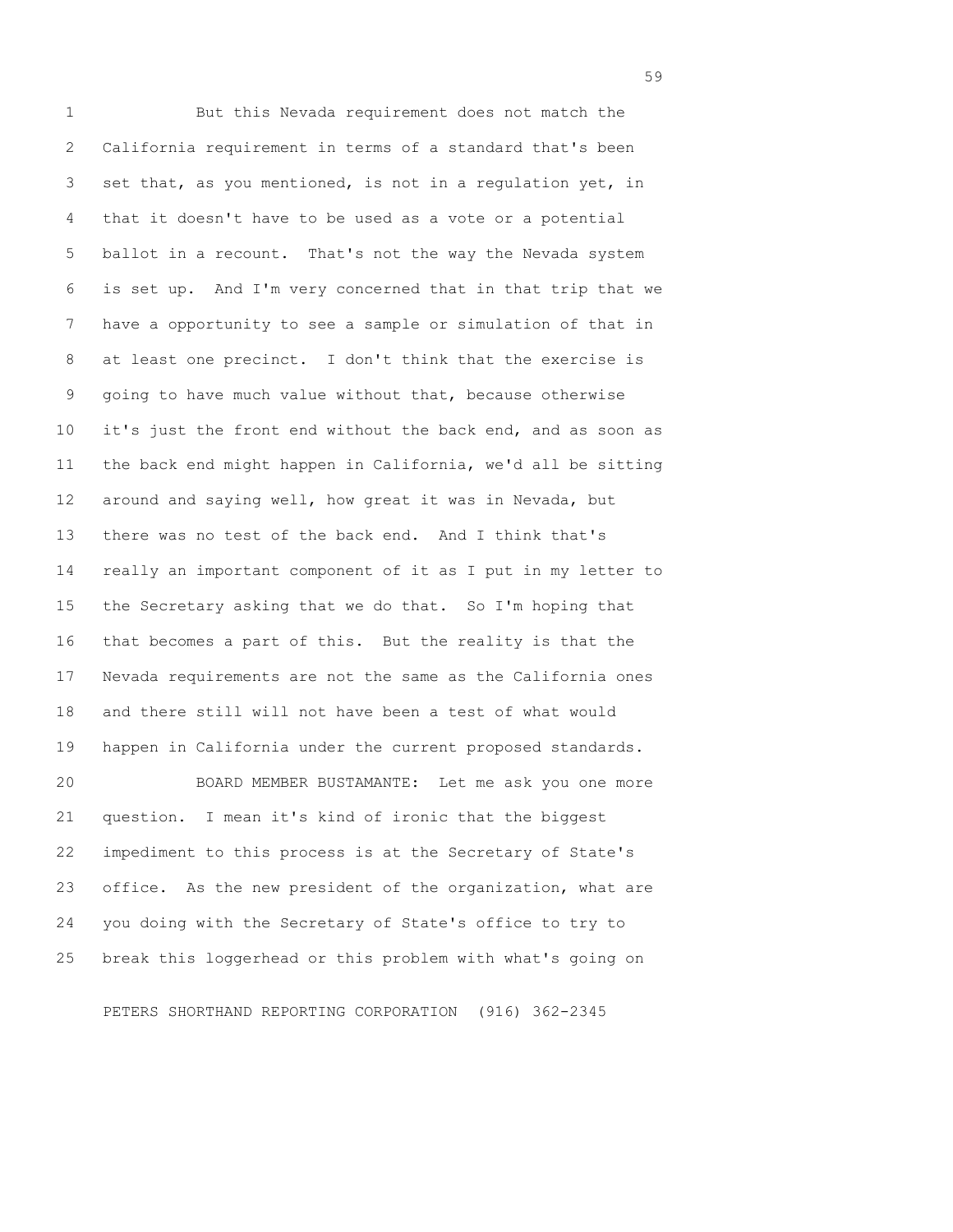But this Nevada requirement does not match the California requirement in terms of a standard that's been set that, as you mentioned, is not in a regulation yet, in that it doesn't have to be used as a vote or a potential ballot in a recount. That's not the way the Nevada system is set up. And I'm very concerned that in that trip that we have a opportunity to see a sample or simulation of that in at least one precinct. I don't think that the exercise is going to have much value without that, because otherwise it's just the front end without the back end, and as soon as the back end might happen in California, we'd all be sitting around and saying well, how great it was in Nevada, but there was no test of the back end. And I think that's really an important component of it as I put in my letter to the Secretary asking that we do that. So I'm hoping that that becomes a part of this. But the reality is that the Nevada requirements are not the same as the California ones and there still will not have been a test of what would happen in California under the current proposed standards.

BOARD MEMBER BUSTAMANTE: Let me ask you one more question. I mean it's kind of ironic that the biggest impediment to this process is at the Secretary of State's office. As the new president of the organization, what are you doing with the Secretary of State's office to try to break this loggerhead or this problem with what's going on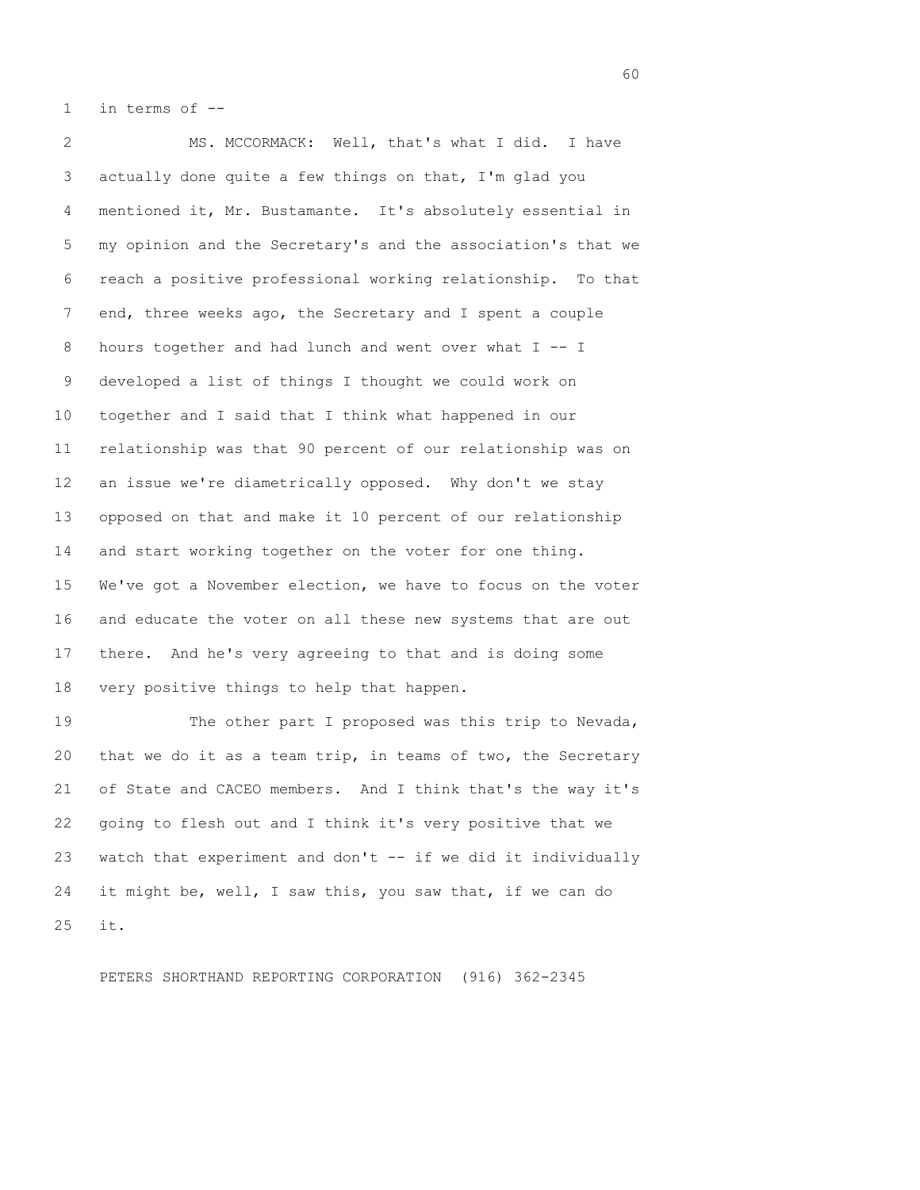in terms of --

MS. MCCORMACK: Well, that's what I did. I have actually done quite a few things on that, I'm glad you mentioned it, Mr. Bustamante. It's absolutely essential in my opinion and the Secretary's and the association's that we reach a positive professional working relationship. To that end, three weeks ago, the Secretary and I spent a couple hours together and had lunch and went over what I -- I developed a list of things I thought we could work on together and I said that I think what happened in our relationship was that 90 percent of our relationship was on an issue we're diametrically opposed. Why don't we stay opposed on that and make it 10 percent of our relationship and start working together on the voter for one thing. We've got a November election, we have to focus on the voter and educate the voter on all these new systems that are out there. And he's very agreeing to that and is doing some very positive things to help that happen.

The other part I proposed was this trip to Nevada, that we do it as a team trip, in teams of two, the Secretary of State and CACEO members. And I think that's the way it's going to flesh out and I think it's very positive that we watch that experiment and don't -- if we did it individually it might be, well, I saw this, you saw that, if we can do it.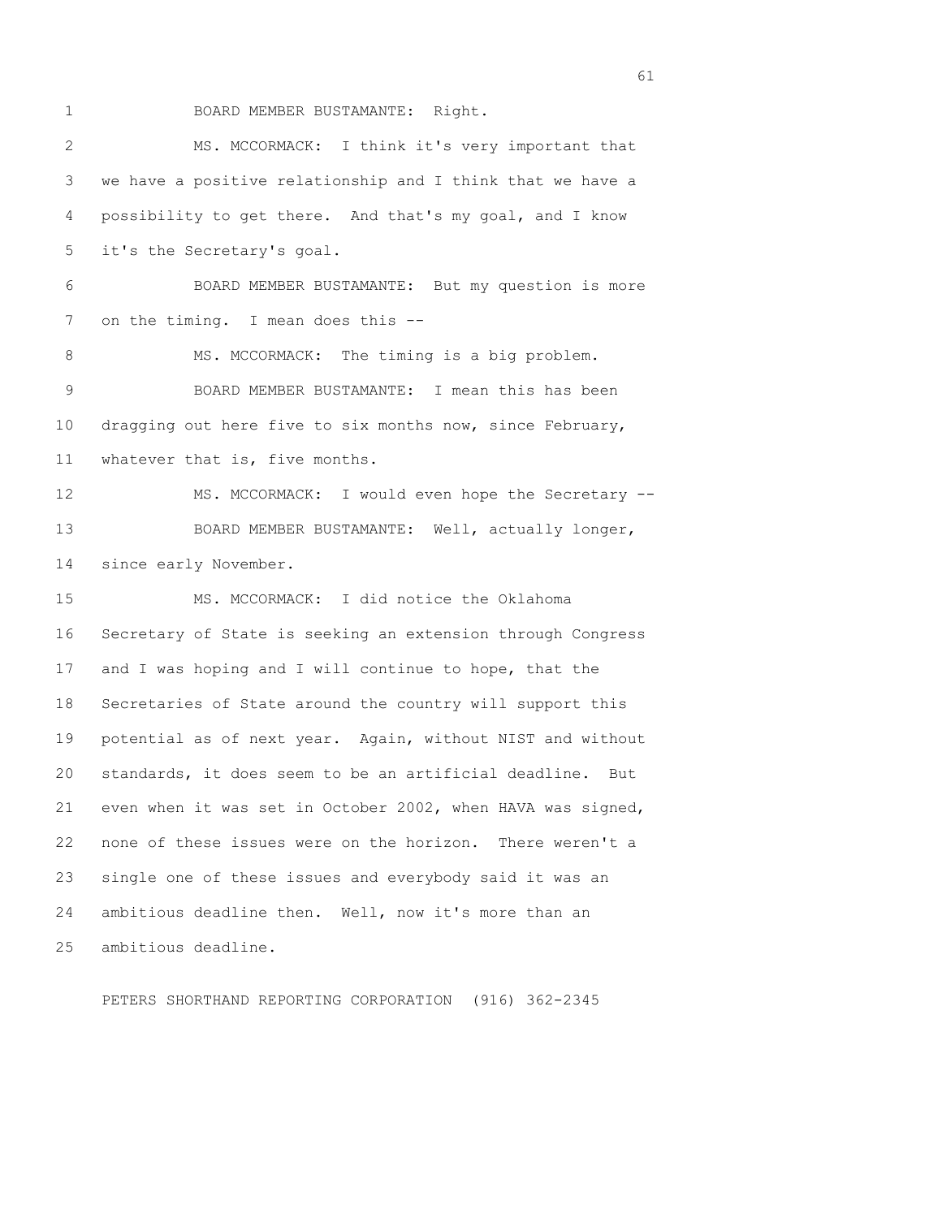BOARD MEMBER BUSTAMANTE: Right.

MS. MCCORMACK: I think it's very important that we have a positive relationship and I think that we have a possibility to get there. And that's my goal, and I know it's the Secretary's goal.

BOARD MEMBER BUSTAMANTE: But my question is more on the timing. I mean does this --

MS. MCCORMACK: The timing is a big problem.

BOARD MEMBER BUSTAMANTE: I mean this has been dragging out here five to six months now, since February, whatever that is, five months.

MS. MCCORMACK: I would even hope the Secretary --

BOARD MEMBER BUSTAMANTE: Well, actually longer, since early November.

MS. MCCORMACK: I did notice the Oklahoma Secretary of State is seeking an extension through Congress and I was hoping and I will continue to hope, that the Secretaries of State around the country will support this potential as of next year. Again, without NIST and without standards, it does seem to be an artificial deadline. But even when it was set in October 2002, when HAVA was signed, none of these issues were on the horizon. There weren't a single one of these issues and everybody said it was an ambitious deadline then. Well, now it's more than an ambitious deadline.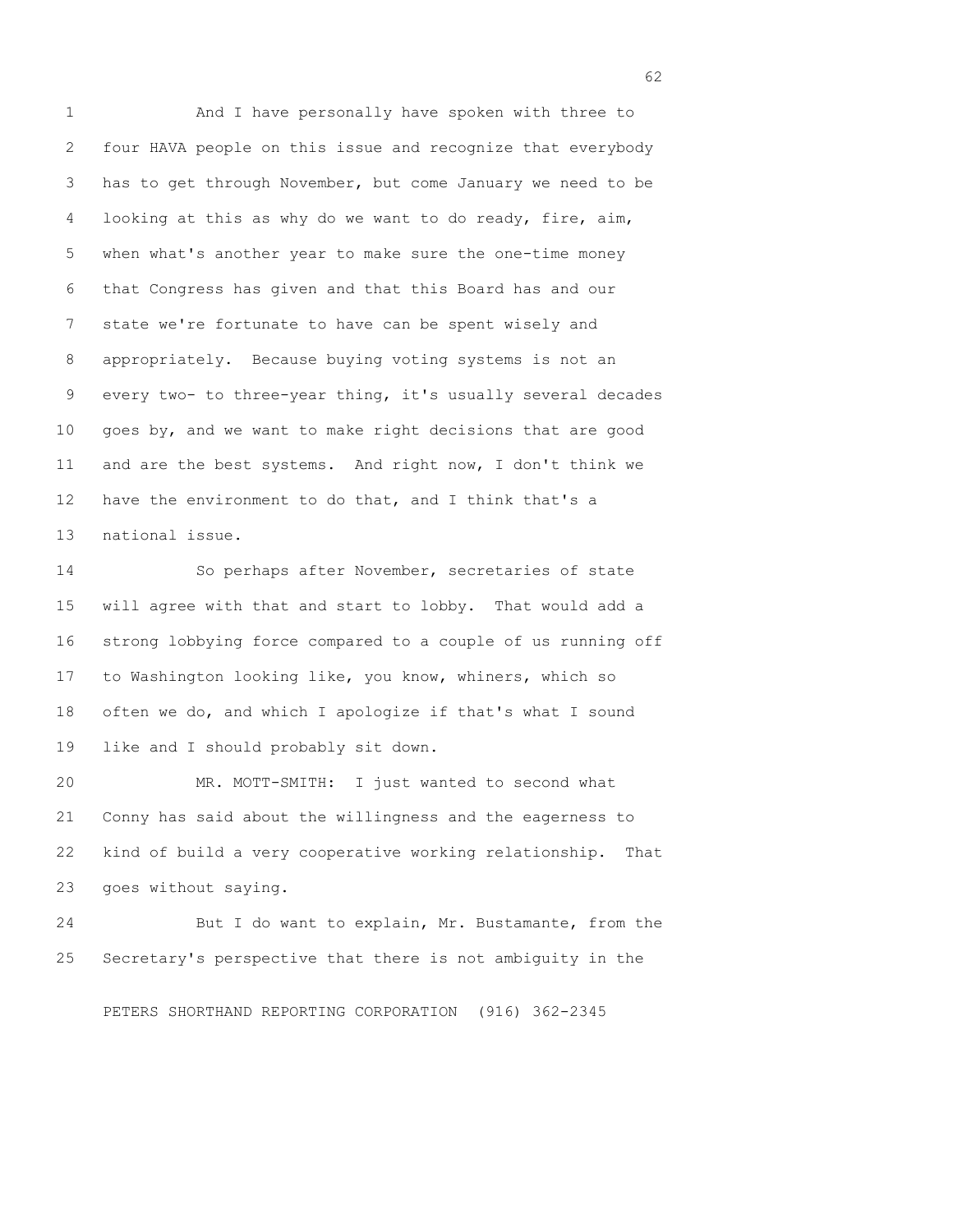And I have personally have spoken with three to four HAVA people on this issue and recognize that everybody has to get through November, but come January we need to be looking at this as why do we want to do ready, fire, aim, when what's another year to make sure the one-time money that Congress has given and that this Board has and our state we're fortunate to have can be spent wisely and appropriately. Because buying voting systems is not an every two- to three-year thing, it's usually several decades goes by, and we want to make right decisions that are good and are the best systems. And right now, I don't think we have the environment to do that, and I think that's a national issue.

So perhaps after November, secretaries of state will agree with that and start to lobby. That would add a strong lobbying force compared to a couple of us running off to Washington looking like, you know, whiners, which so often we do, and which I apologize if that's what I sound like and I should probably sit down.

MR. MOTT-SMITH: I just wanted to second what Conny has said about the willingness and the eagerness to kind of build a very cooperative working relationship. That goes without saying.

But I do want to explain, Mr. Bustamante, from the Secretary's perspective that there is not ambiguity in the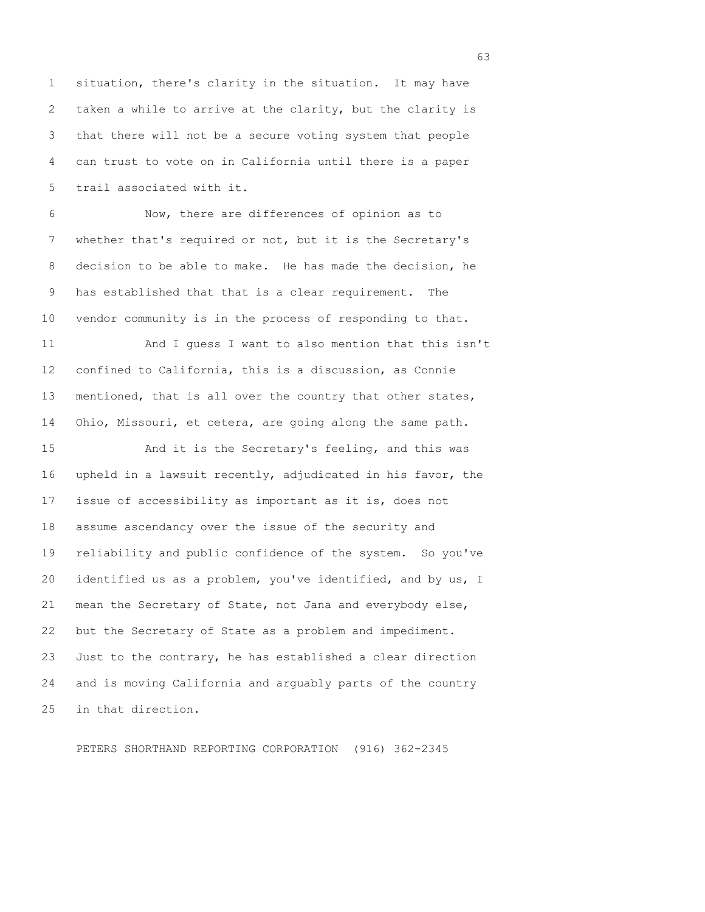situation, there's clarity in the situation. It may have taken a while to arrive at the clarity, but the clarity is that there will not be a secure voting system that people can trust to vote on in California until there is a paper trail associated with it.

Now, there are differences of opinion as to whether that's required or not, but it is the Secretary's decision to be able to make. He has made the decision, he has established that that is a clear requirement. The vendor community is in the process of responding to that.

And I guess I want to also mention that this isn't confined to California, this is a discussion, as Connie mentioned, that is all over the country that other states, Ohio, Missouri, et cetera, are going along the same path.

And it is the Secretary's feeling, and this was upheld in a lawsuit recently, adjudicated in his favor, the issue of accessibility as important as it is, does not assume ascendancy over the issue of the security and reliability and public confidence of the system. So you've identified us as a problem, you've identified, and by us, I mean the Secretary of State, not Jana and everybody else, but the Secretary of State as a problem and impediment. Just to the contrary, he has established a clear direction and is moving California and arguably parts of the country in that direction.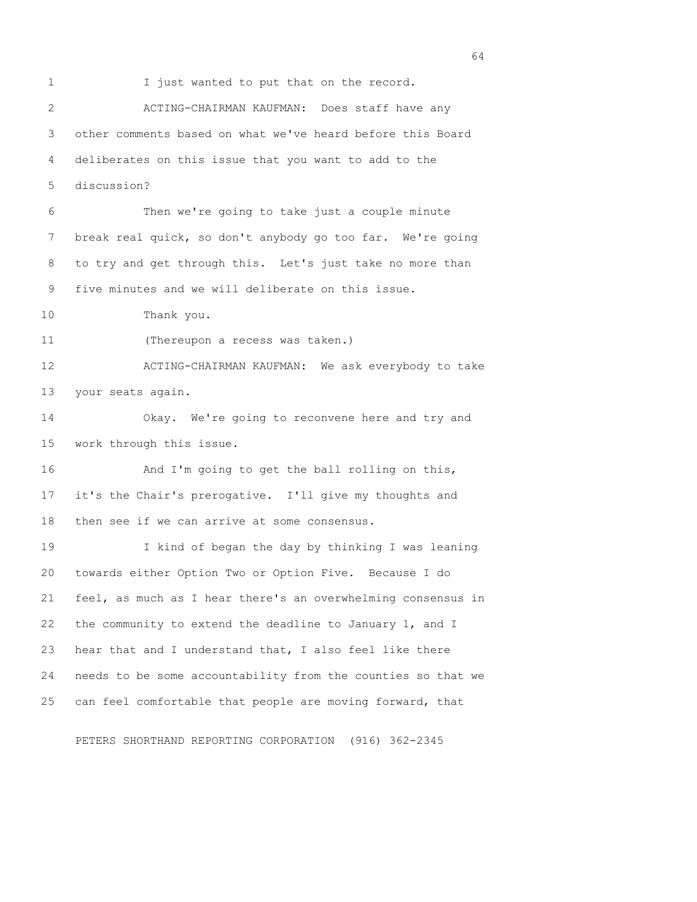I just wanted to put that on the record.

ACTING-CHAIRMAN KAUFMAN: Does staff have any other comments based on what we've heard before this Board deliberates on this issue that you want to add to the discussion?

Then we're going to take just a couple minute break real quick, so don't anybody go too far. We're going to try and get through this. Let's just take no more than five minutes and we will deliberate on this issue.

Thank you.

(Thereupon a recess was taken.)

ACTING-CHAIRMAN KAUFMAN: We ask everybody to take your seats again.

Okay. We're going to reconvene here and try and work through this issue.

And I'm going to get the ball rolling on this, it's the Chair's prerogative. I'll give my thoughts and then see if we can arrive at some consensus.

I kind of began the day by thinking I was leaning towards either Option Two or Option Five. Because I do feel, as much as I hear there's an overwhelming consensus in the community to extend the deadline to January 1, and I hear that and I understand that, I also feel like there needs to be some accountability from the counties so that we can feel comfortable that people are moving forward, that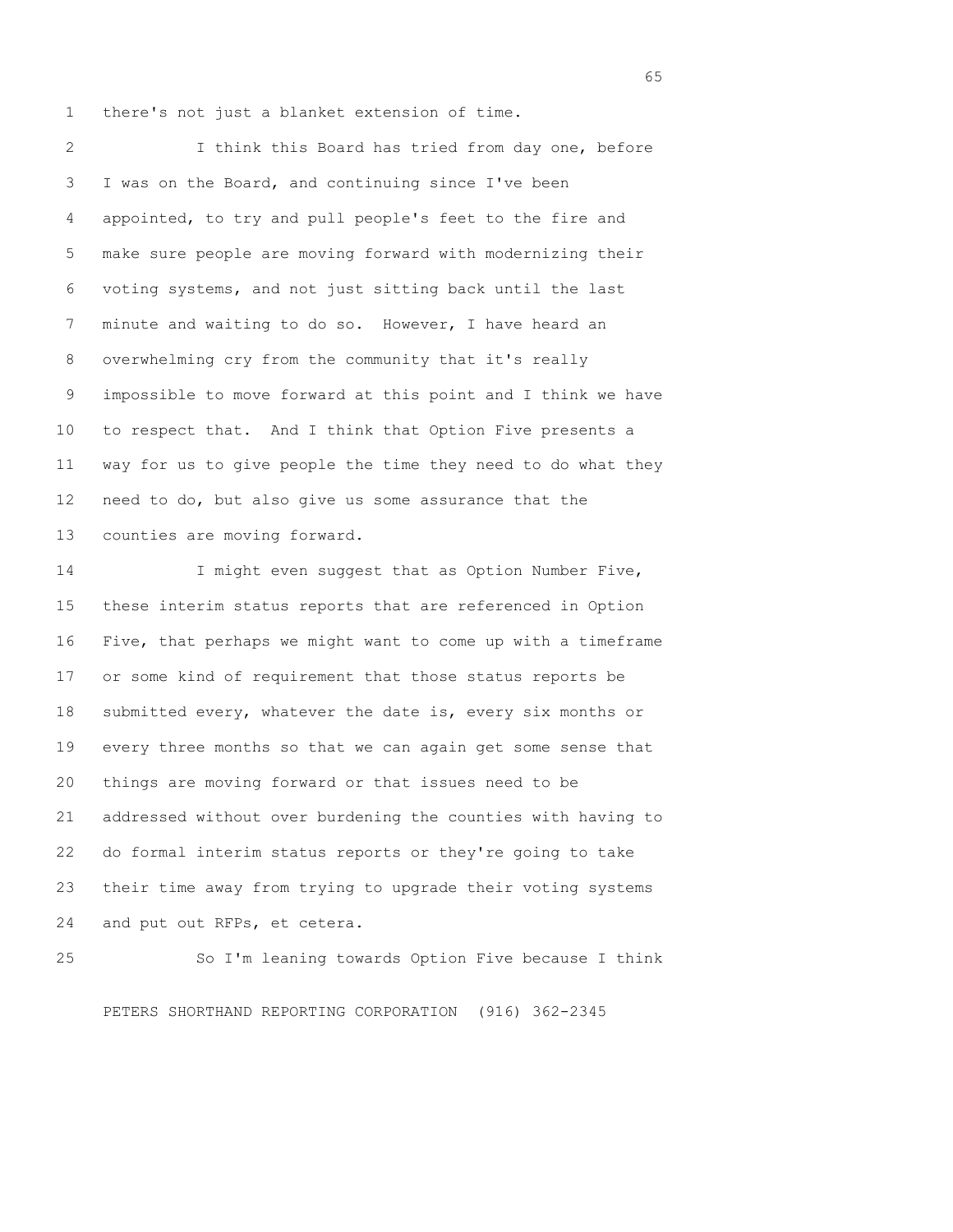there's not just a blanket extension of time.

I think this Board has tried from day one, before I was on the Board, and continuing since I've been appointed, to try and pull people's feet to the fire and make sure people are moving forward with modernizing their voting systems, and not just sitting back until the last minute and waiting to do so. However, I have heard an overwhelming cry from the community that it's really impossible to move forward at this point and I think we have to respect that. And I think that Option Five presents a way for us to give people the time they need to do what they need to do, but also give us some assurance that the counties are moving forward.

I might even suggest that as Option Number Five, these interim status reports that are referenced in Option Five, that perhaps we might want to come up with a timeframe or some kind of requirement that those status reports be submitted every, whatever the date is, every six months or every three months so that we can again get some sense that things are moving forward or that issues need to be addressed without over burdening the counties with having to do formal interim status reports or they're going to take their time away from trying to upgrade their voting systems and put out RFPs, et cetera.

So I'm leaning towards Option Five because I think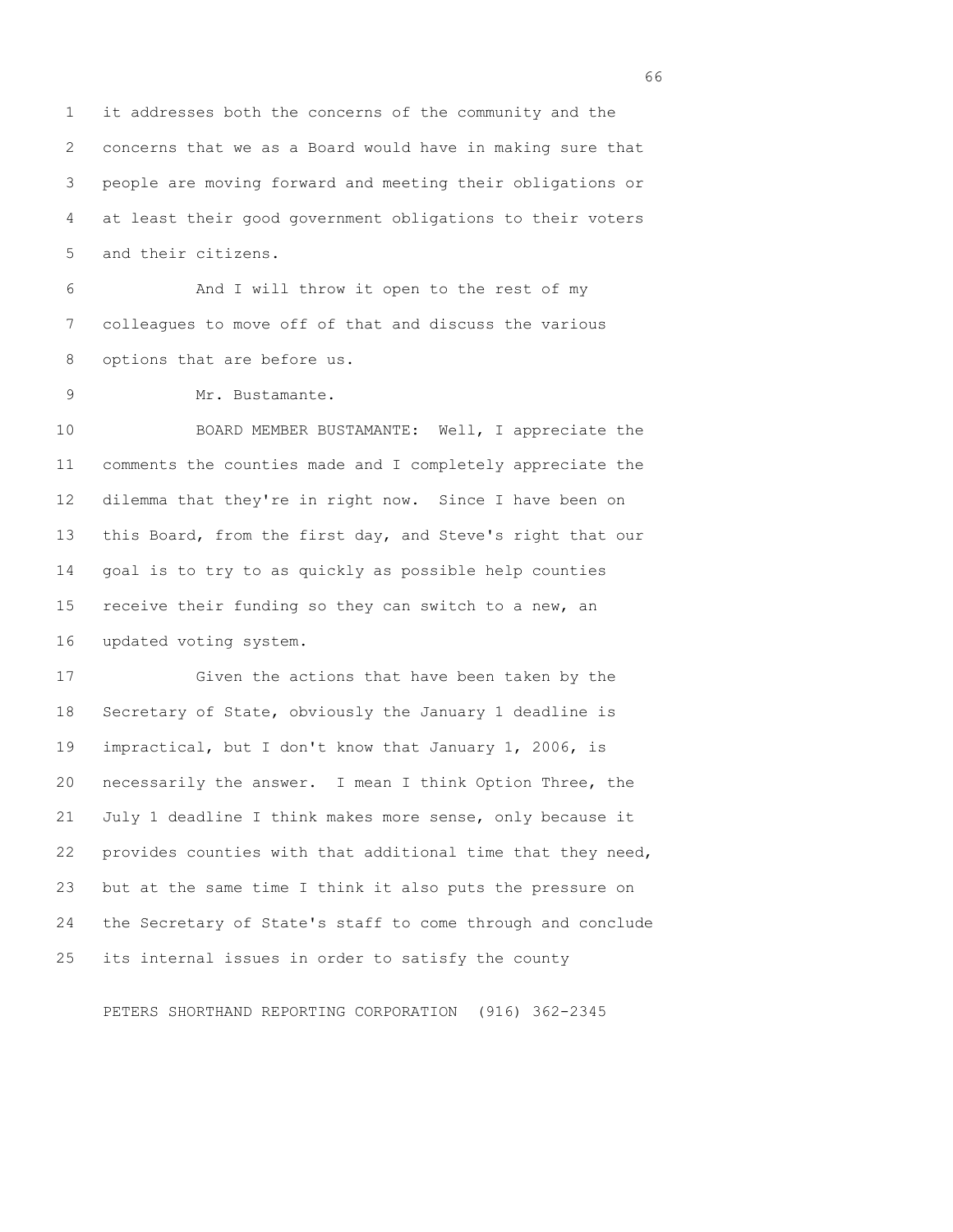it addresses both the concerns of the community and the concerns that we as a Board would have in making sure that people are moving forward and meeting their obligations or at least their good government obligations to their voters and their citizens.

And I will throw it open to the rest of my colleagues to move off of that and discuss the various options that are before us.

Mr. Bustamante.

BOARD MEMBER BUSTAMANTE: Well, I appreciate the comments the counties made and I completely appreciate the dilemma that they're in right now. Since I have been on this Board, from the first day, and Steve's right that our goal is to try to as quickly as possible help counties receive their funding so they can switch to a new, an updated voting system.

Given the actions that have been taken by the Secretary of State, obviously the January 1 deadline is impractical, but I don't know that January 1, 2006, is necessarily the answer. I mean I think Option Three, the July 1 deadline I think makes more sense, only because it provides counties with that additional time that they need, but at the same time I think it also puts the pressure on the Secretary of State's staff to come through and conclude its internal issues in order to satisfy the county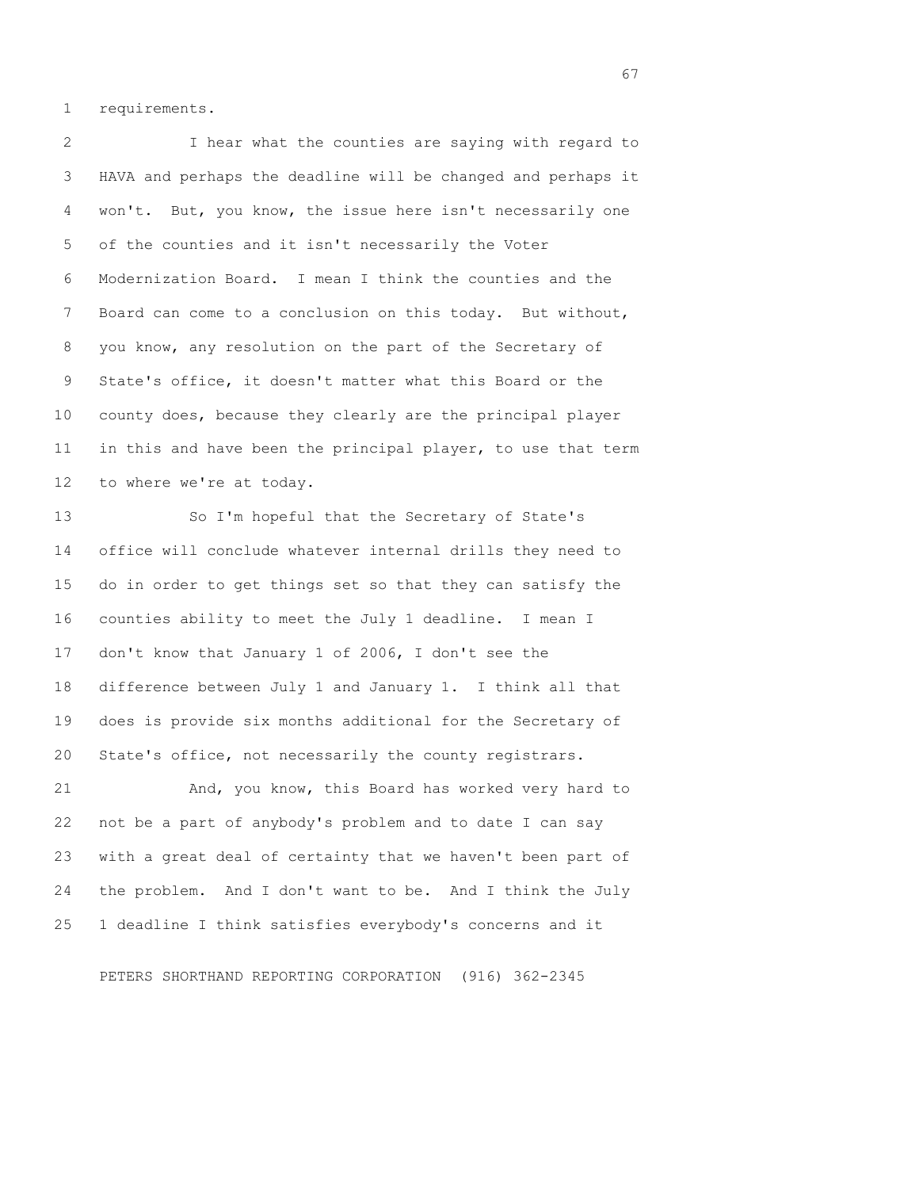requirements.

I hear what the counties are saying with regard to HAVA and perhaps the deadline will be changed and perhaps it won't. But, you know, the issue here isn't necessarily one of the counties and it isn't necessarily the Voter Modernization Board. I mean I think the counties and the Board can come to a conclusion on this today. But without, you know, any resolution on the part of the Secretary of State's office, it doesn't matter what this Board or the county does, because they clearly are the principal player in this and have been the principal player, to use that term to where we're at today.

So I'm hopeful that the Secretary of State's office will conclude whatever internal drills they need to do in order to get things set so that they can satisfy the counties ability to meet the July 1 deadline. I mean I don't know that January 1 of 2006, I don't see the difference between July 1 and January 1. I think all that does is provide six months additional for the Secretary of State's office, not necessarily the county registrars.

And, you know, this Board has worked very hard to not be a part of anybody's problem and to date I can say with a great deal of certainty that we haven't been part of the problem. And I don't want to be. And I think the July 1 deadline I think satisfies everybody's concerns and it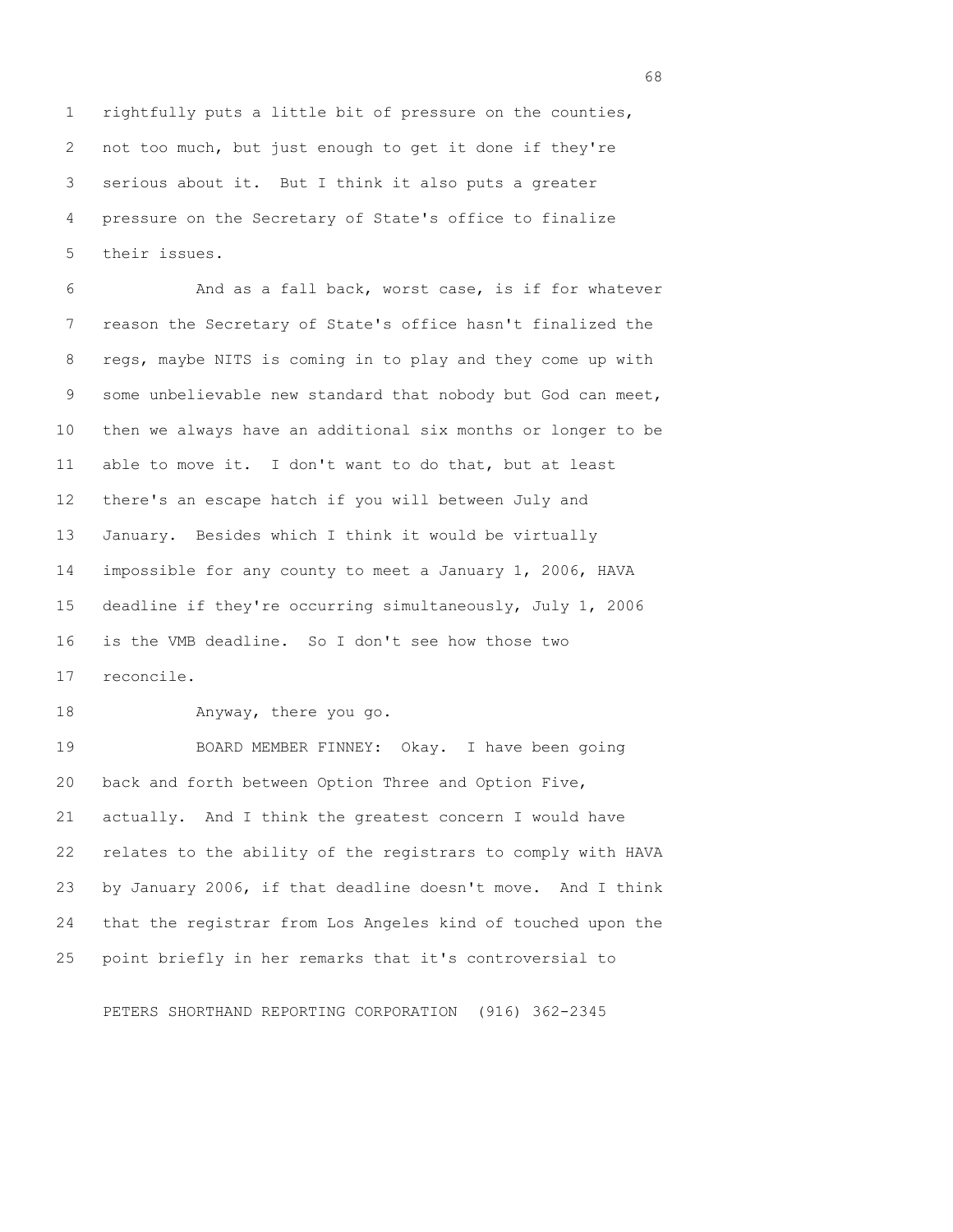rightfully puts a little bit of pressure on the counties, not too much, but just enough to get it done if they're serious about it. But I think it also puts a greater pressure on the Secretary of State's office to finalize their issues.

And as a fall back, worst case, is if for whatever reason the Secretary of State's office hasn't finalized the regs, maybe NITS is coming in to play and they come up with some unbelievable new standard that nobody but God can meet, then we always have an additional six months or longer to be able to move it. I don't want to do that, but at least there's an escape hatch if you will between July and January. Besides which I think it would be virtually impossible for any county to meet a January 1, 2006, HAVA deadline if they're occurring simultaneously, July 1, 2006 is the VMB deadline. So I don't see how those two reconcile.

Anyway, there you go.

BOARD MEMBER FINNEY: Okay. I have been going back and forth between Option Three and Option Five, actually. And I think the greatest concern I would have relates to the ability of the registrars to comply with HAVA by January 2006, if that deadline doesn't move. And I think that the registrar from Los Angeles kind of touched upon the point briefly in her remarks that it's controversial to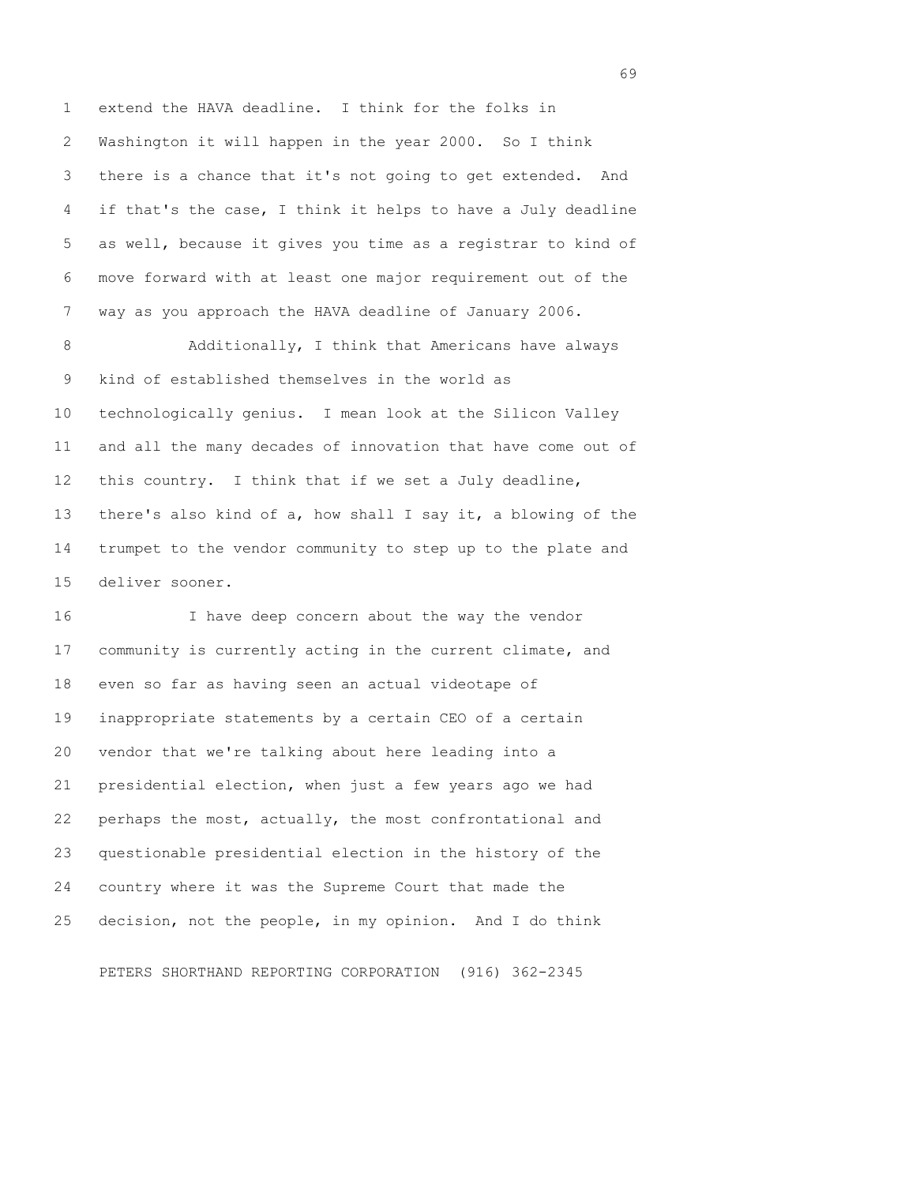extend the HAVA deadline. I think for the folks in Washington it will happen in the year 2000. So I think there is a chance that it's not going to get extended. And if that's the case, I think it helps to have a July deadline as well, because it gives you time as a registrar to kind of move forward with at least one major requirement out of the way as you approach the HAVA deadline of January 2006.

Additionally, I think that Americans have always kind of established themselves in the world as technologically genius. I mean look at the Silicon Valley and all the many decades of innovation that have come out of this country. I think that if we set a July deadline, there's also kind of a, how shall I say it, a blowing of the trumpet to the vendor community to step up to the plate and deliver sooner.

I have deep concern about the way the vendor community is currently acting in the current climate, and even so far as having seen an actual videotape of inappropriate statements by a certain CEO of a certain vendor that we're talking about here leading into a presidential election, when just a few years ago we had perhaps the most, actually, the most confrontational and questionable presidential election in the history of the country where it was the Supreme Court that made the decision, not the people, in my opinion. And I do think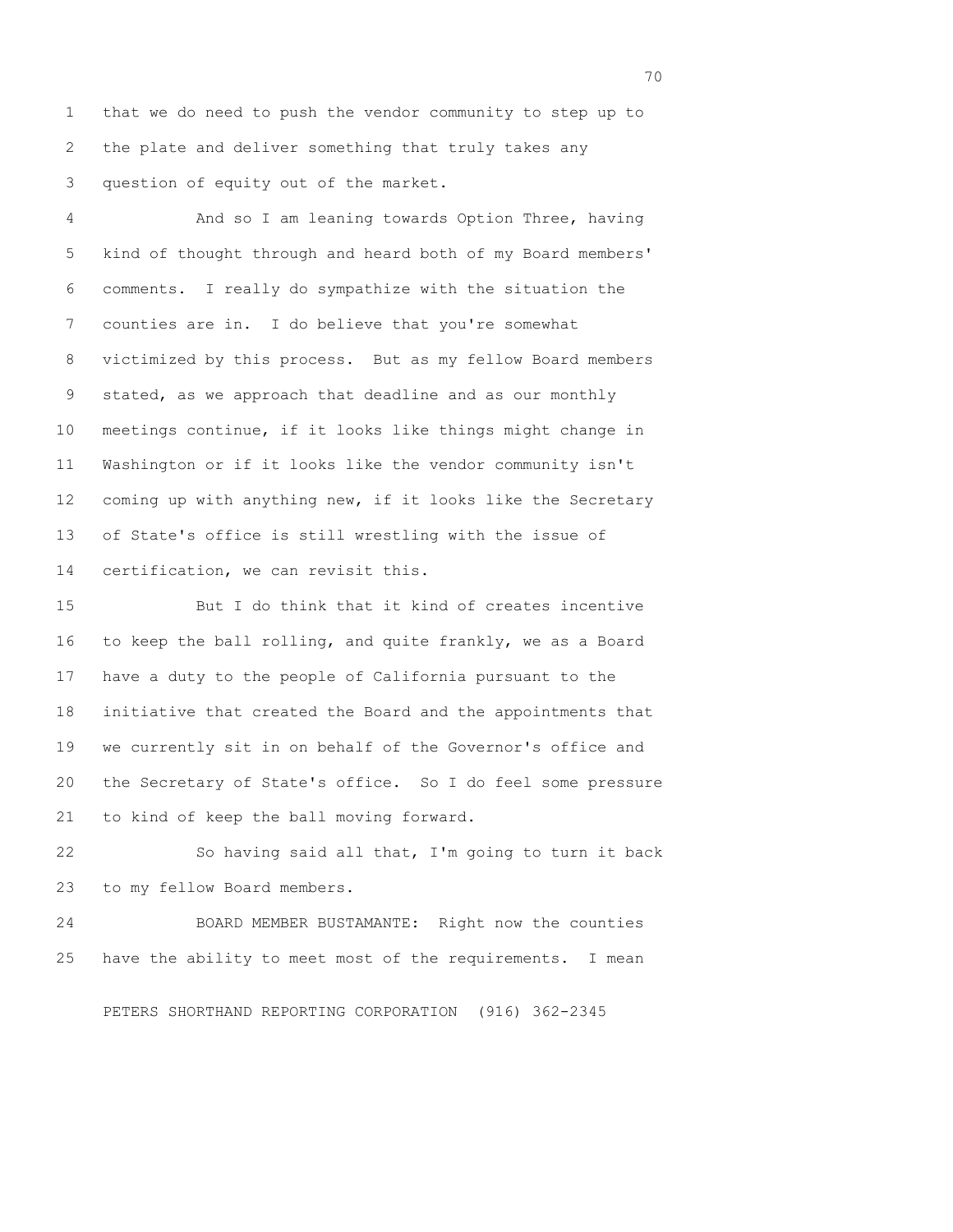that we do need to push the vendor community to step up to the plate and deliver something that truly takes any question of equity out of the market.

And so I am leaning towards Option Three, having kind of thought through and heard both of my Board members' comments. I really do sympathize with the situation the counties are in. I do believe that you're somewhat victimized by this process. But as my fellow Board members stated, as we approach that deadline and as our monthly meetings continue, if it looks like things might change in Washington or if it looks like the vendor community isn't coming up with anything new, if it looks like the Secretary of State's office is still wrestling with the issue of certification, we can revisit this.

But I do think that it kind of creates incentive to keep the ball rolling, and quite frankly, we as a Board have a duty to the people of California pursuant to the initiative that created the Board and the appointments that we currently sit in on behalf of the Governor's office and the Secretary of State's office. So I do feel some pressure to kind of keep the ball moving forward.

So having said all that, I'm going to turn it back to my fellow Board members.

BOARD MEMBER BUSTAMANTE: Right now the counties have the ability to meet most of the requirements. I mean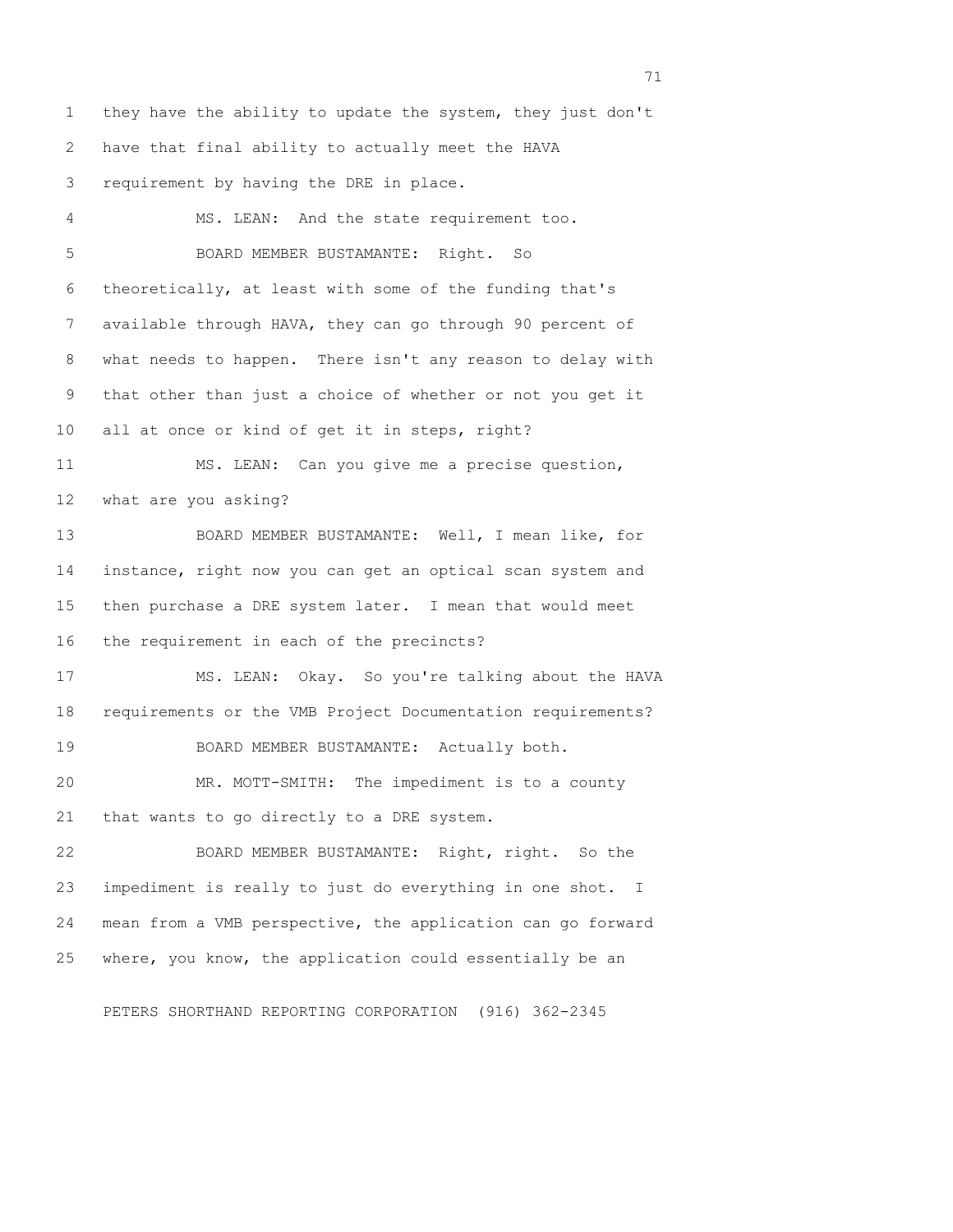they have the ability to update the system, they just don't have that final ability to actually meet the HAVA requirement by having the DRE in place.

MS. LEAN: And the state requirement too.

BOARD MEMBER BUSTAMANTE: Right. So theoretically, at least with some of the funding that's available through HAVA, they can go through 90 percent of what needs to happen. There isn't any reason to delay with that other than just a choice of whether or not you get it all at once or kind of get it in steps, right?

MS. LEAN: Can you give me a precise question, what are you asking?

BOARD MEMBER BUSTAMANTE: Well, I mean like, for instance, right now you can get an optical scan system and then purchase a DRE system later. I mean that would meet the requirement in each of the precincts?

MS. LEAN: Okay. So you're talking about the HAVA requirements or the VMB Project Documentation requirements?

BOARD MEMBER BUSTAMANTE: Actually both.

MR. MOTT-SMITH: The impediment is to a county that wants to go directly to a DRE system.

BOARD MEMBER BUSTAMANTE: Right, right. So the impediment is really to just do everything in one shot. I mean from a VMB perspective, the application can go forward where, you know, the application could essentially be an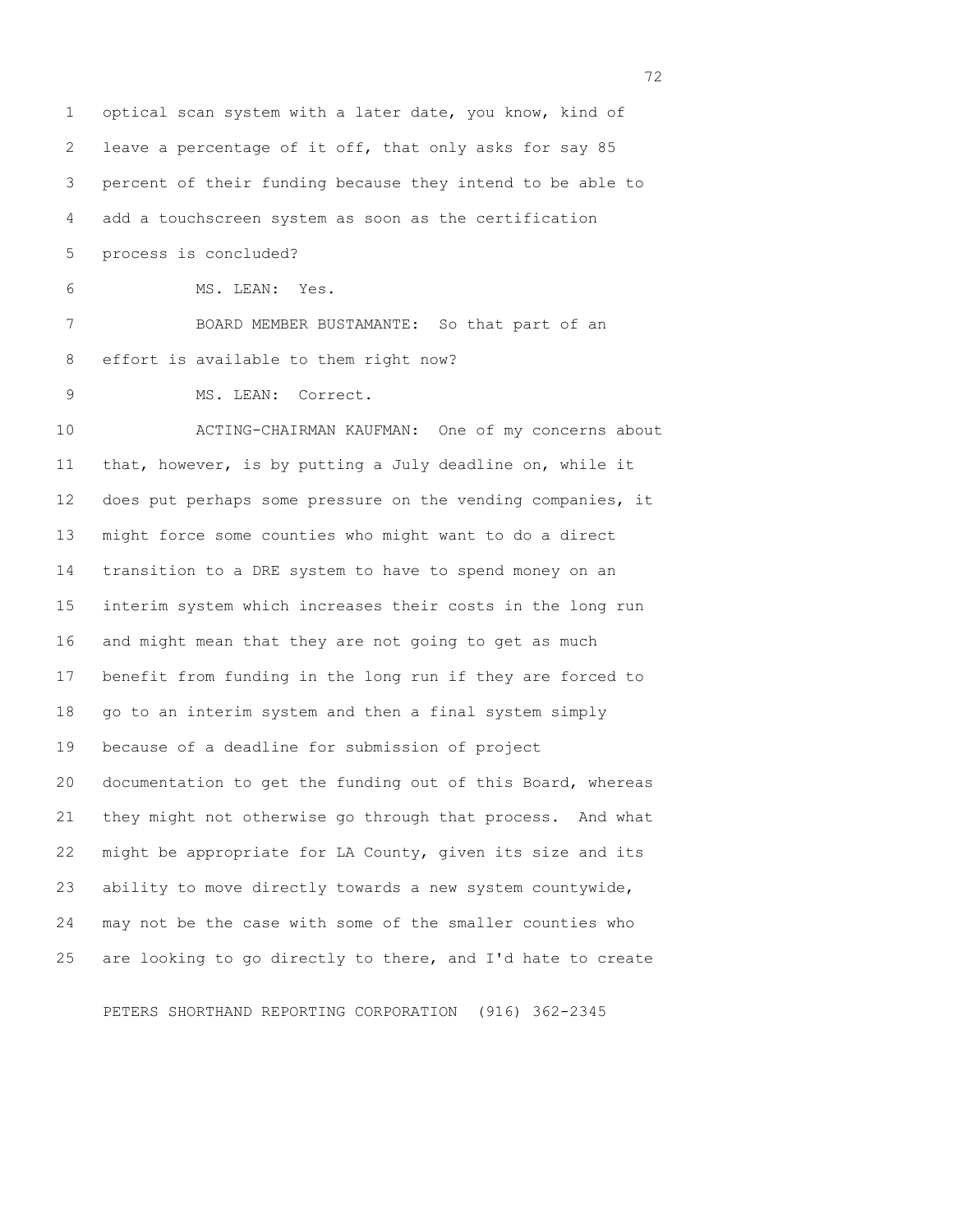optical scan system with a later date, you know, kind of leave a percentage of it off, that only asks for say 85 percent of their funding because they intend to be able to add a touchscreen system as soon as the certification process is concluded?

MS. LEAN: Yes.

BOARD MEMBER BUSTAMANTE: So that part of an effort is available to them right now?

MS. LEAN: Correct.

ACTING-CHAIRMAN KAUFMAN: One of my concerns about that, however, is by putting a July deadline on, while it does put perhaps some pressure on the vending companies, it might force some counties who might want to do a direct transition to a DRE system to have to spend money on an interim system which increases their costs in the long run and might mean that they are not going to get as much benefit from funding in the long run if they are forced to go to an interim system and then a final system simply because of a deadline for submission of project documentation to get the funding out of this Board, whereas they might not otherwise go through that process. And what might be appropriate for LA County, given its size and its ability to move directly towards a new system countywide, may not be the case with some of the smaller counties who are looking to go directly to there, and I'd hate to create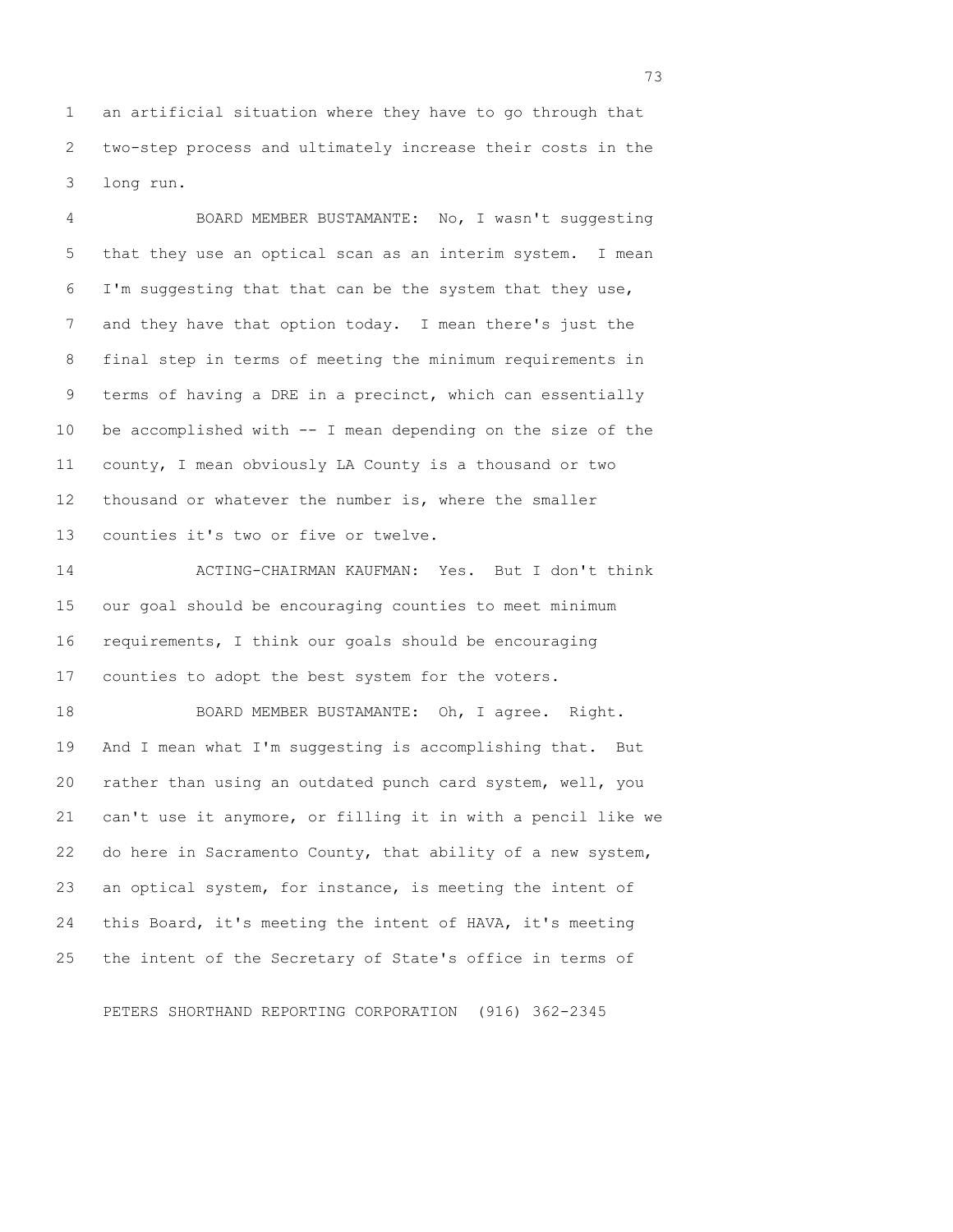an artificial situation where they have to go through that two-step process and ultimately increase their costs in the long run.

BOARD MEMBER BUSTAMANTE: No, I wasn't suggesting that they use an optical scan as an interim system. I mean I'm suggesting that that can be the system that they use, and they have that option today. I mean there's just the final step in terms of meeting the minimum requirements in terms of having a DRE in a precinct, which can essentially be accomplished with -- I mean depending on the size of the county, I mean obviously LA County is a thousand or two thousand or whatever the number is, where the smaller counties it's two or five or twelve.

ACTING-CHAIRMAN KAUFMAN: Yes. But I don't think our goal should be encouraging counties to meet minimum requirements, I think our goals should be encouraging counties to adopt the best system for the voters.

BOARD MEMBER BUSTAMANTE: Oh, I agree. Right. And I mean what I'm suggesting is accomplishing that. But rather than using an outdated punch card system, well, you can't use it anymore, or filling it in with a pencil like we do here in Sacramento County, that ability of a new system, an optical system, for instance, is meeting the intent of this Board, it's meeting the intent of HAVA, it's meeting the intent of the Secretary of State's office in terms of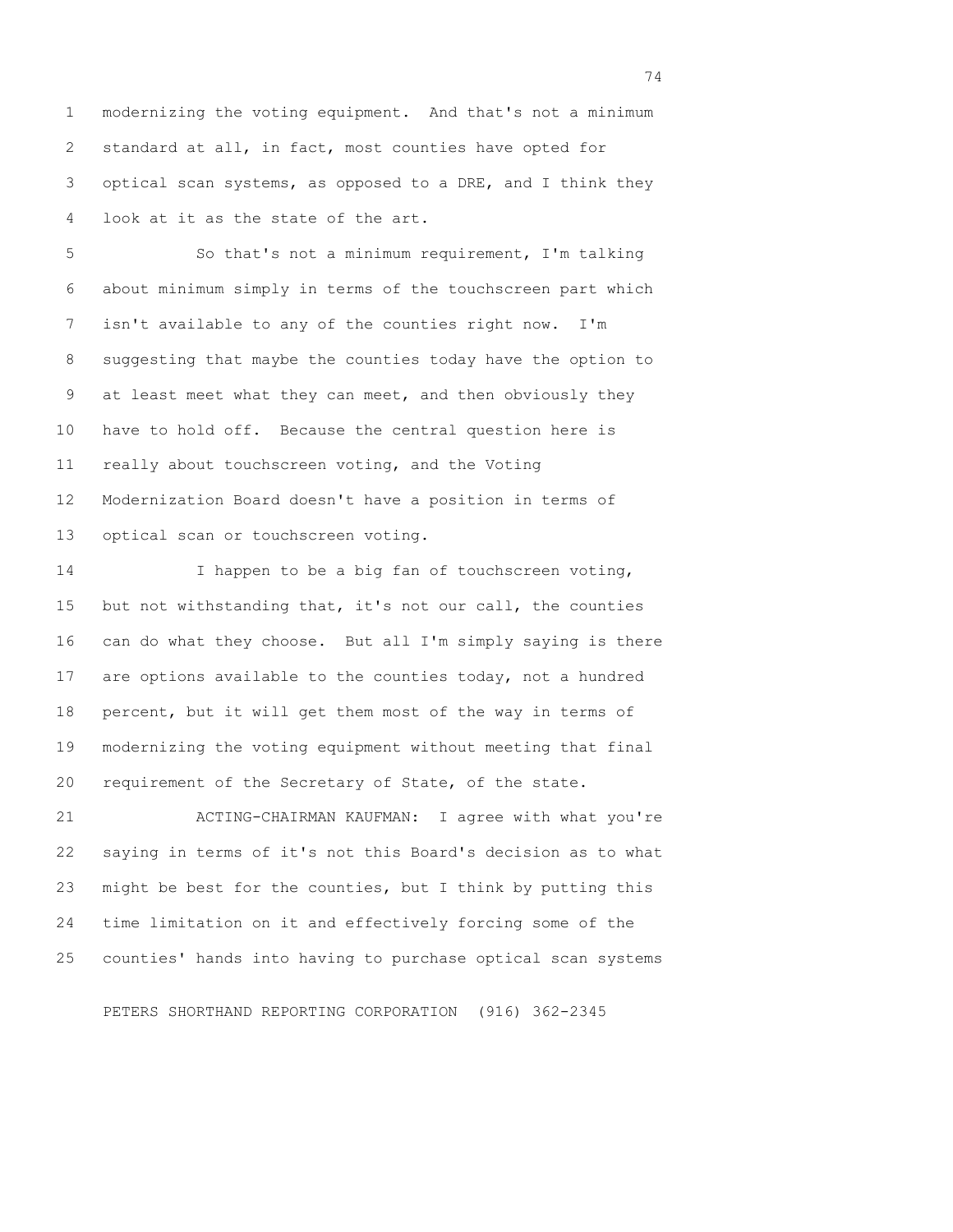modernizing the voting equipment. And that's not a minimum standard at all, in fact, most counties have opted for optical scan systems, as opposed to a DRE, and I think they look at it as the state of the art.

So that's not a minimum requirement, I'm talking about minimum simply in terms of the touchscreen part which isn't available to any of the counties right now. I'm suggesting that maybe the counties today have the option to at least meet what they can meet, and then obviously they have to hold off. Because the central question here is really about touchscreen voting, and the Voting Modernization Board doesn't have a position in terms of optical scan or touchscreen voting.

I happen to be a big fan of touchscreen voting, but not withstanding that, it's not our call, the counties can do what they choose. But all I'm simply saying is there are options available to the counties today, not a hundred percent, but it will get them most of the way in terms of modernizing the voting equipment without meeting that final requirement of the Secretary of State, of the state.

ACTING-CHAIRMAN KAUFMAN: I agree with what you're saying in terms of it's not this Board's decision as to what might be best for the counties, but I think by putting this time limitation on it and effectively forcing some of the counties' hands into having to purchase optical scan systems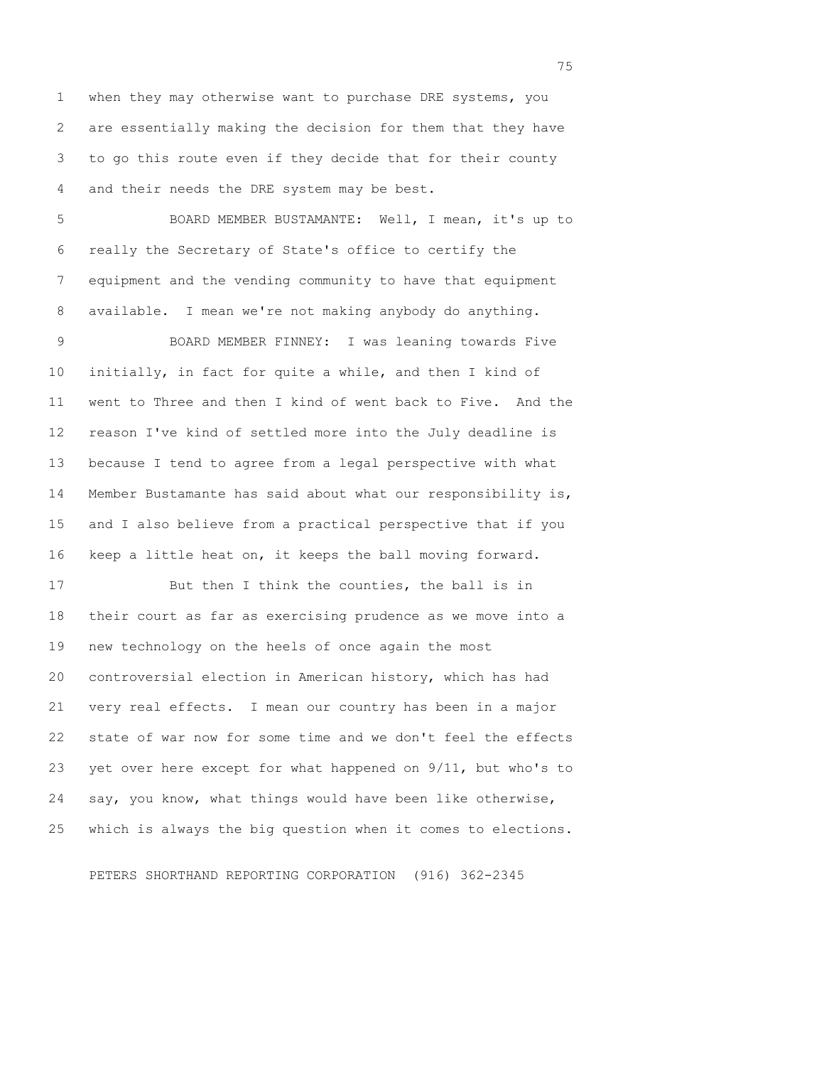when they may otherwise want to purchase DRE systems, you are essentially making the decision for them that they have to go this route even if they decide that for their county and their needs the DRE system may be best.

BOARD MEMBER BUSTAMANTE: Well, I mean, it's up to really the Secretary of State's office to certify the equipment and the vending community to have that equipment available. I mean we're not making anybody do anything.

BOARD MEMBER FINNEY: I was leaning towards Five initially, in fact for quite a while, and then I kind of went to Three and then I kind of went back to Five. And the reason I've kind of settled more into the July deadline is because I tend to agree from a legal perspective with what Member Bustamante has said about what our responsibility is, and I also believe from a practical perspective that if you keep a little heat on, it keeps the ball moving forward.

But then I think the counties, the ball is in their court as far as exercising prudence as we move into a new technology on the heels of once again the most controversial election in American history, which has had very real effects. I mean our country has been in a major state of war now for some time and we don't feel the effects yet over here except for what happened on 9/11, but who's to say, you know, what things would have been like otherwise, which is always the big question when it comes to elections.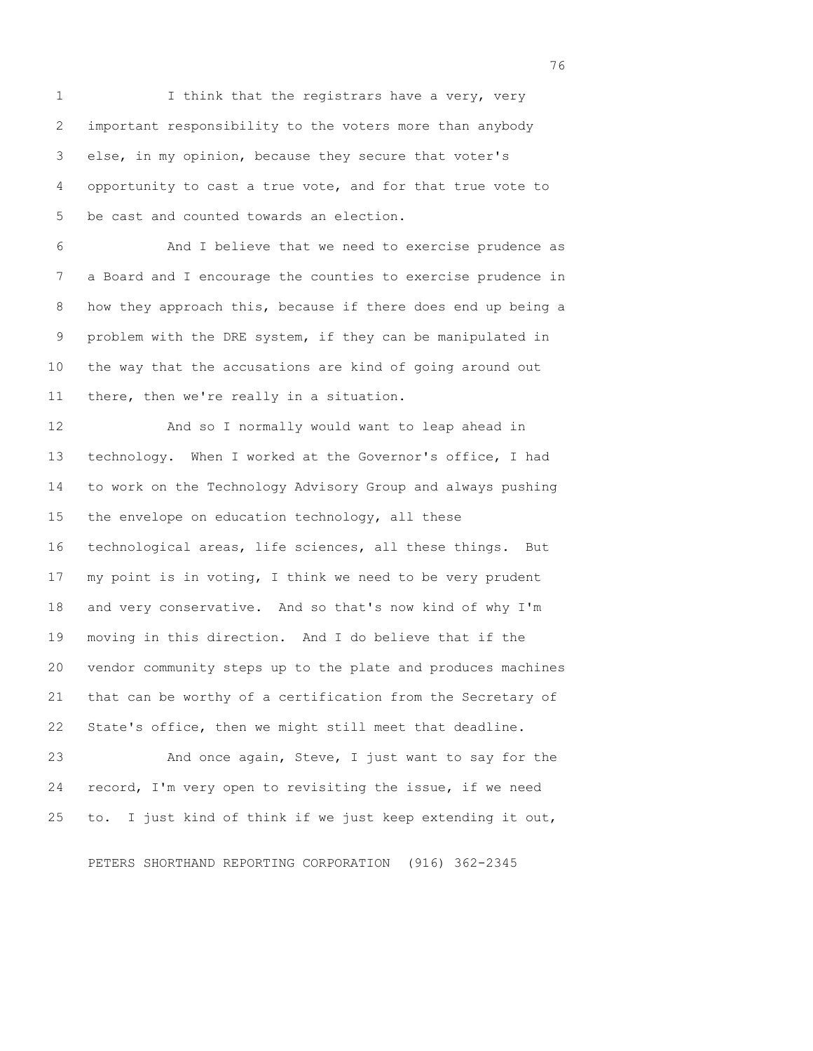I think that the registrars have a very, very important responsibility to the voters more than anybody else, in my opinion, because they secure that voter's opportunity to cast a true vote, and for that true vote to be cast and counted towards an election.

And I believe that we need to exercise prudence as a Board and I encourage the counties to exercise prudence in how they approach this, because if there does end up being a problem with the DRE system, if they can be manipulated in the way that the accusations are kind of going around out there, then we're really in a situation.

And so I normally would want to leap ahead in technology. When I worked at the Governor's office, I had to work on the Technology Advisory Group and always pushing the envelope on education technology, all these technological areas, life sciences, all these things. But my point is in voting, I think we need to be very prudent and very conservative. And so that's now kind of why I'm moving in this direction. And I do believe that if the vendor community steps up to the plate and produces machines that can be worthy of a certification from the Secretary of State's office, then we might still meet that deadline.

And once again, Steve, I just want to say for the record, I'm very open to revisiting the issue, if we need to. I just kind of think if we just keep extending it out,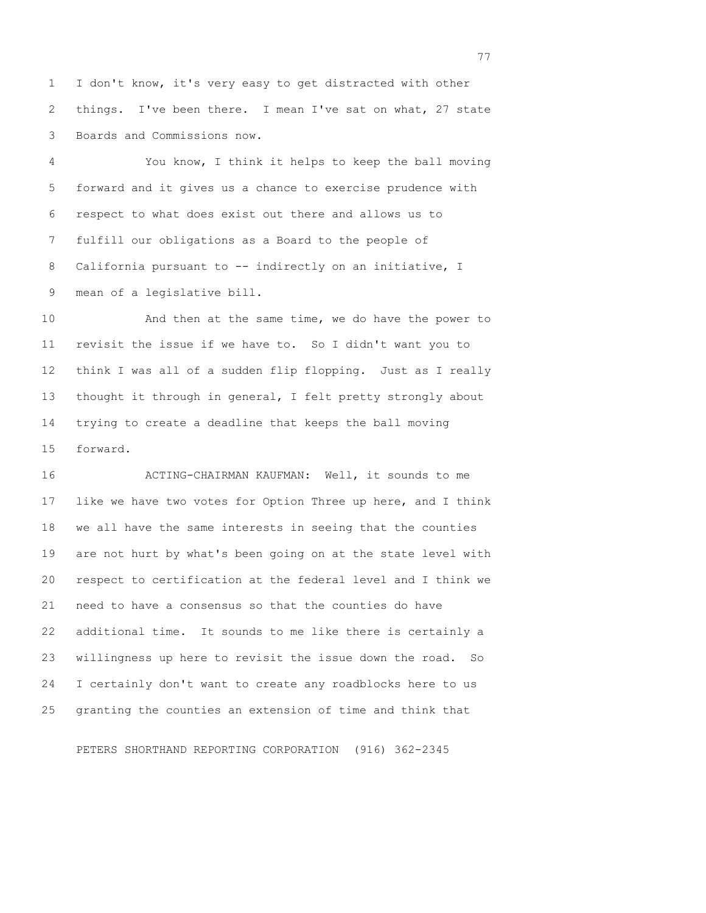I don't know, it's very easy to get distracted with other things. I've been there. I mean I've sat on what, 27 state Boards and Commissions now.

You know, I think it helps to keep the ball moving forward and it gives us a chance to exercise prudence with respect to what does exist out there and allows us to fulfill our obligations as a Board to the people of California pursuant to -- indirectly on an initiative, I mean of a legislative bill.

And then at the same time, we do have the power to revisit the issue if we have to. So I didn't want you to think I was all of a sudden flip flopping. Just as I really thought it through in general, I felt pretty strongly about trying to create a deadline that keeps the ball moving forward.

ACTING-CHAIRMAN KAUFMAN: Well, it sounds to me like we have two votes for Option Three up here, and I think we all have the same interests in seeing that the counties are not hurt by what's been going on at the state level with respect to certification at the federal level and I think we need to have a consensus so that the counties do have additional time. It sounds to me like there is certainly a willingness up here to revisit the issue down the road. So I certainly don't want to create any roadblocks here to us granting the counties an extension of time and think that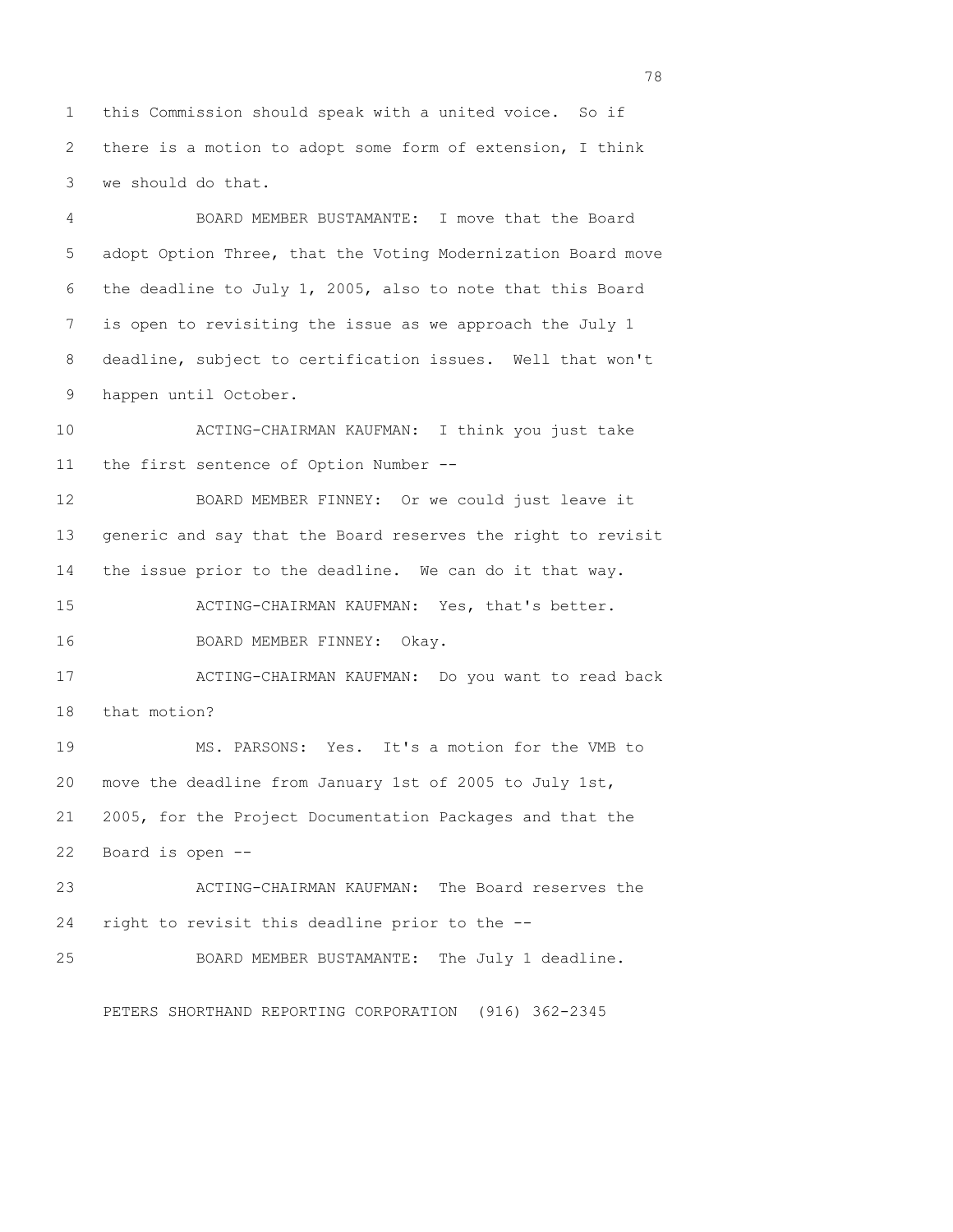this Commission should speak with a united voice. So if there is a motion to adopt some form of extension, I think we should do that.

BOARD MEMBER BUSTAMANTE: I move that the Board adopt Option Three, that the Voting Modernization Board move the deadline to July 1, 2005, also to note that this Board is open to revisiting the issue as we approach the July 1 deadline, subject to certification issues. Well that won't happen until October.

ACTING-CHAIRMAN KAUFMAN: I think you just take the first sentence of Option Number --

BOARD MEMBER FINNEY: Or we could just leave it generic and say that the Board reserves the right to revisit the issue prior to the deadline. We can do it that way.

ACTING-CHAIRMAN KAUFMAN: Yes, that's better.

BOARD MEMBER FINNEY: Okay.

ACTING-CHAIRMAN KAUFMAN: Do you want to read back that motion?

MS. PARSONS: Yes. It's a motion for the VMB to move the deadline from January 1st of 2005 to July 1st, 2005, for the Project Documentation Packages and that the Board is open --

ACTING-CHAIRMAN KAUFMAN: The Board reserves the right to revisit this deadline prior to the --

BOARD MEMBER BUSTAMANTE: The July 1 deadline.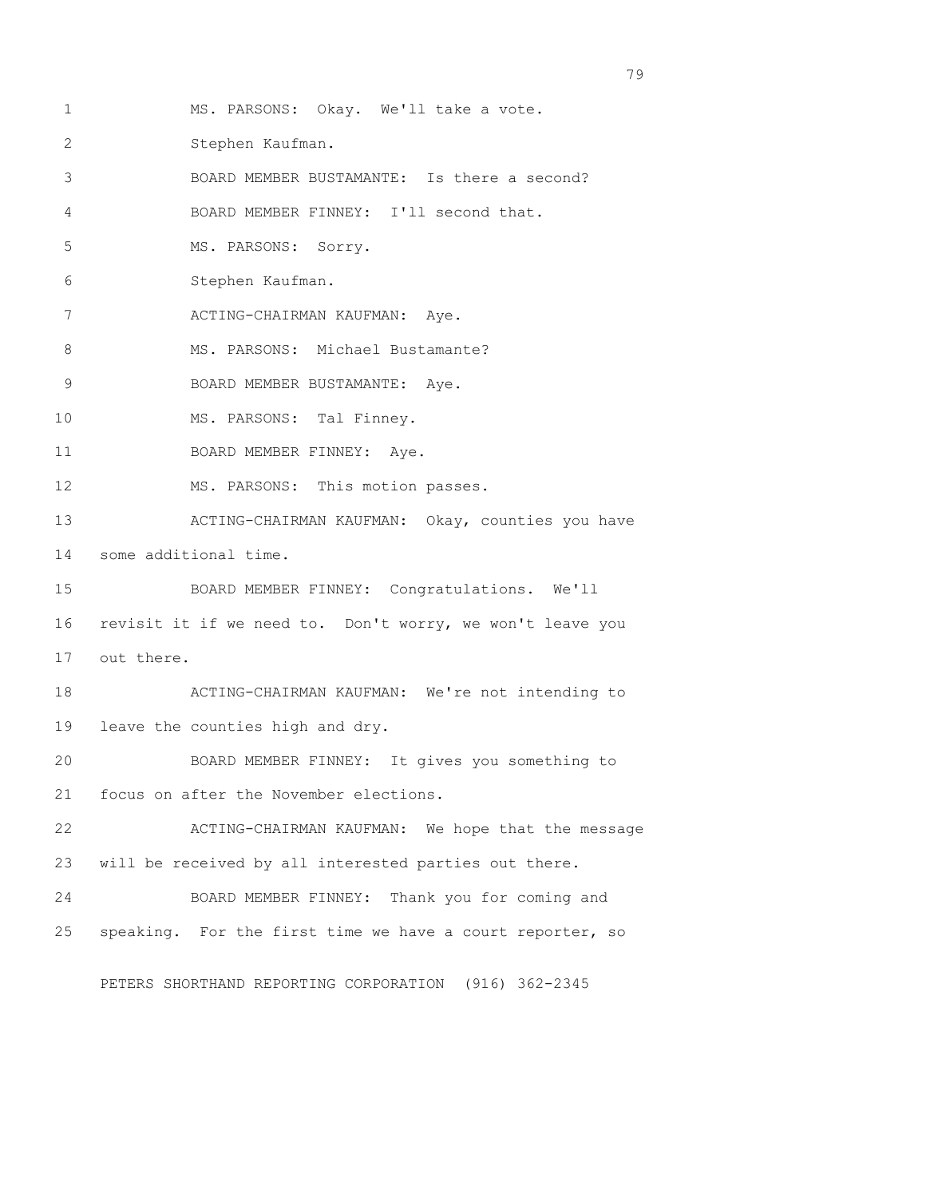MS. PARSONS: Okay. We'll take a vote.

Stephen Kaufman.

BOARD MEMBER BUSTAMANTE: Is there a second?

BOARD MEMBER FINNEY: I'll second that.

MS. PARSONS: Sorry.

Stephen Kaufman.

ACTING-CHAIRMAN KAUFMAN: Aye.

MS. PARSONS: Michael Bustamante?

BOARD MEMBER BUSTAMANTE: Aye.

MS. PARSONS: Tal Finney.

BOARD MEMBER FINNEY: Aye.

MS. PARSONS: This motion passes.

ACTING-CHAIRMAN KAUFMAN: Okay, counties you have some additional time.

BOARD MEMBER FINNEY: Congratulations. We'll revisit it if we need to. Don't worry, we won't leave you out there.

ACTING-CHAIRMAN KAUFMAN: We're not intending to leave the counties high and dry.

BOARD MEMBER FINNEY: It gives you something to focus on after the November elections.

ACTING-CHAIRMAN KAUFMAN: We hope that the message will be received by all interested parties out there.

BOARD MEMBER FINNEY: Thank you for coming and speaking. For the first time we have a court reporter, so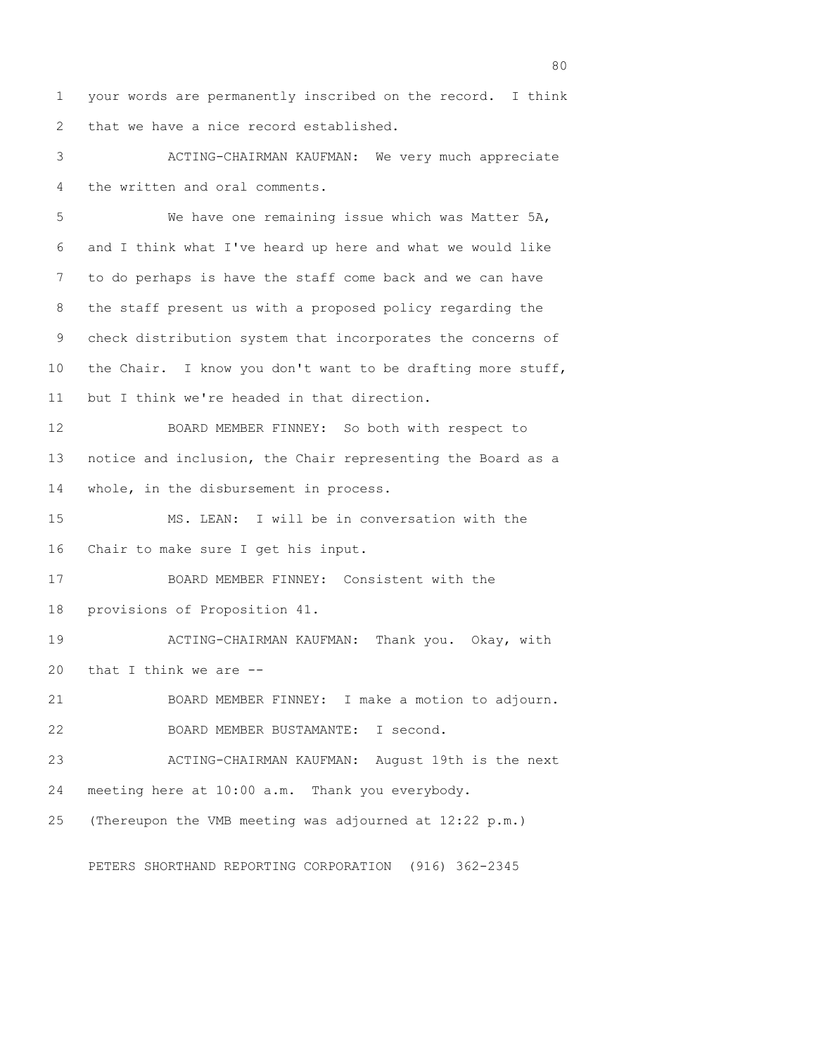your words are permanently inscribed on the record. I think that we have a nice record established.

ACTING-CHAIRMAN KAUFMAN: We very much appreciate the written and oral comments.

We have one remaining issue which was Matter 5A, and I think what I've heard up here and what we would like to do perhaps is have the staff come back and we can have the staff present us with a proposed policy regarding the check distribution system that incorporates the concerns of the Chair. I know you don't want to be drafting more stuff, but I think we're headed in that direction.

BOARD MEMBER FINNEY: So both with respect to notice and inclusion, the Chair representing the Board as a whole, in the disbursement in process.

MS. LEAN: I will be in conversation with the Chair to make sure I get his input.

BOARD MEMBER FINNEY: Consistent with the provisions of Proposition 41.

ACTING-CHAIRMAN KAUFMAN: Thank you. Okay, with that I think we are --

BOARD MEMBER FINNEY: I make a motion to adjourn.

BOARD MEMBER BUSTAMANTE: I second.

ACTING-CHAIRMAN KAUFMAN: August 19th is the next meeting here at 10:00 a.m. Thank you everybody.

(Thereupon the VMB meeting was adjourned at 12:22 p.m.)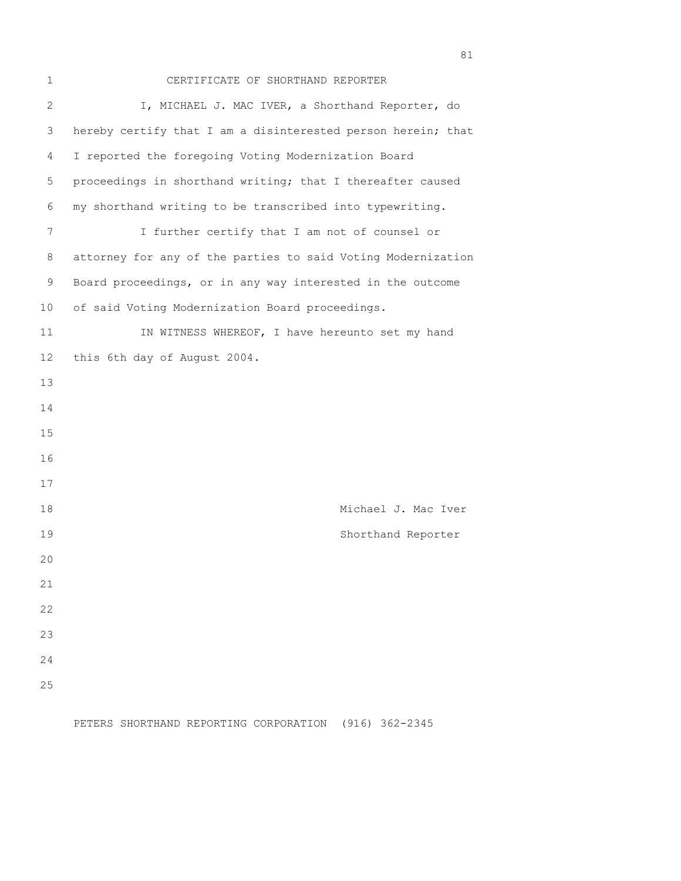# CERTIFICATE OF SHORTHAND REPORTER

I, MICHAEL J. MAC IVER, a Shorthand Reporter, do hereby certify that I am a disinterested person herein; that I reported the foregoing Voting Modernization Board proceedings in shorthand writing; that I thereafter caused my shorthand writing to be transcribed into typewriting.

I further certify that I am not of counsel or attorney for any of the parties to said Voting Modernization Board proceedings, or in any way interested in the outcome of said Voting Modernization Board proceedings.

IN WITNESS WHEREOF, I have hereunto set my hand this 6th day of August 2004.

Michael J. Mac Iver
Shorthand Reporter

PETERS SHORTHAND REPORTING CORPORATION (916) 362-2345